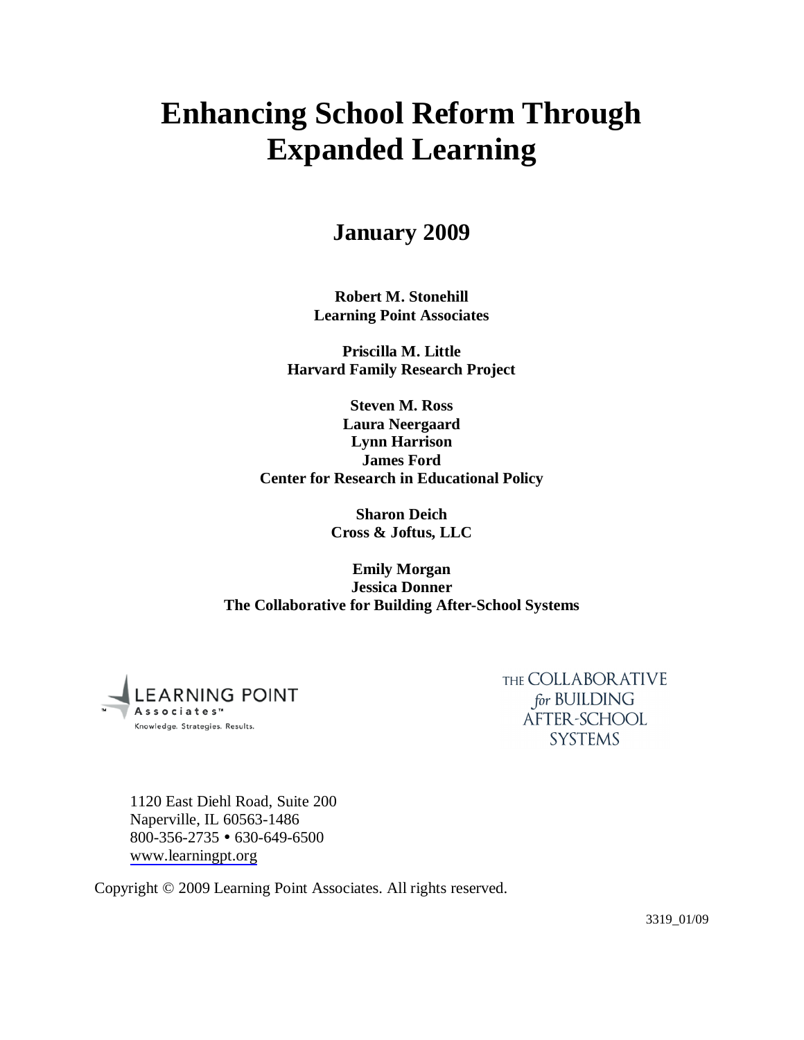# Enhancing School Reform Through Expanded Learning

## January 2009

**Robert M. Stonehill**
**Learning Point Associates**

**Priscilla M. Little**
**Harvard Family Research Project**

**Steven M. Ross**
**Laura Neergaard**
**Lynn Harrison**
**James Ford**
**Center for Research in Educational Policy**

**Sharon Deich**
**Cross & Joftus, LLC**

**Emily Morgan**
**Jessica Donner**
**The Collaborative for Building After-School Systems**

LEARNING POINT Associates™
Knowledge. Strategies. Results.

THE COLLABORATIVE *for* BUILDING AFTER-SCHOOL SYSTEMS

1120 East Diehl Road, Suite 200
Naperville, IL 60563-1486
800-356-2735 • 630-649-6500
www.learningpt.org

Copyright © 2009 Learning Point Associates. All rights reserved.

3319_01/09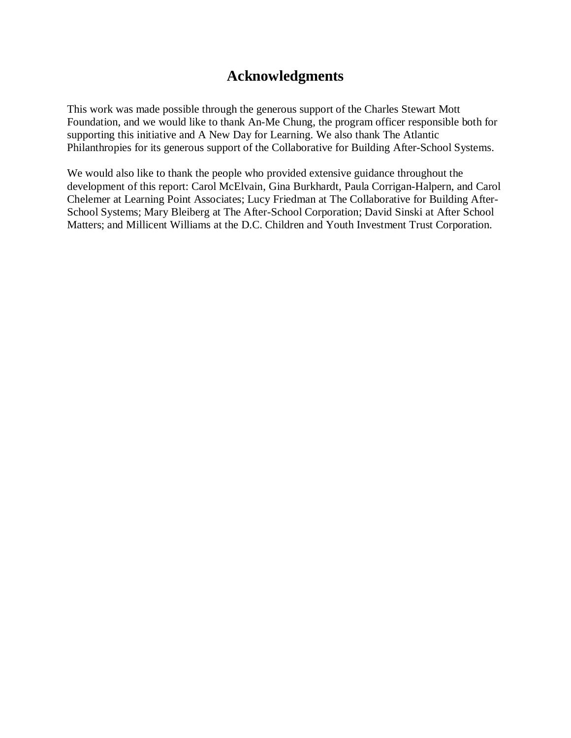# Acknowledgments

This work was made possible through the generous support of the Charles Stewart Mott Foundation, and we would like to thank An-Me Chung, the program officer responsible both for supporting this initiative and A New Day for Learning. We also thank The Atlantic Philanthropies for its generous support of the Collaborative for Building After-School Systems.

We would also like to thank the people who provided extensive guidance throughout the development of this report: Carol McElvain, Gina Burkhardt, Paula Corrigan-Halpern, and Carol Chelemer at Learning Point Associates; Lucy Friedman at The Collaborative for Building After-School Systems; Mary Bleiberg at The After-School Corporation; David Sinski at After School Matters; and Millicent Williams at the D.C. Children and Youth Investment Trust Corporation.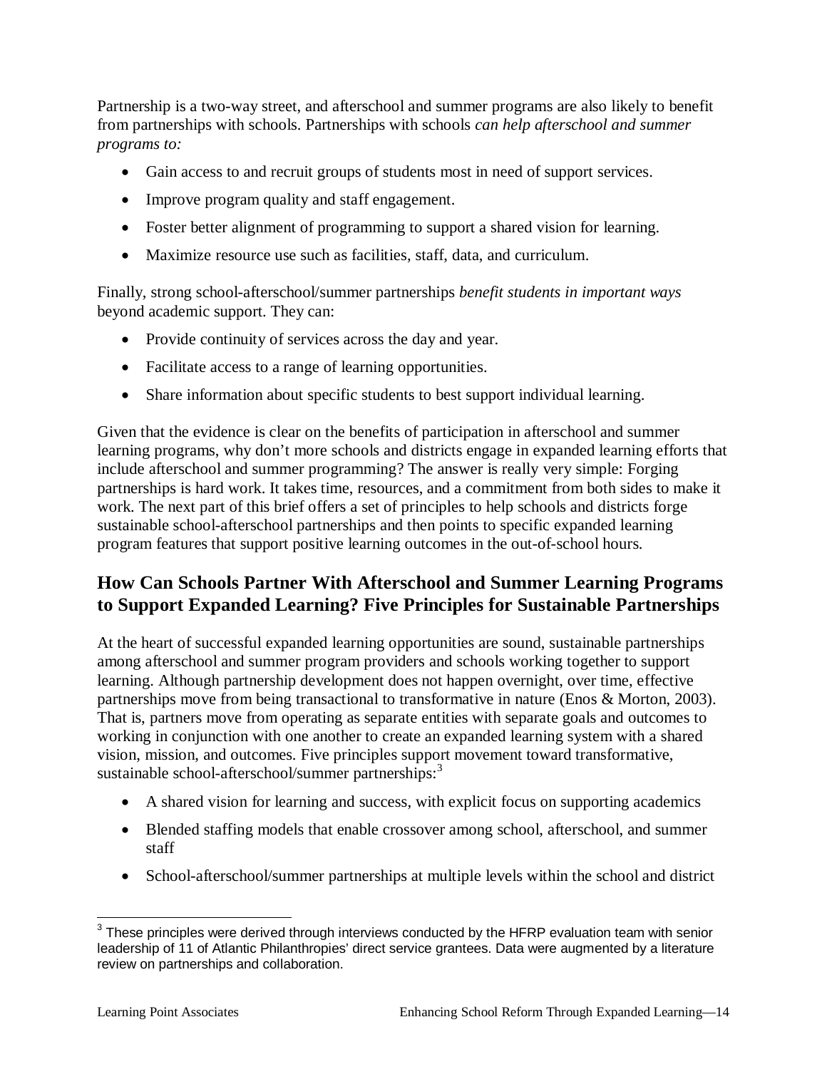Partnership is a two-way street, and afterschool and summer programs are also likely to benefit from partnerships with schools. Partnerships with schools *can help afterschool and summer programs to:*

- Gain access to and recruit groups of students most in need of support services.
- Improve program quality and staff engagement.
- Foster better alignment of programming to support a shared vision for learning.
- Maximize resource use such as facilities, staff, data, and curriculum.

Finally, strong school-afterschool/summer partnerships *benefit students in important ways* beyond academic support. They can:

- Provide continuity of services across the day and year.
- Facilitate access to a range of learning opportunities.
- Share information about specific students to best support individual learning.

Given that the evidence is clear on the benefits of participation in afterschool and summer learning programs, why don't more schools and districts engage in expanded learning efforts that include afterschool and summer programming? The answer is really very simple: Forging partnerships is hard work. It takes time, resources, and a commitment from both sides to make it work. The next part of this brief offers a set of principles to help schools and districts forge sustainable school-afterschool partnerships and then points to specific expanded learning program features that support positive learning outcomes in the out-of-school hours.

## How Can Schools Partner With Afterschool and Summer Learning Programs to Support Expanded Learning? Five Principles for Sustainable Partnerships

At the heart of successful expanded learning opportunities are sound, sustainable partnerships among afterschool and summer program providers and schools working together to support learning. Although partnership development does not happen overnight, over time, effective partnerships move from being transactional to transformative in nature (Enos & Morton, 2003). That is, partners move from operating as separate entities with separate goals and outcomes to working in conjunction with one another to create an expanded learning system with a shared vision, mission, and outcomes. Five principles support movement toward transformative, sustainable school-afterschool/summer partnerships:[3]

- A shared vision for learning and success, with explicit focus on supporting academics
- Blended staffing models that enable crossover among school, afterschool, and summer staff
- School-afterschool/summer partnerships at multiple levels within the school and district

[3] These principles were derived through interviews conducted by the HFRP evaluation team with senior leadership of 11 of Atlantic Philanthropies' direct service grantees. Data were augmented by a literature review on partnerships and collaboration.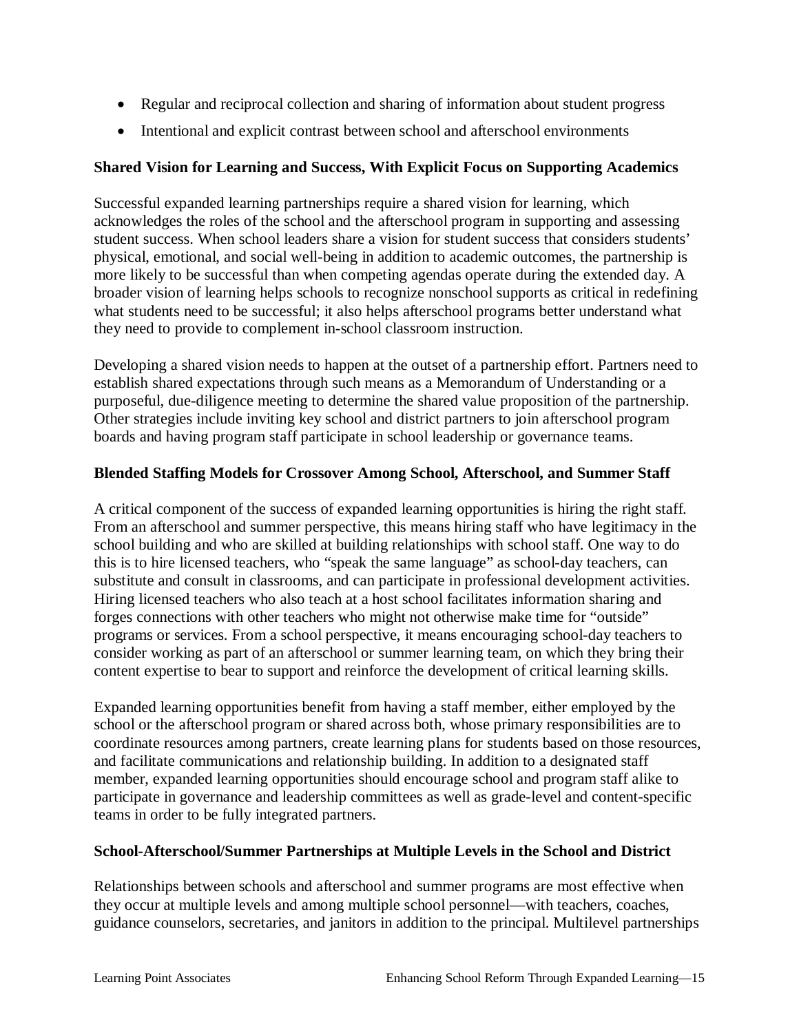- Regular and reciprocal collection and sharing of information about student progress
- Intentional and explicit contrast between school and afterschool environments

**Shared Vision for Learning and Success, With Explicit Focus on Supporting Academics**

Successful expanded learning partnerships require a shared vision for learning, which acknowledges the roles of the school and the afterschool program in supporting and assessing student success. When school leaders share a vision for student success that considers students' physical, emotional, and social well-being in addition to academic outcomes, the partnership is more likely to be successful than when competing agendas operate during the extended day. A broader vision of learning helps schools to recognize nonschool supports as critical in redefining what students need to be successful; it also helps afterschool programs better understand what they need to provide to complement in-school classroom instruction.

Developing a shared vision needs to happen at the outset of a partnership effort. Partners need to establish shared expectations through such means as a Memorandum of Understanding or a purposeful, due-diligence meeting to determine the shared value proposition of the partnership. Other strategies include inviting key school and district partners to join afterschool program boards and having program staff participate in school leadership or governance teams.

**Blended Staffing Models for Crossover Among School, Afterschool, and Summer Staff**

A critical component of the success of expanded learning opportunities is hiring the right staff. From an afterschool and summer perspective, this means hiring staff who have legitimacy in the school building and who are skilled at building relationships with school staff. One way to do this is to hire licensed teachers, who "speak the same language" as school-day teachers, can substitute and consult in classrooms, and can participate in professional development activities. Hiring licensed teachers who also teach at a host school facilitates information sharing and forges connections with other teachers who might not otherwise make time for "outside" programs or services. From a school perspective, it means encouraging school-day teachers to consider working as part of an afterschool or summer learning team, on which they bring their content expertise to bear to support and reinforce the development of critical learning skills.

Expanded learning opportunities benefit from having a staff member, either employed by the school or the afterschool program or shared across both, whose primary responsibilities are to coordinate resources among partners, create learning plans for students based on those resources, and facilitate communications and relationship building. In addition to a designated staff member, expanded learning opportunities should encourage school and program staff alike to participate in governance and leadership committees as well as grade-level and content-specific teams in order to be fully integrated partners.

**School-Afterschool/Summer Partnerships at Multiple Levels in the School and District**

Relationships between schools and afterschool and summer programs are most effective when they occur at multiple levels and among multiple school personnel—with teachers, coaches, guidance counselors, secretaries, and janitors in addition to the principal. Multilevel partnerships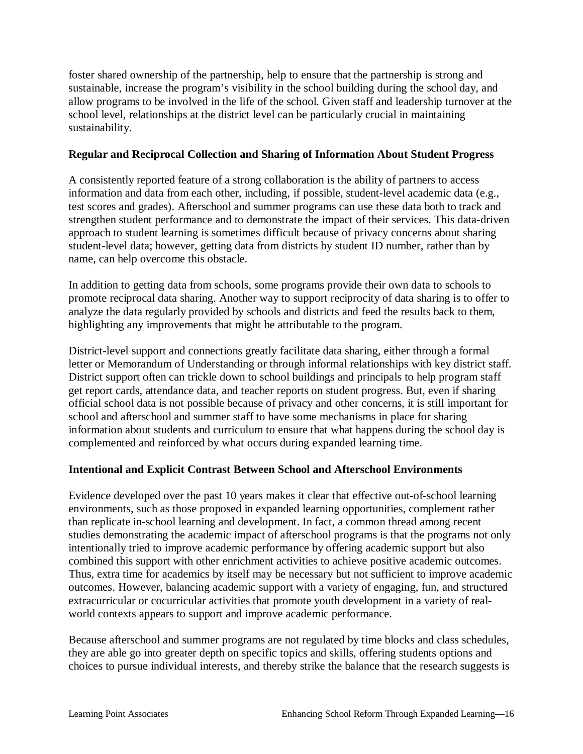foster shared ownership of the partnership, help to ensure that the partnership is strong and sustainable, increase the program's visibility in the school building during the school day, and allow programs to be involved in the life of the school. Given staff and leadership turnover at the school level, relationships at the district level can be particularly crucial in maintaining sustainability.

**Regular and Reciprocal Collection and Sharing of Information About Student Progress**

A consistently reported feature of a strong collaboration is the ability of partners to access information and data from each other, including, if possible, student-level academic data (e.g., test scores and grades). Afterschool and summer programs can use these data both to track and strengthen student performance and to demonstrate the impact of their services. This data-driven approach to student learning is sometimes difficult because of privacy concerns about sharing student-level data; however, getting data from districts by student ID number, rather than by name, can help overcome this obstacle.

In addition to getting data from schools, some programs provide their own data to schools to promote reciprocal data sharing. Another way to support reciprocity of data sharing is to offer to analyze the data regularly provided by schools and districts and feed the results back to them, highlighting any improvements that might be attributable to the program.

District-level support and connections greatly facilitate data sharing, either through a formal letter or Memorandum of Understanding or through informal relationships with key district staff. District support often can trickle down to school buildings and principals to help program staff get report cards, attendance data, and teacher reports on student progress. But, even if sharing official school data is not possible because of privacy and other concerns, it is still important for school and afterschool and summer staff to have some mechanisms in place for sharing information about students and curriculum to ensure that what happens during the school day is complemented and reinforced by what occurs during expanded learning time.

**Intentional and Explicit Contrast Between School and Afterschool Environments**

Evidence developed over the past 10 years makes it clear that effective out-of-school learning environments, such as those proposed in expanded learning opportunities, complement rather than replicate in-school learning and development. In fact, a common thread among recent studies demonstrating the academic impact of afterschool programs is that the programs not only intentionally tried to improve academic performance by offering academic support but also combined this support with other enrichment activities to achieve positive academic outcomes. Thus, extra time for academics by itself may be necessary but not sufficient to improve academic outcomes. However, balancing academic support with a variety of engaging, fun, and structured extracurricular or cocurricular activities that promote youth development in a variety of real-world contexts appears to support and improve academic performance.

Because afterschool and summer programs are not regulated by time blocks and class schedules, they are able go into greater depth on specific topics and skills, offering students options and choices to pursue individual interests, and thereby strike the balance that the research suggests is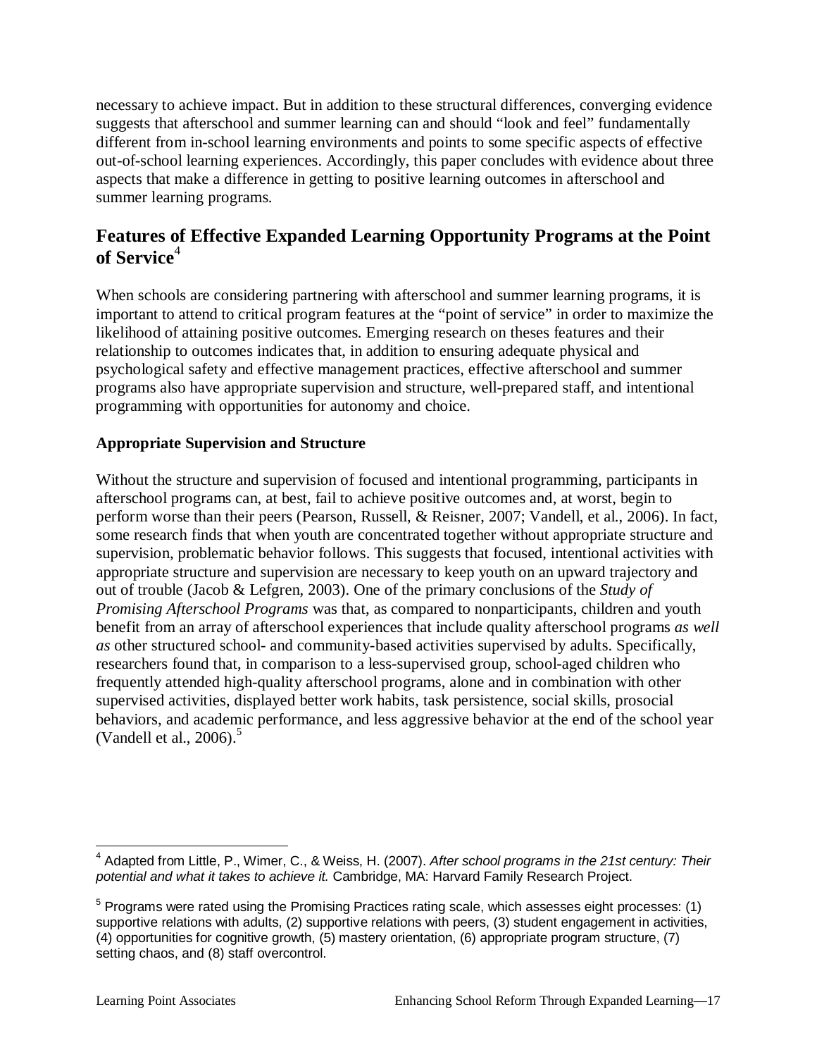necessary to achieve impact. But in addition to these structural differences, converging evidence suggests that afterschool and summer learning can and should "look and feel" fundamentally different from in-school learning environments and points to some specific aspects of effective out-of-school learning experiences. Accordingly, this paper concludes with evidence about three aspects that make a difference in getting to positive learning outcomes in afterschool and summer learning programs.

## Features of Effective Expanded Learning Opportunity Programs at the Point of Service[4]

When schools are considering partnering with afterschool and summer learning programs, it is important to attend to critical program features at the "point of service" in order to maximize the likelihood of attaining positive outcomes. Emerging research on theses features and their relationship to outcomes indicates that, in addition to ensuring adequate physical and psychological safety and effective management practices, effective afterschool and summer programs also have appropriate supervision and structure, well-prepared staff, and intentional programming with opportunities for autonomy and choice.

### Appropriate Supervision and Structure

Without the structure and supervision of focused and intentional programming, participants in afterschool programs can, at best, fail to achieve positive outcomes and, at worst, begin to perform worse than their peers (Pearson, Russell, & Reisner, 2007; Vandell, et al., 2006). In fact, some research finds that when youth are concentrated together without appropriate structure and supervision, problematic behavior follows. This suggests that focused, intentional activities with appropriate structure and supervision are necessary to keep youth on an upward trajectory and out of trouble (Jacob & Lefgren, 2003). One of the primary conclusions of the *Study of Promising Afterschool Programs* was that, as compared to nonparticipants, children and youth benefit from an array of afterschool experiences that include quality afterschool programs *as well as* other structured school- and community-based activities supervised by adults. Specifically, researchers found that, in comparison to a less-supervised group, school-aged children who frequently attended high-quality afterschool programs, alone and in combination with other supervised activities, displayed better work habits, task persistence, social skills, prosocial behaviors, and academic performance, and less aggressive behavior at the end of the school year (Vandell et al., 2006).[5]

---

[4] Adapted from Little, P., Wimer, C., & Weiss, H. (2007). *After school programs in the 21st century: Their potential and what it takes to achieve it.* Cambridge, MA: Harvard Family Research Project.

[5] Programs were rated using the Promising Practices rating scale, which assesses eight processes: (1) supportive relations with adults, (2) supportive relations with peers, (3) student engagement in activities, (4) opportunities for cognitive growth, (5) mastery orientation, (6) appropriate program structure, (7) setting chaos, and (8) staff overcontrol.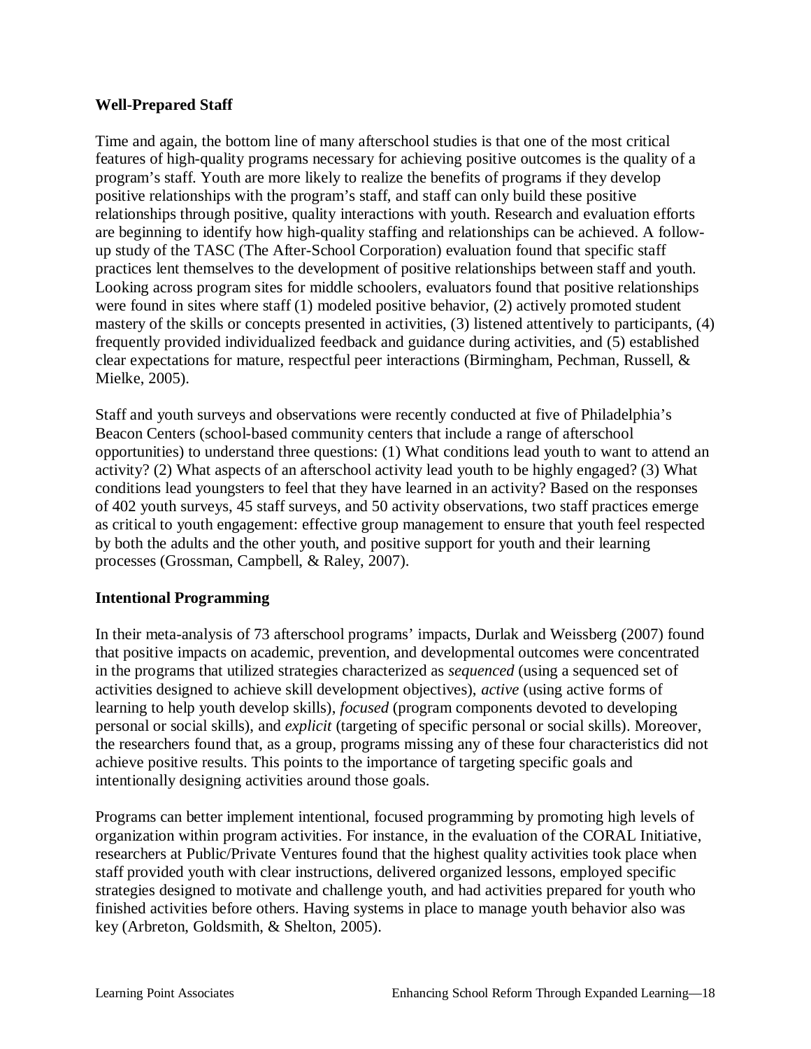**Well-Prepared Staff**

Time and again, the bottom line of many afterschool studies is that one of the most critical features of high-quality programs necessary for achieving positive outcomes is the quality of a program's staff. Youth are more likely to realize the benefits of programs if they develop positive relationships with the program's staff, and staff can only build these positive relationships through positive, quality interactions with youth. Research and evaluation efforts are beginning to identify how high-quality staffing and relationships can be achieved. A follow-up study of the TASC (The After-School Corporation) evaluation found that specific staff practices lent themselves to the development of positive relationships between staff and youth. Looking across program sites for middle schoolers, evaluators found that positive relationships were found in sites where staff (1) modeled positive behavior, (2) actively promoted student mastery of the skills or concepts presented in activities, (3) listened attentively to participants, (4) frequently provided individualized feedback and guidance during activities, and (5) established clear expectations for mature, respectful peer interactions (Birmingham, Pechman, Russell, & Mielke, 2005).

Staff and youth surveys and observations were recently conducted at five of Philadelphia's Beacon Centers (school-based community centers that include a range of afterschool opportunities) to understand three questions: (1) What conditions lead youth to want to attend an activity? (2) What aspects of an afterschool activity lead youth to be highly engaged? (3) What conditions lead youngsters to feel that they have learned in an activity? Based on the responses of 402 youth surveys, 45 staff surveys, and 50 activity observations, two staff practices emerge as critical to youth engagement: effective group management to ensure that youth feel respected by both the adults and the other youth, and positive support for youth and their learning processes (Grossman, Campbell, & Raley, 2007).

**Intentional Programming**

In their meta-analysis of 73 afterschool programs' impacts, Durlak and Weissberg (2007) found that positive impacts on academic, prevention, and developmental outcomes were concentrated in the programs that utilized strategies characterized as *sequenced* (using a sequenced set of activities designed to achieve skill development objectives), *active* (using active forms of learning to help youth develop skills), *focused* (program components devoted to developing personal or social skills), and *explicit* (targeting of specific personal or social skills). Moreover, the researchers found that, as a group, programs missing any of these four characteristics did not achieve positive results. This points to the importance of targeting specific goals and intentionally designing activities around those goals.

Programs can better implement intentional, focused programming by promoting high levels of organization within program activities. For instance, in the evaluation of the CORAL Initiative, researchers at Public/Private Ventures found that the highest quality activities took place when staff provided youth with clear instructions, delivered organized lessons, employed specific strategies designed to motivate and challenge youth, and had activities prepared for youth who finished activities before others. Having systems in place to manage youth behavior also was key (Arbreton, Goldsmith, & Shelton, 2005).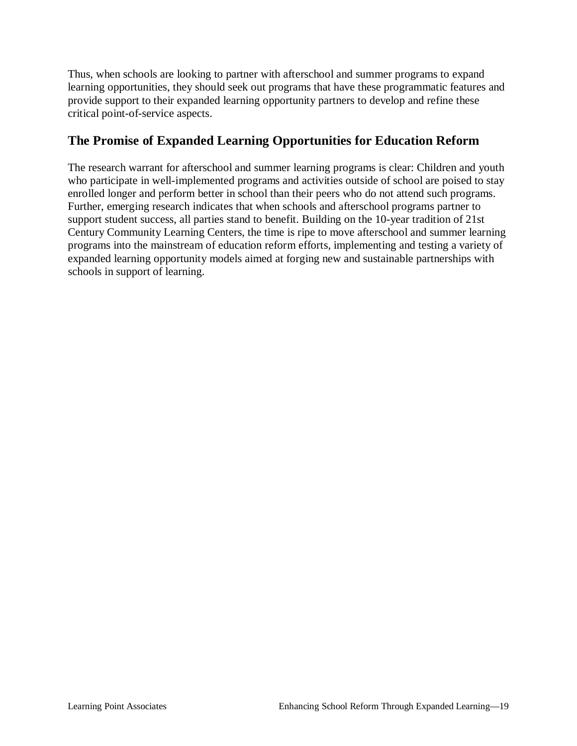Thus, when schools are looking to partner with afterschool and summer programs to expand learning opportunities, they should seek out programs that have these programmatic features and provide support to their expanded learning opportunity partners to develop and refine these critical point-of-service aspects.

## The Promise of Expanded Learning Opportunities for Education Reform

The research warrant for afterschool and summer learning programs is clear: Children and youth who participate in well-implemented programs and activities outside of school are poised to stay enrolled longer and perform better in school than their peers who do not attend such programs. Further, emerging research indicates that when schools and afterschool programs partner to support student success, all parties stand to benefit. Building on the 10-year tradition of 21st Century Community Learning Centers, the time is ripe to move afterschool and summer learning programs into the mainstream of education reform efforts, implementing and testing a variety of expanded learning opportunity models aimed at forging new and sustainable partnerships with schools in support of learning.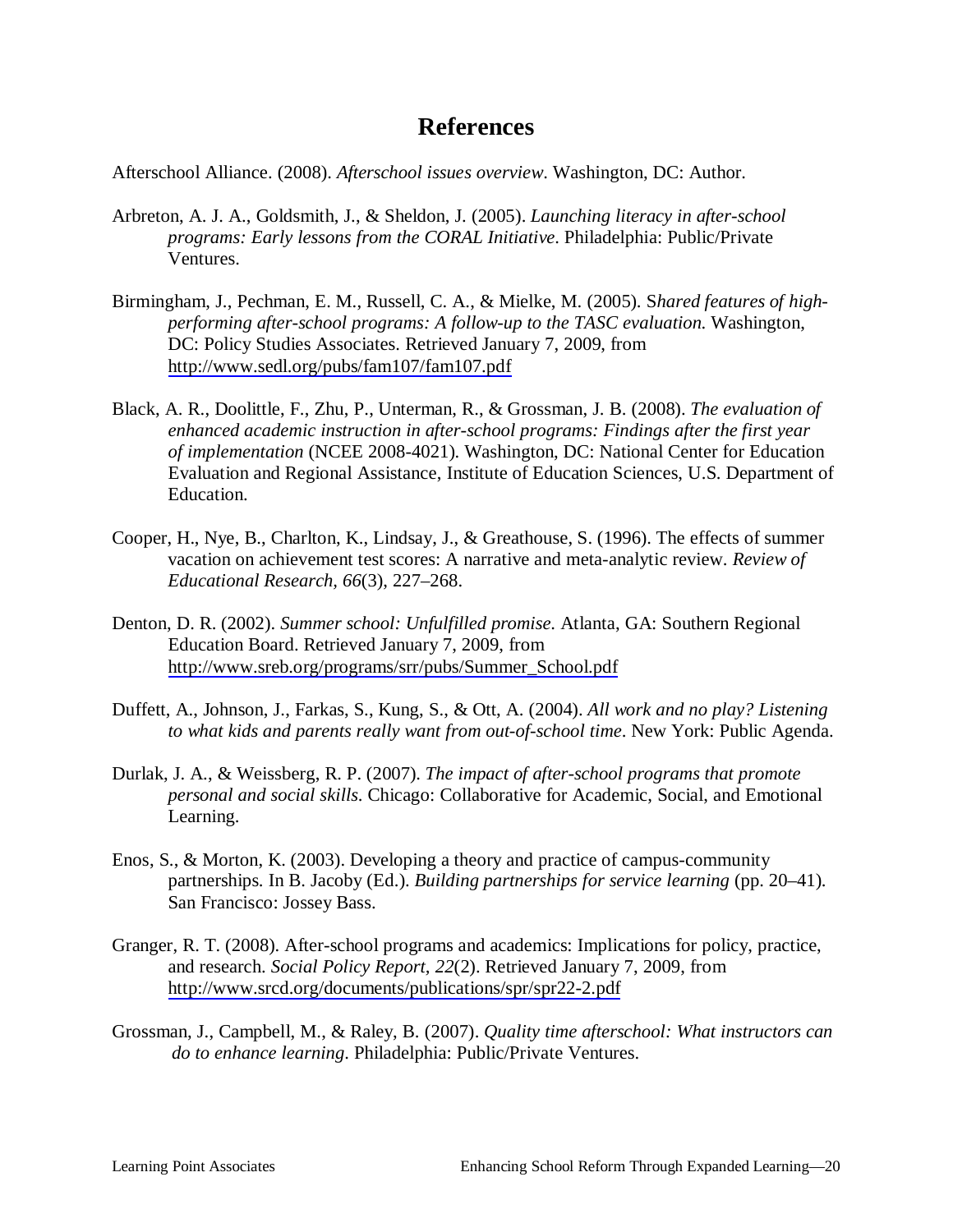# References

Afterschool Alliance. (2008). *Afterschool issues overview*. Washington, DC: Author.

Arbreton, A. J. A., Goldsmith, J., & Sheldon, J. (2005). *Launching literacy in after-school programs: Early lessons from the CORAL Initiative*. Philadelphia: Public/Private Ventures.

Birmingham, J., Pechman, E. M., Russell, C. A., & Mielke, M. (2005). S*hared features of high-performing after-school programs: A follow-up to the TASC evaluation.* Washington, DC: Policy Studies Associates. Retrieved January 7, 2009, from http://www.sedl.org/pubs/fam107/fam107.pdf

Black, A. R., Doolittle, F., Zhu, P., Unterman, R., & Grossman, J. B. (2008). *The evaluation of enhanced academic instruction in after-school programs: Findings after the first year of implementation* (NCEE 2008-4021). Washington, DC: National Center for Education Evaluation and Regional Assistance, Institute of Education Sciences, U.S. Department of Education.

Cooper, H., Nye, B., Charlton, K., Lindsay, J., & Greathouse, S. (1996). The effects of summer vacation on achievement test scores: A narrative and meta-analytic review. *Review of Educational Research, 66*(3), 227–268.

Denton, D. R. (2002). *Summer school: Unfulfilled promise.* Atlanta, GA: Southern Regional Education Board. Retrieved January 7, 2009, from http://www.sreb.org/programs/srr/pubs/Summer_School.pdf

Duffett, A., Johnson, J., Farkas, S., Kung, S., & Ott, A. (2004). *All work and no play? Listening to what kids and parents really want from out-of-school time*. New York: Public Agenda.

Durlak, J. A., & Weissberg, R. P. (2007). *The impact of after-school programs that promote personal and social skills*. Chicago: Collaborative for Academic, Social, and Emotional Learning.

Enos, S., & Morton, K. (2003). Developing a theory and practice of campus-community partnerships. In B. Jacoby (Ed.). *Building partnerships for service learning* (pp. 20–41). San Francisco: Jossey Bass.

Granger, R. T. (2008). After-school programs and academics: Implications for policy, practice, and research. *Social Policy Report, 22*(2). Retrieved January 7, 2009, from http://www.srcd.org/documents/publications/spr/spr22-2.pdf

Grossman, J., Campbell, M., & Raley, B. (2007). *Quality time afterschool: What instructors can do to enhance learning.* Philadelphia: Public/Private Ventures.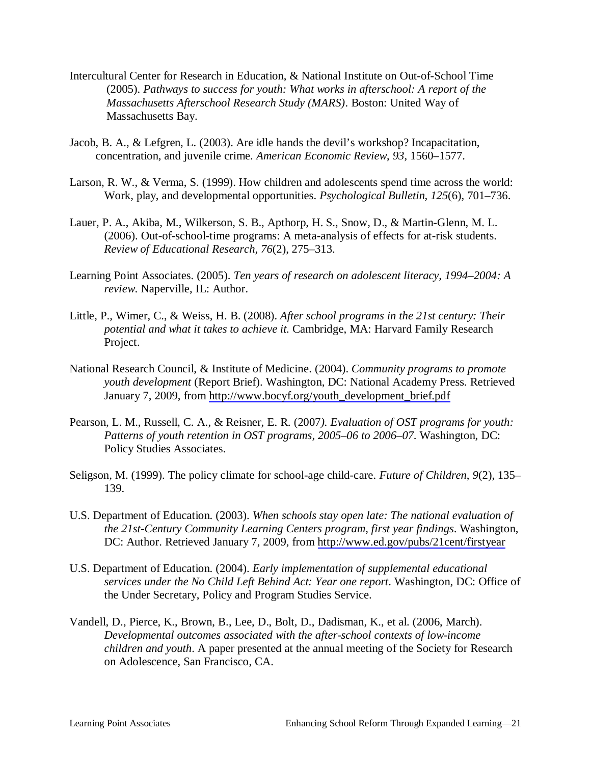Intercultural Center for Research in Education, & National Institute on Out-of-School Time (2005). *Pathways to success for youth: What works in afterschool: A report of the Massachusetts Afterschool Research Study (MARS)*. Boston: United Way of Massachusetts Bay.

Jacob, B. A., & Lefgren, L. (2003). Are idle hands the devil's workshop? Incapacitation, concentration, and juvenile crime. *American Economic Review*, *93*, 1560–1577.

Larson, R. W., & Verma, S. (1999). How children and adolescents spend time across the world: Work, play, and developmental opportunities. *Psychological Bulletin*, *125*(6), 701–736.

Lauer, P. A., Akiba, M., Wilkerson, S. B., Apthorp, H. S., Snow, D., & Martin-Glenn, M. L. (2006). Out-of-school-time programs: A meta-analysis of effects for at-risk students. *Review of Educational Research*, *76*(2), 275–313.

Learning Point Associates. (2005). *Ten years of research on adolescent literacy, 1994–2004: A review*. Naperville, IL: Author.

Little, P., Wimer, C., & Weiss, H. B. (2008). *After school programs in the 21st century: Their potential and what it takes to achieve it.* Cambridge, MA: Harvard Family Research Project.

National Research Council, & Institute of Medicine. (2004). *Community programs to promote youth development* (Report Brief). Washington, DC: National Academy Press. Retrieved January 7, 2009, from http://www.bocyf.org/youth_development_brief.pdf

Pearson, L. M., Russell, C. A., & Reisner, E. R. (2007). *Evaluation of OST programs for youth: Patterns of youth retention in OST programs, 2005–06 to 2006–07*. Washington, DC: Policy Studies Associates.

Seligson, M. (1999). The policy climate for school-age child-care. *Future of Children*, *9*(2), 135–139.

U.S. Department of Education. (2003). *When schools stay open late: The national evaluation of the 21st-Century Community Learning Centers program, first year findings*. Washington, DC: Author. Retrieved January 7, 2009, from http://www.ed.gov/pubs/21cent/firstyear

U.S. Department of Education. (2004). *Early implementation of supplemental educational services under the No Child Left Behind Act: Year one report*. Washington, DC: Office of the Under Secretary, Policy and Program Studies Service.

Vandell, D., Pierce, K., Brown, B., Lee, D., Bolt, D., Dadisman, K., et al. (2006, March). *Developmental outcomes associated with the after-school contexts of low-income children and youth*. A paper presented at the annual meeting of the Society for Research on Adolescence, San Francisco, CA.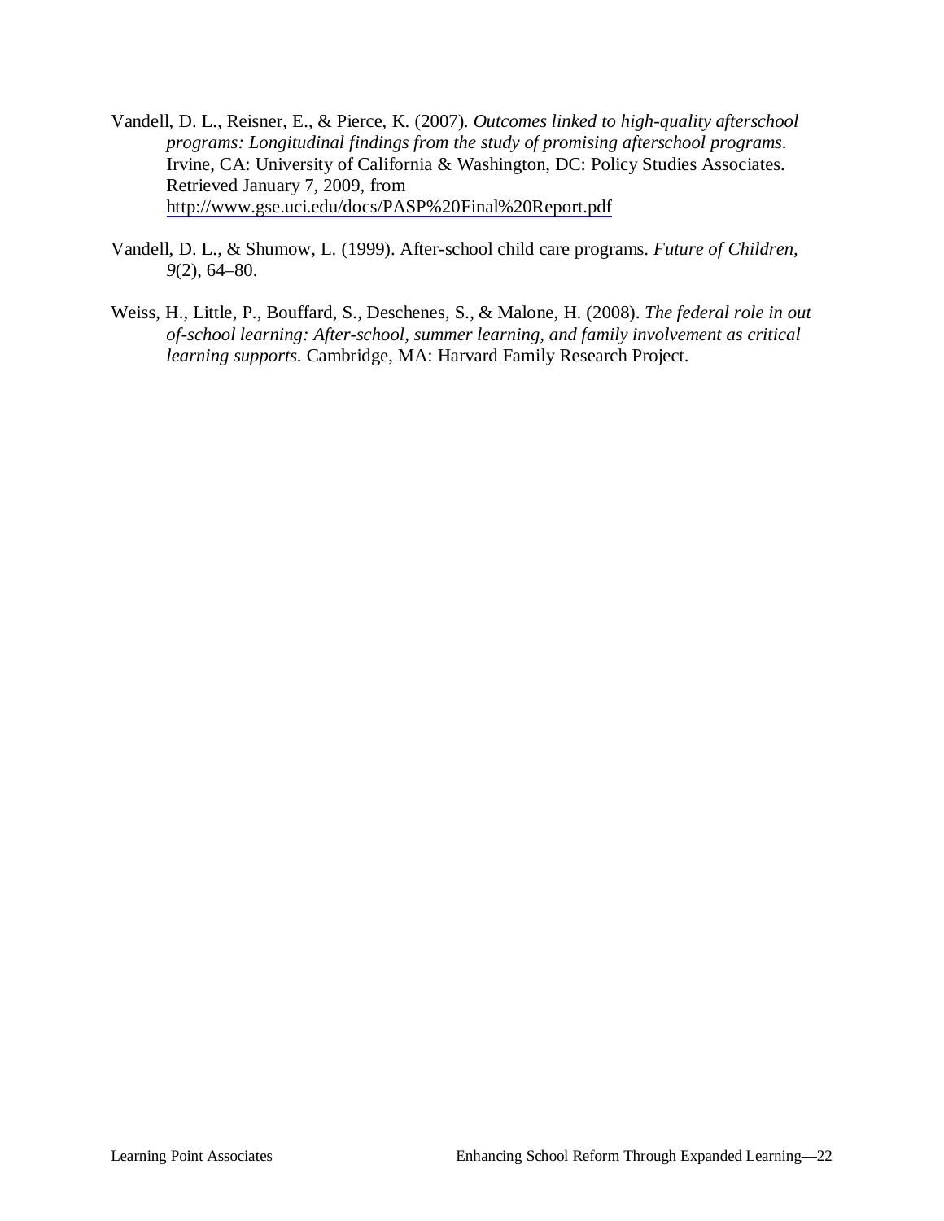Vandell, D. L., Reisner, E., & Pierce, K. (2007). *Outcomes linked to high-quality afterschool programs: Longitudinal findings from the study of promising afterschool programs*. Irvine, CA: University of California & Washington, DC: Policy Studies Associates. Retrieved January 7, 2009, from http://www.gse.uci.edu/docs/PASP%20Final%20Report.pdf

Vandell, D. L., & Shumow, L. (1999). After-school child care programs. *Future of Children, 9*(2), 64–80.

Weiss, H., Little, P., Bouffard, S., Deschenes, S., & Malone, H. (2008). *The federal role in out of-school learning: After-school, summer learning, and family involvement as critical learning supports.* Cambridge, MA: Harvard Family Research Project.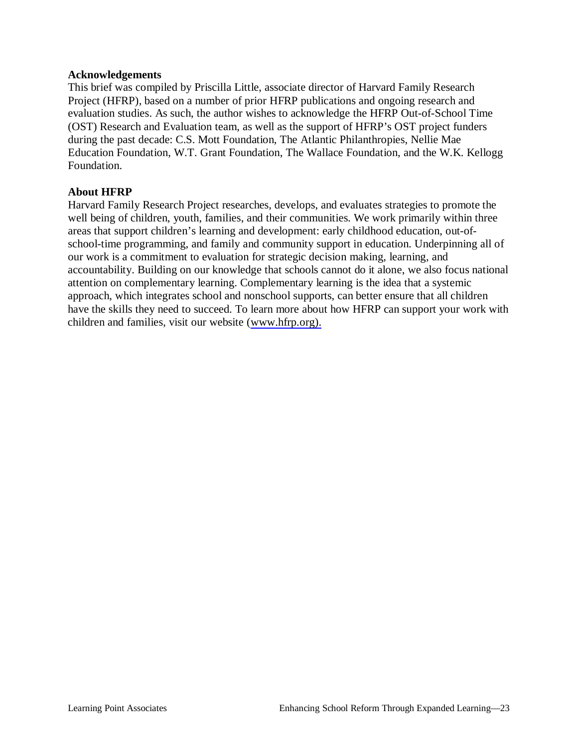**Acknowledgements**

This brief was compiled by Priscilla Little, associate director of Harvard Family Research Project (HFRP), based on a number of prior HFRP publications and ongoing research and evaluation studies. As such, the author wishes to acknowledge the HFRP Out-of-School Time (OST) Research and Evaluation team, as well as the support of HFRP's OST project funders during the past decade: C.S. Mott Foundation, The Atlantic Philanthropies, Nellie Mae Education Foundation, W.T. Grant Foundation, The Wallace Foundation, and the W.K. Kellogg Foundation.

**About HFRP**

Harvard Family Research Project researches, develops, and evaluates strategies to promote the well being of children, youth, families, and their communities. We work primarily within three areas that support children's learning and development: early childhood education, out-of-school-time programming, and family and community support in education. Underpinning all of our work is a commitment to evaluation for strategic decision making, learning, and accountability. Building on our knowledge that schools cannot do it alone, we also focus national attention on complementary learning. Complementary learning is the idea that a systemic approach, which integrates school and nonschool supports, can better ensure that all children have the skills they need to succeed. To learn more about how HFRP can support your work with children and families, visit our website (www.hfrp.org).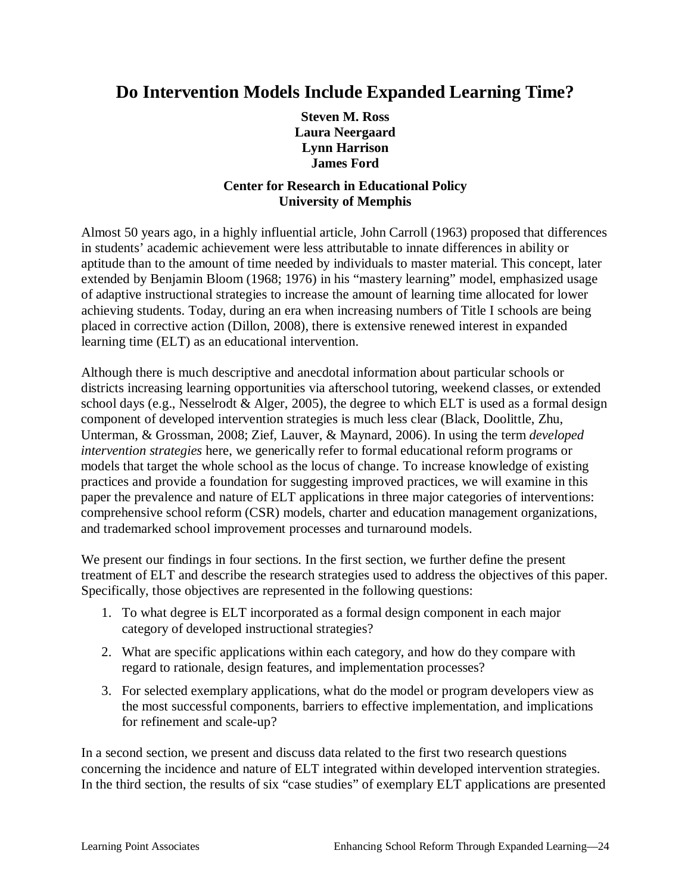# Do Intervention Models Include Expanded Learning Time?

**Steven M. Ross**
**Laura Neergaard**
**Lynn Harrison**
**James Ford**

**Center for Research in Educational Policy**
**University of Memphis**

Almost 50 years ago, in a highly influential article, John Carroll (1963) proposed that differences in students' academic achievement were less attributable to innate differences in ability or aptitude than to the amount of time needed by individuals to master material. This concept, later extended by Benjamin Bloom (1968; 1976) in his "mastery learning" model, emphasized usage of adaptive instructional strategies to increase the amount of learning time allocated for lower achieving students. Today, during an era when increasing numbers of Title I schools are being placed in corrective action (Dillon, 2008), there is extensive renewed interest in expanded learning time (ELT) as an educational intervention.

Although there is much descriptive and anecdotal information about particular schools or districts increasing learning opportunities via afterschool tutoring, weekend classes, or extended school days (e.g., Nesselrodt & Alger, 2005), the degree to which ELT is used as a formal design component of developed intervention strategies is much less clear (Black, Doolittle, Zhu, Unterman, & Grossman, 2008; Zief, Lauver, & Maynard, 2006). In using the term *developed intervention strategies* here, we generically refer to formal educational reform programs or models that target the whole school as the locus of change. To increase knowledge of existing practices and provide a foundation for suggesting improved practices, we will examine in this paper the prevalence and nature of ELT applications in three major categories of interventions: comprehensive school reform (CSR) models, charter and education management organizations, and trademarked school improvement processes and turnaround models.

We present our findings in four sections. In the first section, we further define the present treatment of ELT and describe the research strategies used to address the objectives of this paper. Specifically, those objectives are represented in the following questions:

1. To what degree is ELT incorporated as a formal design component in each major category of developed instructional strategies?
2. What are specific applications within each category, and how do they compare with regard to rationale, design features, and implementation processes?
3. For selected exemplary applications, what do the model or program developers view as the most successful components, barriers to effective implementation, and implications for refinement and scale-up?

In a second section, we present and discuss data related to the first two research questions concerning the incidence and nature of ELT integrated within developed intervention strategies. In the third section, the results of six "case studies" of exemplary ELT applications are presented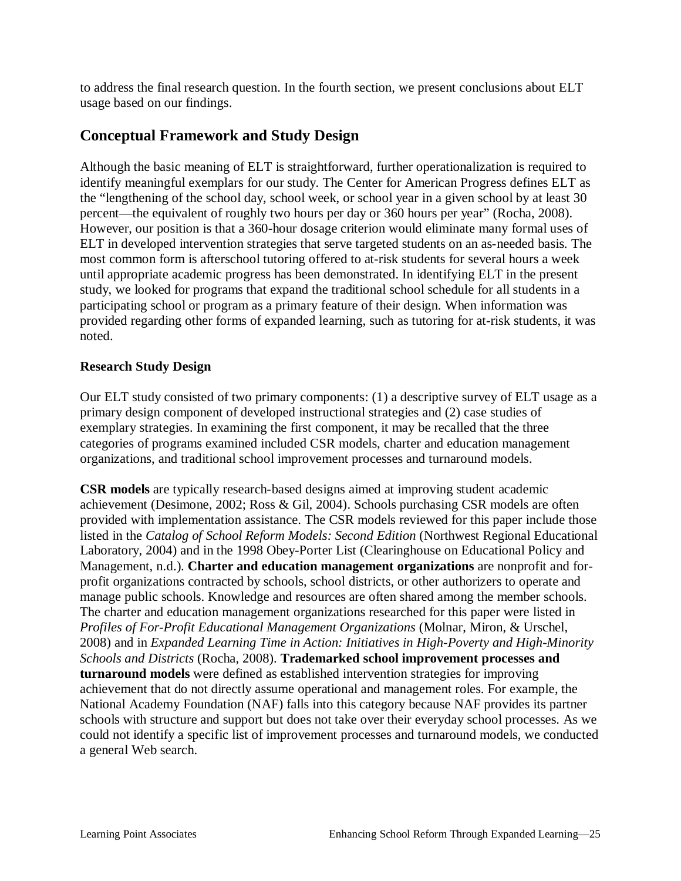to address the final research question. In the fourth section, we present conclusions about ELT usage based on our findings.

## Conceptual Framework and Study Design

Although the basic meaning of ELT is straightforward, further operationalization is required to identify meaningful exemplars for our study. The Center for American Progress defines ELT as the "lengthening of the school day, school week, or school year in a given school by at least 30 percent—the equivalent of roughly two hours per day or 360 hours per year" (Rocha, 2008). However, our position is that a 360-hour dosage criterion would eliminate many formal uses of ELT in developed intervention strategies that serve targeted students on an as-needed basis. The most common form is afterschool tutoring offered to at-risk students for several hours a week until appropriate academic progress has been demonstrated. In identifying ELT in the present study, we looked for programs that expand the traditional school schedule for all students in a participating school or program as a primary feature of their design. When information was provided regarding other forms of expanded learning, such as tutoring for at-risk students, it was noted.

### Research Study Design

Our ELT study consisted of two primary components: (1) a descriptive survey of ELT usage as a primary design component of developed instructional strategies and (2) case studies of exemplary strategies. In examining the first component, it may be recalled that the three categories of programs examined included CSR models, charter and education management organizations, and traditional school improvement processes and turnaround models.

**CSR models** are typically research-based designs aimed at improving student academic achievement (Desimone, 2002; Ross & Gil, 2004). Schools purchasing CSR models are often provided with implementation assistance. The CSR models reviewed for this paper include those listed in the *Catalog of School Reform Models: Second Edition* (Northwest Regional Educational Laboratory, 2004) and in the 1998 Obey-Porter List (Clearinghouse on Educational Policy and Management, n.d.). **Charter and education management organizations** are nonprofit and for-profit organizations contracted by schools, school districts, or other authorizers to operate and manage public schools. Knowledge and resources are often shared among the member schools. The charter and education management organizations researched for this paper were listed in *Profiles of For-Profit Educational Management Organizations* (Molnar, Miron, & Urschel, 2008) and in *Expanded Learning Time in Action: Initiatives in High-Poverty and High-Minority Schools and Districts* (Rocha, 2008). **Trademarked school improvement processes and turnaround models** were defined as established intervention strategies for improving achievement that do not directly assume operational and management roles. For example, the National Academy Foundation (NAF) falls into this category because NAF provides its partner schools with structure and support but does not take over their everyday school processes. As we could not identify a specific list of improvement processes and turnaround models, we conducted a general Web search.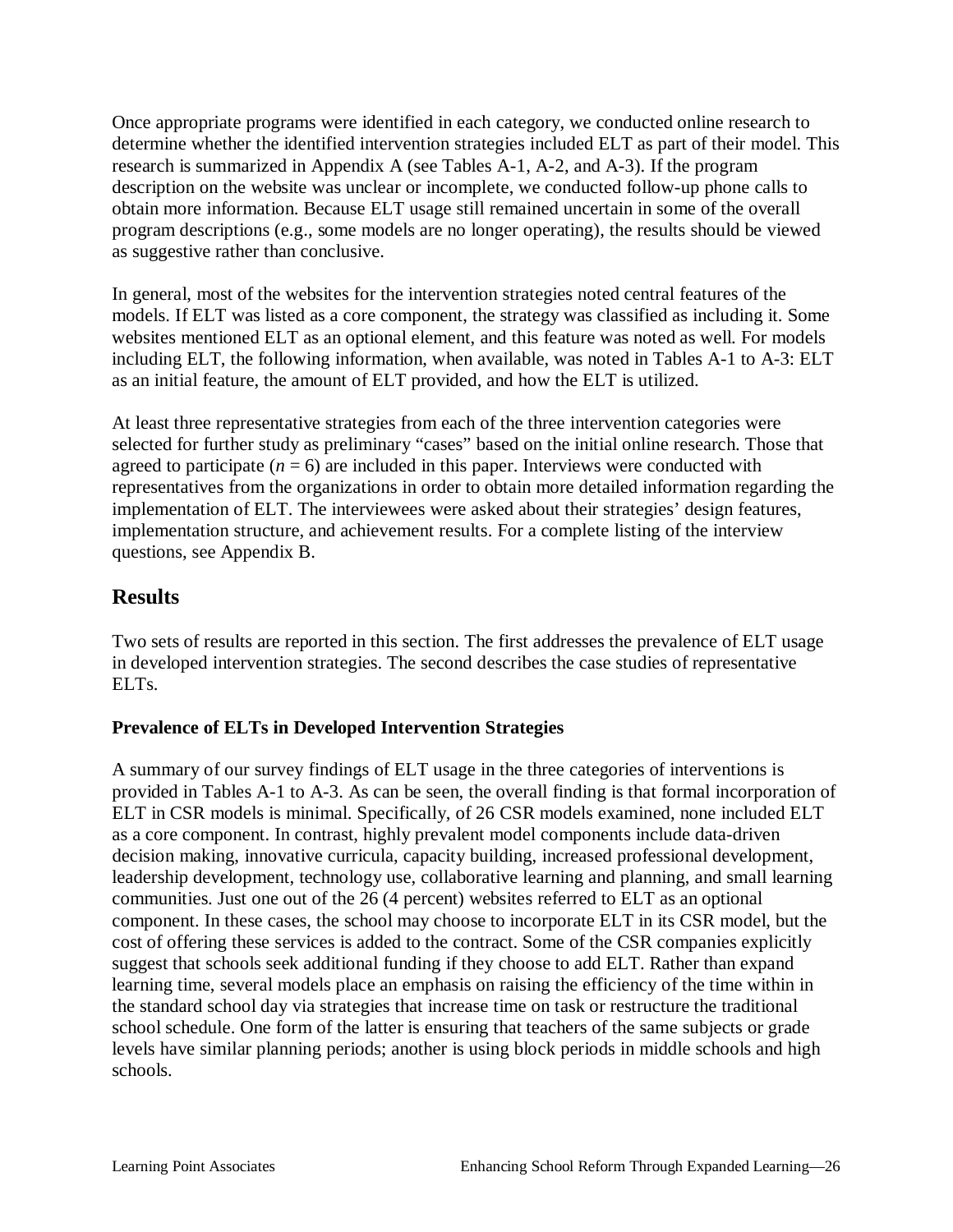Once appropriate programs were identified in each category, we conducted online research to determine whether the identified intervention strategies included ELT as part of their model. This research is summarized in Appendix A (see Tables A-1, A-2, and A-3). If the program description on the website was unclear or incomplete, we conducted follow-up phone calls to obtain more information. Because ELT usage still remained uncertain in some of the overall program descriptions (e.g., some models are no longer operating), the results should be viewed as suggestive rather than conclusive.

In general, most of the websites for the intervention strategies noted central features of the models. If ELT was listed as a core component, the strategy was classified as including it. Some websites mentioned ELT as an optional element, and this feature was noted as well. For models including ELT, the following information, when available, was noted in Tables A-1 to A-3: ELT as an initial feature, the amount of ELT provided, and how the ELT is utilized.

At least three representative strategies from each of the three intervention categories were selected for further study as preliminary "cases" based on the initial online research. Those that agreed to participate ($n = 6$) are included in this paper. Interviews were conducted with representatives from the organizations in order to obtain more detailed information regarding the implementation of ELT. The interviewees were asked about their strategies' design features, implementation structure, and achievement results. For a complete listing of the interview questions, see Appendix B.

## Results

Two sets of results are reported in this section. The first addresses the prevalence of ELT usage in developed intervention strategies. The second describes the case studies of representative ELTs.

### Prevalence of ELTs in Developed Intervention Strategies

A summary of our survey findings of ELT usage in the three categories of interventions is provided in Tables A-1 to A-3. As can be seen, the overall finding is that formal incorporation of ELT in CSR models is minimal. Specifically, of 26 CSR models examined, none included ELT as a core component. In contrast, highly prevalent model components include data-driven decision making, innovative curricula, capacity building, increased professional development, leadership development, technology use, collaborative learning and planning, and small learning communities. Just one out of the 26 (4 percent) websites referred to ELT as an optional component. In these cases, the school may choose to incorporate ELT in its CSR model, but the cost of offering these services is added to the contract. Some of the CSR companies explicitly suggest that schools seek additional funding if they choose to add ELT. Rather than expand learning time, several models place an emphasis on raising the efficiency of the time within in the standard school day via strategies that increase time on task or restructure the traditional school schedule. One form of the latter is ensuring that teachers of the same subjects or grade levels have similar planning periods; another is using block periods in middle schools and high schools.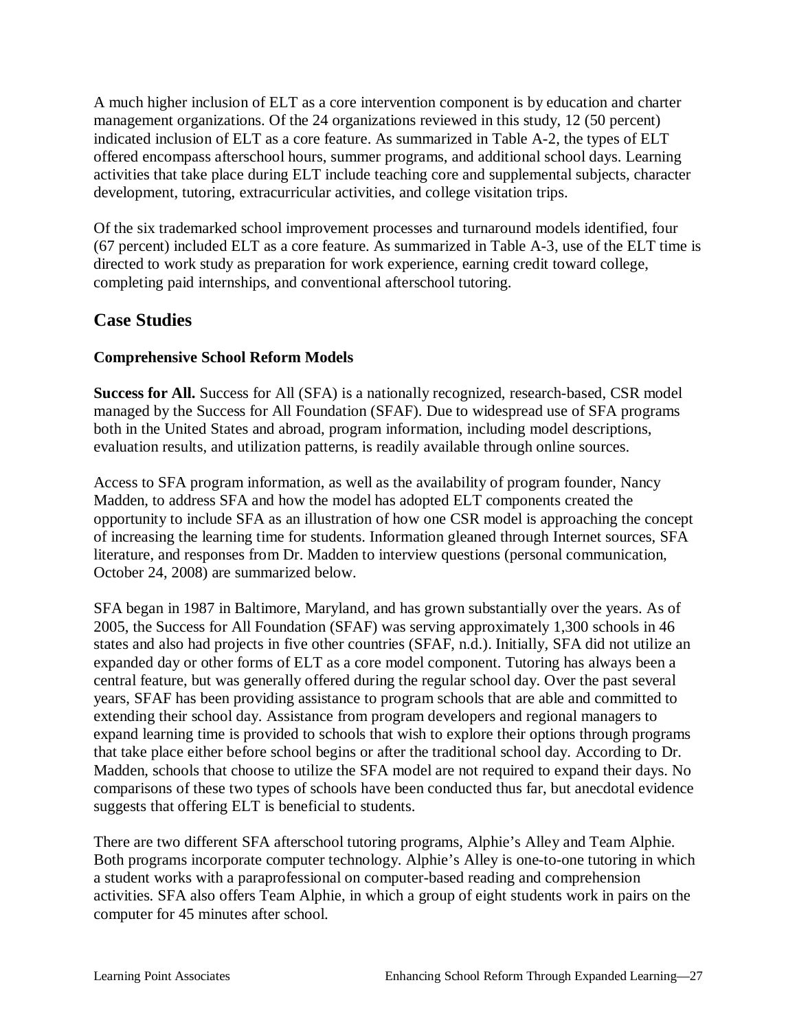A much higher inclusion of ELT as a core intervention component is by education and charter management organizations. Of the 24 organizations reviewed in this study, 12 (50 percent) indicated inclusion of ELT as a core feature. As summarized in Table A-2, the types of ELT offered encompass afterschool hours, summer programs, and additional school days. Learning activities that take place during ELT include teaching core and supplemental subjects, character development, tutoring, extracurricular activities, and college visitation trips.

Of the six trademarked school improvement processes and turnaround models identified, four (67 percent) included ELT as a core feature. As summarized in Table A-3, use of the ELT time is directed to work study as preparation for work experience, earning credit toward college, completing paid internships, and conventional afterschool tutoring.

## Case Studies

### Comprehensive School Reform Models

**Success for All.** Success for All (SFA) is a nationally recognized, research-based, CSR model managed by the Success for All Foundation (SFAF). Due to widespread use of SFA programs both in the United States and abroad, program information, including model descriptions, evaluation results, and utilization patterns, is readily available through online sources.

Access to SFA program information, as well as the availability of program founder, Nancy Madden, to address SFA and how the model has adopted ELT components created the opportunity to include SFA as an illustration of how one CSR model is approaching the concept of increasing the learning time for students. Information gleaned through Internet sources, SFA literature, and responses from Dr. Madden to interview questions (personal communication, October 24, 2008) are summarized below.

SFA began in 1987 in Baltimore, Maryland, and has grown substantially over the years. As of 2005, the Success for All Foundation (SFAF) was serving approximately 1,300 schools in 46 states and also had projects in five other countries (SFAF, n.d.). Initially, SFA did not utilize an expanded day or other forms of ELT as a core model component. Tutoring has always been a central feature, but was generally offered during the regular school day. Over the past several years, SFAF has been providing assistance to program schools that are able and committed to extending their school day. Assistance from program developers and regional managers to expand learning time is provided to schools that wish to explore their options through programs that take place either before school begins or after the traditional school day. According to Dr. Madden, schools that choose to utilize the SFA model are not required to expand their days. No comparisons of these two types of schools have been conducted thus far, but anecdotal evidence suggests that offering ELT is beneficial to students.

There are two different SFA afterschool tutoring programs, Alphie's Alley and Team Alphie. Both programs incorporate computer technology. Alphie's Alley is one-to-one tutoring in which a student works with a paraprofessional on computer-based reading and comprehension activities. SFA also offers Team Alphie, in which a group of eight students work in pairs on the computer for 45 minutes after school.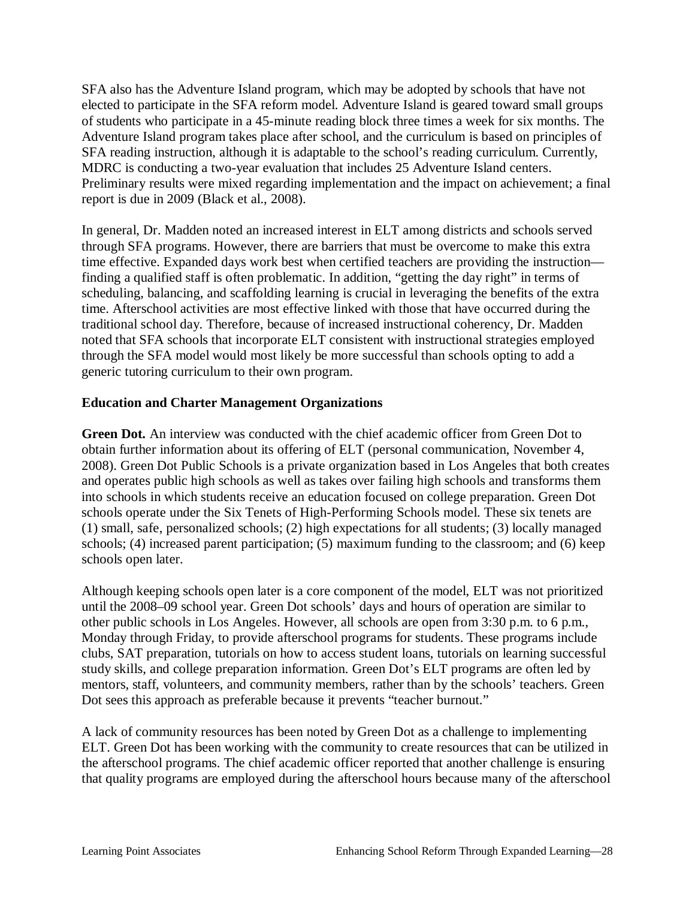SFA also has the Adventure Island program, which may be adopted by schools that have not elected to participate in the SFA reform model. Adventure Island is geared toward small groups of students who participate in a 45-minute reading block three times a week for six months. The Adventure Island program takes place after school, and the curriculum is based on principles of SFA reading instruction, although it is adaptable to the school's reading curriculum. Currently, MDRC is conducting a two-year evaluation that includes 25 Adventure Island centers. Preliminary results were mixed regarding implementation and the impact on achievement; a final report is due in 2009 (Black et al., 2008).

In general, Dr. Madden noted an increased interest in ELT among districts and schools served through SFA programs. However, there are barriers that must be overcome to make this extra time effective. Expanded days work best when certified teachers are providing the instruction—finding a qualified staff is often problematic. In addition, "getting the day right" in terms of scheduling, balancing, and scaffolding learning is crucial in leveraging the benefits of the extra time. Afterschool activities are most effective linked with those that have occurred during the traditional school day. Therefore, because of increased instructional coherency, Dr. Madden noted that SFA schools that incorporate ELT consistent with instructional strategies employed through the SFA model would most likely be more successful than schools opting to add a generic tutoring curriculum to their own program.

**Education and Charter Management Organizations**

**Green Dot.** An interview was conducted with the chief academic officer from Green Dot to obtain further information about its offering of ELT (personal communication, November 4, 2008). Green Dot Public Schools is a private organization based in Los Angeles that both creates and operates public high schools as well as takes over failing high schools and transforms them into schools in which students receive an education focused on college preparation. Green Dot schools operate under the Six Tenets of High-Performing Schools model. These six tenets are (1) small, safe, personalized schools; (2) high expectations for all students; (3) locally managed schools; (4) increased parent participation; (5) maximum funding to the classroom; and (6) keep schools open later.

Although keeping schools open later is a core component of the model, ELT was not prioritized until the 2008–09 school year. Green Dot schools' days and hours of operation are similar to other public schools in Los Angeles. However, all schools are open from 3:30 p.m. to 6 p.m., Monday through Friday, to provide afterschool programs for students. These programs include clubs, SAT preparation, tutorials on how to access student loans, tutorials on learning successful study skills, and college preparation information. Green Dot's ELT programs are often led by mentors, staff, volunteers, and community members, rather than by the schools' teachers. Green Dot sees this approach as preferable because it prevents "teacher burnout."

A lack of community resources has been noted by Green Dot as a challenge to implementing ELT. Green Dot has been working with the community to create resources that can be utilized in the afterschool programs. The chief academic officer reported that another challenge is ensuring that quality programs are employed during the afterschool hours because many of the afterschool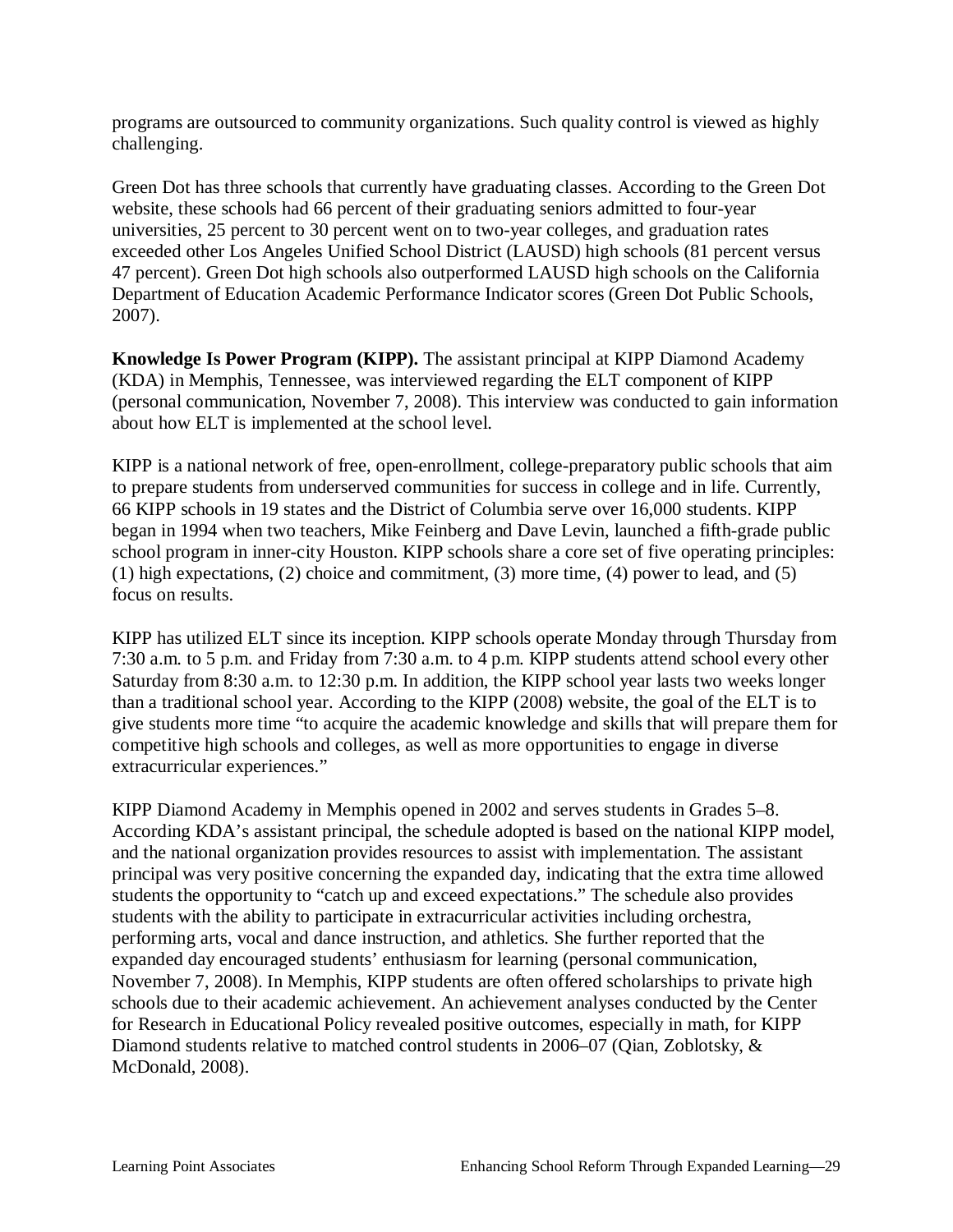programs are outsourced to community organizations. Such quality control is viewed as highly challenging.

Green Dot has three schools that currently have graduating classes. According to the Green Dot website, these schools had 66 percent of their graduating seniors admitted to four-year universities, 25 percent to 30 percent went on to two-year colleges, and graduation rates exceeded other Los Angeles Unified School District (LAUSD) high schools (81 percent versus 47 percent). Green Dot high schools also outperformed LAUSD high schools on the California Department of Education Academic Performance Indicator scores (Green Dot Public Schools, 2007).

**Knowledge Is Power Program (KIPP).** The assistant principal at KIPP Diamond Academy (KDA) in Memphis, Tennessee, was interviewed regarding the ELT component of KIPP (personal communication, November 7, 2008). This interview was conducted to gain information about how ELT is implemented at the school level.

KIPP is a national network of free, open-enrollment, college-preparatory public schools that aim to prepare students from underserved communities for success in college and in life. Currently, 66 KIPP schools in 19 states and the District of Columbia serve over 16,000 students. KIPP began in 1994 when two teachers, Mike Feinberg and Dave Levin, launched a fifth-grade public school program in inner-city Houston. KIPP schools share a core set of five operating principles: (1) high expectations, (2) choice and commitment, (3) more time, (4) power to lead, and (5) focus on results.

KIPP has utilized ELT since its inception. KIPP schools operate Monday through Thursday from 7:30 a.m. to 5 p.m. and Friday from 7:30 a.m. to 4 p.m. KIPP students attend school every other Saturday from 8:30 a.m. to 12:30 p.m. In addition, the KIPP school year lasts two weeks longer than a traditional school year. According to the KIPP (2008) website, the goal of the ELT is to give students more time "to acquire the academic knowledge and skills that will prepare them for competitive high schools and colleges, as well as more opportunities to engage in diverse extracurricular experiences."

KIPP Diamond Academy in Memphis opened in 2002 and serves students in Grades 5–8. According KDA's assistant principal, the schedule adopted is based on the national KIPP model, and the national organization provides resources to assist with implementation. The assistant principal was very positive concerning the expanded day, indicating that the extra time allowed students the opportunity to "catch up and exceed expectations." The schedule also provides students with the ability to participate in extracurricular activities including orchestra, performing arts, vocal and dance instruction, and athletics. She further reported that the expanded day encouraged students' enthusiasm for learning (personal communication, November 7, 2008). In Memphis, KIPP students are often offered scholarships to private high schools due to their academic achievement. An achievement analyses conducted by the Center for Research in Educational Policy revealed positive outcomes, especially in math, for KIPP Diamond students relative to matched control students in 2006–07 (Qian, Zoblotsky, & McDonald, 2008).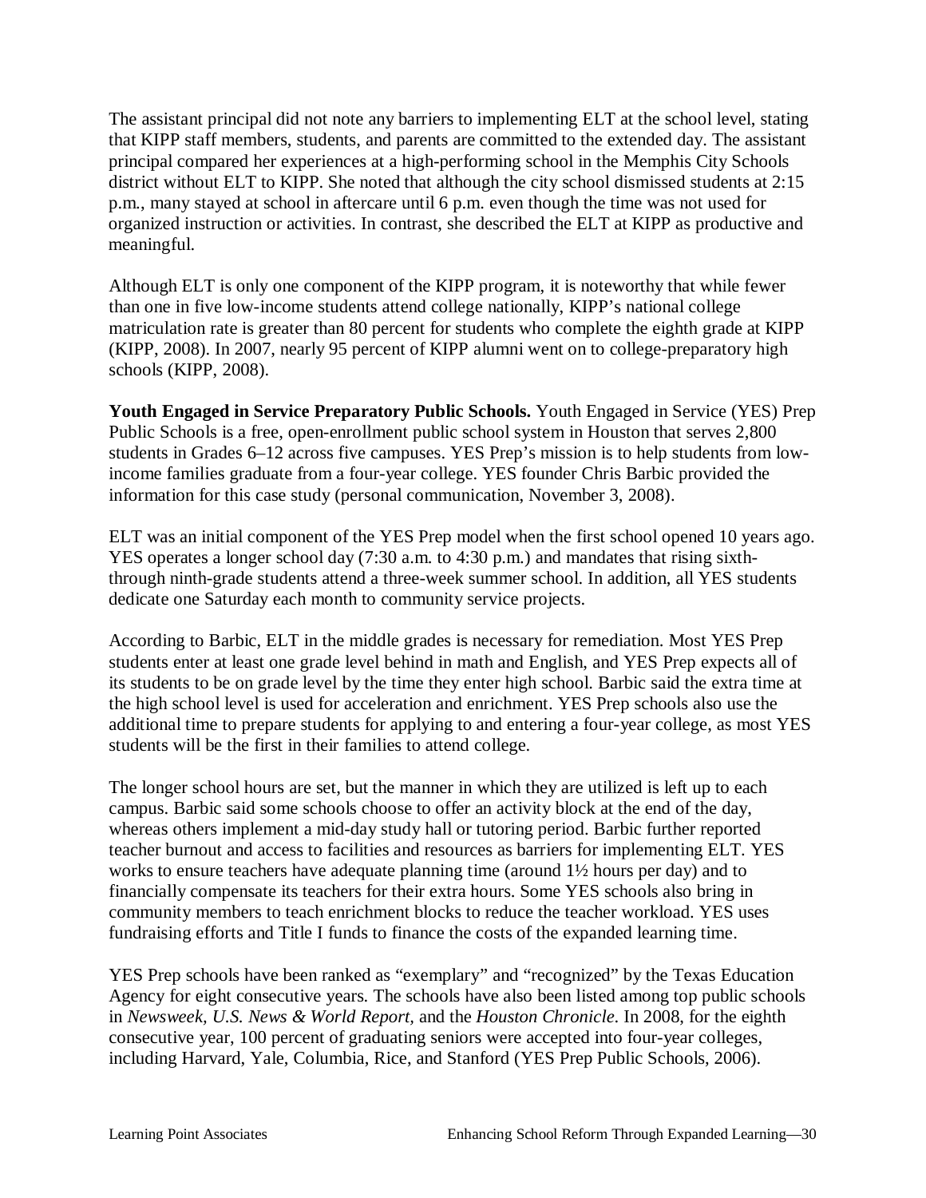The assistant principal did not note any barriers to implementing ELT at the school level, stating that KIPP staff members, students, and parents are committed to the extended day. The assistant principal compared her experiences at a high-performing school in the Memphis City Schools district without ELT to KIPP. She noted that although the city school dismissed students at 2:15 p.m., many stayed at school in aftercare until 6 p.m. even though the time was not used for organized instruction or activities. In contrast, she described the ELT at KIPP as productive and meaningful.

Although ELT is only one component of the KIPP program, it is noteworthy that while fewer than one in five low-income students attend college nationally, KIPP's national college matriculation rate is greater than 80 percent for students who complete the eighth grade at KIPP (KIPP, 2008). In 2007, nearly 95 percent of KIPP alumni went on to college-preparatory high schools (KIPP, 2008).

**Youth Engaged in Service Preparatory Public Schools.** Youth Engaged in Service (YES) Prep Public Schools is a free, open-enrollment public school system in Houston that serves 2,800 students in Grades 6–12 across five campuses. YES Prep's mission is to help students from low-income families graduate from a four-year college. YES founder Chris Barbic provided the information for this case study (personal communication, November 3, 2008).

ELT was an initial component of the YES Prep model when the first school opened 10 years ago. YES operates a longer school day (7:30 a.m. to 4:30 p.m.) and mandates that rising sixth- through ninth-grade students attend a three-week summer school. In addition, all YES students dedicate one Saturday each month to community service projects.

According to Barbic, ELT in the middle grades is necessary for remediation. Most YES Prep students enter at least one grade level behind in math and English, and YES Prep expects all of its students to be on grade level by the time they enter high school. Barbic said the extra time at the high school level is used for acceleration and enrichment. YES Prep schools also use the additional time to prepare students for applying to and entering a four-year college, as most YES students will be the first in their families to attend college.

The longer school hours are set, but the manner in which they are utilized is left up to each campus. Barbic said some schools choose to offer an activity block at the end of the day, whereas others implement a mid-day study hall or tutoring period. Barbic further reported teacher burnout and access to facilities and resources as barriers for implementing ELT. YES works to ensure teachers have adequate planning time (around 1½ hours per day) and to financially compensate its teachers for their extra hours. Some YES schools also bring in community members to teach enrichment blocks to reduce the teacher workload. YES uses fundraising efforts and Title I funds to finance the costs of the expanded learning time.

YES Prep schools have been ranked as "exemplary" and "recognized" by the Texas Education Agency for eight consecutive years. The schools have also been listed among top public schools in *Newsweek, U.S. News & World Report,* and the *Houston Chronicle*. In 2008, for the eighth consecutive year, 100 percent of graduating seniors were accepted into four-year colleges, including Harvard, Yale, Columbia, Rice, and Stanford (YES Prep Public Schools, 2006).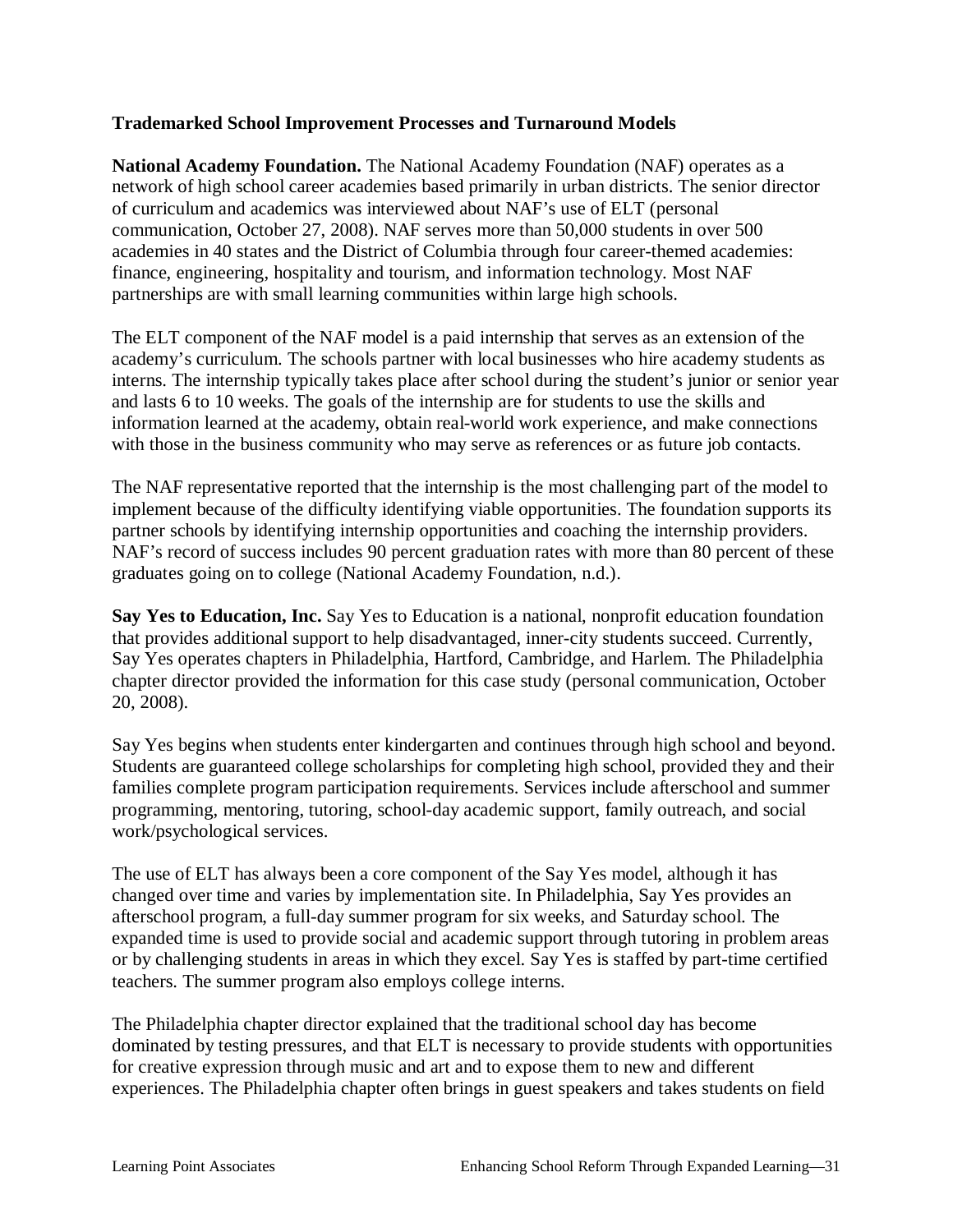### Trademarked School Improvement Processes and Turnaround Models

**National Academy Foundation.** The National Academy Foundation (NAF) operates as a network of high school career academies based primarily in urban districts. The senior director of curriculum and academics was interviewed about NAF's use of ELT (personal communication, October 27, 2008). NAF serves more than 50,000 students in over 500 academies in 40 states and the District of Columbia through four career-themed academies: finance, engineering, hospitality and tourism, and information technology. Most NAF partnerships are with small learning communities within large high schools.

The ELT component of the NAF model is a paid internship that serves as an extension of the academy's curriculum. The schools partner with local businesses who hire academy students as interns. The internship typically takes place after school during the student's junior or senior year and lasts 6 to 10 weeks. The goals of the internship are for students to use the skills and information learned at the academy, obtain real-world work experience, and make connections with those in the business community who may serve as references or as future job contacts.

The NAF representative reported that the internship is the most challenging part of the model to implement because of the difficulty identifying viable opportunities. The foundation supports its partner schools by identifying internship opportunities and coaching the internship providers. NAF's record of success includes 90 percent graduation rates with more than 80 percent of these graduates going on to college (National Academy Foundation, n.d.).

**Say Yes to Education, Inc.** Say Yes to Education is a national, nonprofit education foundation that provides additional support to help disadvantaged, inner-city students succeed. Currently, Say Yes operates chapters in Philadelphia, Hartford, Cambridge, and Harlem. The Philadelphia chapter director provided the information for this case study (personal communication, October 20, 2008).

Say Yes begins when students enter kindergarten and continues through high school and beyond. Students are guaranteed college scholarships for completing high school, provided they and their families complete program participation requirements. Services include afterschool and summer programming, mentoring, tutoring, school-day academic support, family outreach, and social work/psychological services.

The use of ELT has always been a core component of the Say Yes model, although it has changed over time and varies by implementation site. In Philadelphia, Say Yes provides an afterschool program, a full-day summer program for six weeks, and Saturday school. The expanded time is used to provide social and academic support through tutoring in problem areas or by challenging students in areas in which they excel. Say Yes is staffed by part-time certified teachers. The summer program also employs college interns.

The Philadelphia chapter director explained that the traditional school day has become dominated by testing pressures, and that ELT is necessary to provide students with opportunities for creative expression through music and art and to expose them to new and different experiences. The Philadelphia chapter often brings in guest speakers and takes students on field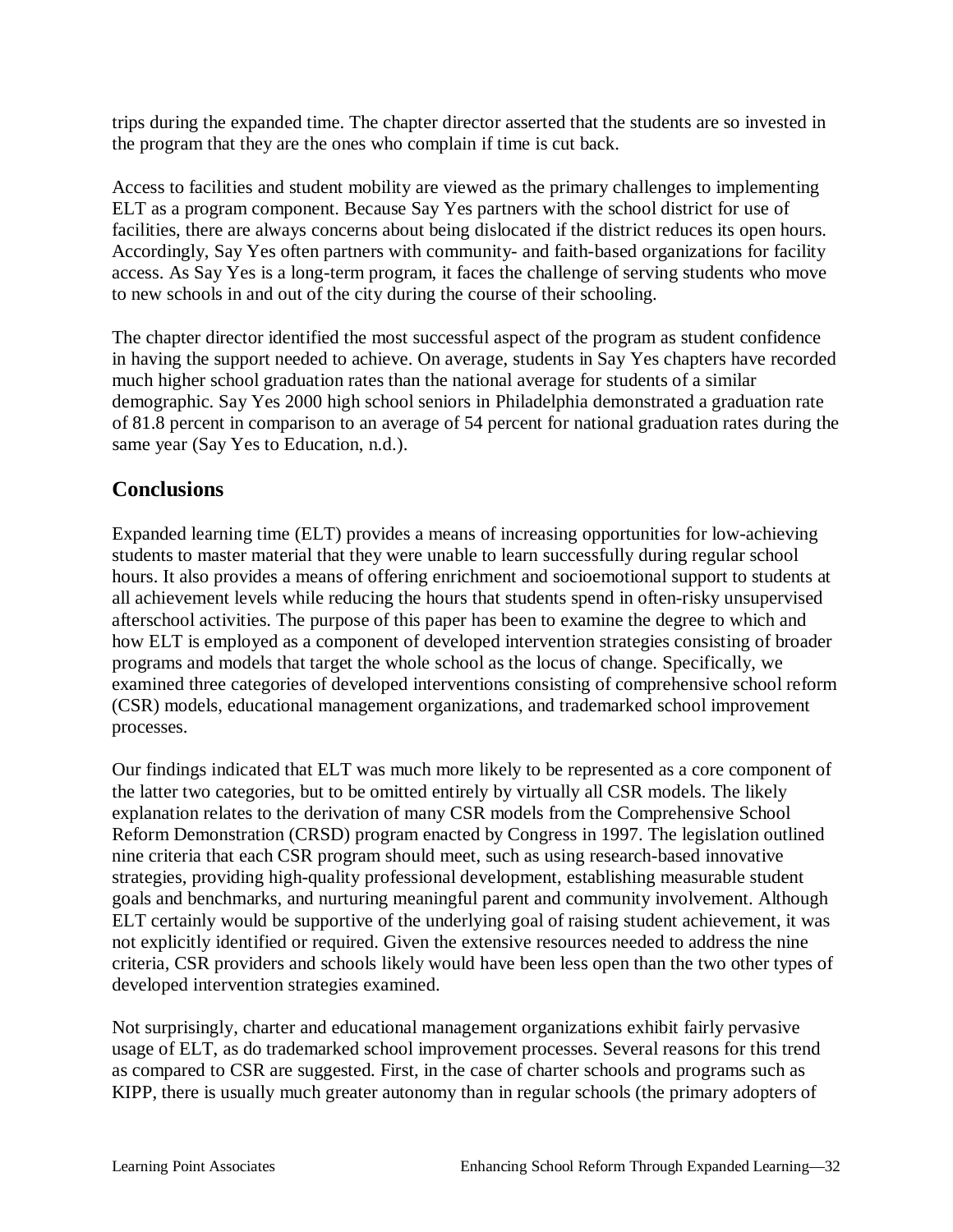trips during the expanded time. The chapter director asserted that the students are so invested in the program that they are the ones who complain if time is cut back.

Access to facilities and student mobility are viewed as the primary challenges to implementing ELT as a program component. Because Say Yes partners with the school district for use of facilities, there are always concerns about being dislocated if the district reduces its open hours. Accordingly, Say Yes often partners with community- and faith-based organizations for facility access. As Say Yes is a long-term program, it faces the challenge of serving students who move to new schools in and out of the city during the course of their schooling.

The chapter director identified the most successful aspect of the program as student confidence in having the support needed to achieve. On average, students in Say Yes chapters have recorded much higher school graduation rates than the national average for students of a similar demographic. Say Yes 2000 high school seniors in Philadelphia demonstrated a graduation rate of 81.8 percent in comparison to an average of 54 percent for national graduation rates during the same year (Say Yes to Education, n.d.).

## Conclusions

Expanded learning time (ELT) provides a means of increasing opportunities for low-achieving students to master material that they were unable to learn successfully during regular school hours. It also provides a means of offering enrichment and socioemotional support to students at all achievement levels while reducing the hours that students spend in often-risky unsupervised afterschool activities. The purpose of this paper has been to examine the degree to which and how ELT is employed as a component of developed intervention strategies consisting of broader programs and models that target the whole school as the locus of change. Specifically, we examined three categories of developed interventions consisting of comprehensive school reform (CSR) models, educational management organizations, and trademarked school improvement processes.

Our findings indicated that ELT was much more likely to be represented as a core component of the latter two categories, but to be omitted entirely by virtually all CSR models. The likely explanation relates to the derivation of many CSR models from the Comprehensive School Reform Demonstration (CRSD) program enacted by Congress in 1997. The legislation outlined nine criteria that each CSR program should meet, such as using research-based innovative strategies, providing high-quality professional development, establishing measurable student goals and benchmarks, and nurturing meaningful parent and community involvement. Although ELT certainly would be supportive of the underlying goal of raising student achievement, it was not explicitly identified or required. Given the extensive resources needed to address the nine criteria, CSR providers and schools likely would have been less open than the two other types of developed intervention strategies examined.

Not surprisingly, charter and educational management organizations exhibit fairly pervasive usage of ELT, as do trademarked school improvement processes. Several reasons for this trend as compared to CSR are suggested. First, in the case of charter schools and programs such as KIPP, there is usually much greater autonomy than in regular schools (the primary adopters of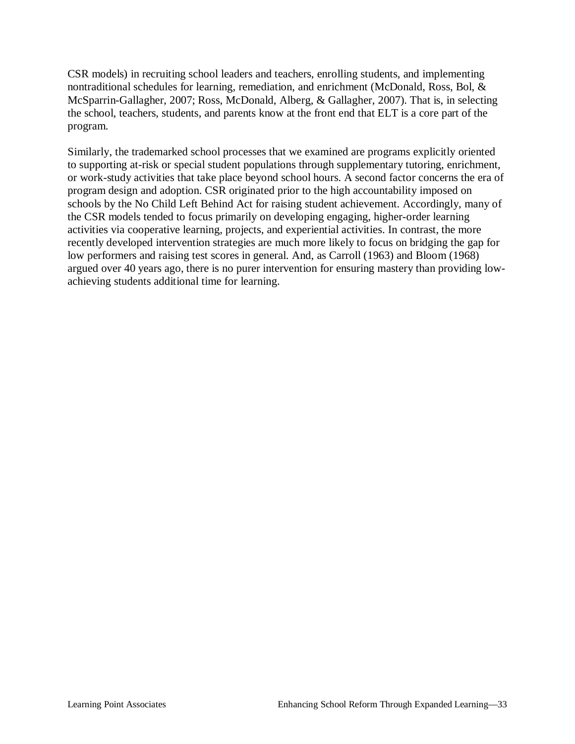CSR models) in recruiting school leaders and teachers, enrolling students, and implementing nontraditional schedules for learning, remediation, and enrichment (McDonald, Ross, Bol, & McSparrin-Gallagher, 2007; Ross, McDonald, Alberg, & Gallagher, 2007). That is, in selecting the school, teachers, students, and parents know at the front end that ELT is a core part of the program.

Similarly, the trademarked school processes that we examined are programs explicitly oriented to supporting at-risk or special student populations through supplementary tutoring, enrichment, or work-study activities that take place beyond school hours. A second factor concerns the era of program design and adoption. CSR originated prior to the high accountability imposed on schools by the No Child Left Behind Act for raising student achievement. Accordingly, many of the CSR models tended to focus primarily on developing engaging, higher-order learning activities via cooperative learning, projects, and experiential activities. In contrast, the more recently developed intervention strategies are much more likely to focus on bridging the gap for low performers and raising test scores in general. And, as Carroll (1963) and Bloom (1968) argued over 40 years ago, there is no purer intervention for ensuring mastery than providing low-achieving students additional time for learning.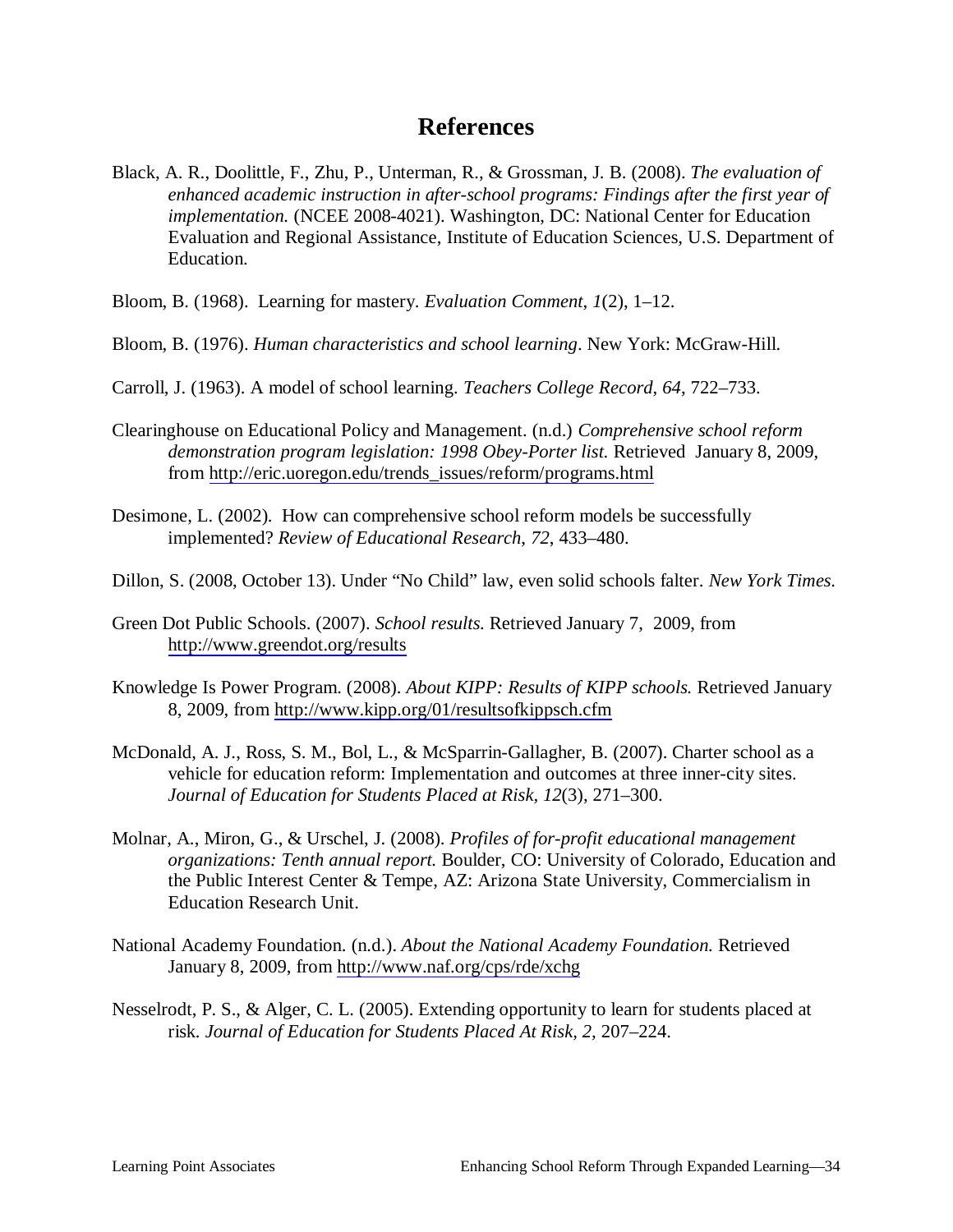# References

Black, A. R., Doolittle, F., Zhu, P., Unterman, R., & Grossman, J. B. (2008). *The evaluation of enhanced academic instruction in after-school programs: Findings after the first year of implementation.* (NCEE 2008-4021). Washington, DC: National Center for Education Evaluation and Regional Assistance, Institute of Education Sciences, U.S. Department of Education.

Bloom, B. (1968). Learning for mastery. *Evaluation Comment*, *1*(2), 1–12.

Bloom, B. (1976). *Human characteristics and school learning*. New York: McGraw-Hill.

Carroll, J. (1963). A model of school learning. *Teachers College Record*, *64*, 722–733.

Clearinghouse on Educational Policy and Management. (n.d.) *Comprehensive school reform demonstration program legislation: 1998 Obey-Porter list.* Retrieved January 8, 2009, from http://eric.uoregon.edu/trends_issues/reform/programs.html

Desimone, L. (2002). How can comprehensive school reform models be successfully implemented? *Review of Educational Research*, *72*, 433–480.

Dillon, S. (2008, October 13). Under "No Child" law, even solid schools falter. *New York Times.*

Green Dot Public Schools. (2007). *School results.* Retrieved January 7, 2009, from http://www.greendot.org/results

Knowledge Is Power Program. (2008). *About KIPP: Results of KIPP schools.* Retrieved January 8, 2009, from http://www.kipp.org/01/resultsofkippsch.cfm

McDonald, A. J., Ross, S. M., Bol, L., & McSparrin-Gallagher, B. (2007). Charter school as a vehicle for education reform: Implementation and outcomes at three inner-city sites. *Journal of Education for Students Placed at Risk*, *12*(3), 271–300.

Molnar, A., Miron, G., & Urschel, J. (2008). *Profiles of for-profit educational management organizations: Tenth annual report.* Boulder, CO: University of Colorado, Education and the Public Interest Center & Tempe, AZ: Arizona State University, Commercialism in Education Research Unit.

National Academy Foundation. (n.d.). *About the National Academy Foundation.* Retrieved January 8, 2009, from http://www.naf.org/cps/rde/xchg

Nesselrodt, P. S., & Alger, C. L. (2005). Extending opportunity to learn for students placed at risk. *Journal of Education for Students Placed At Risk*, *2,* 207–224.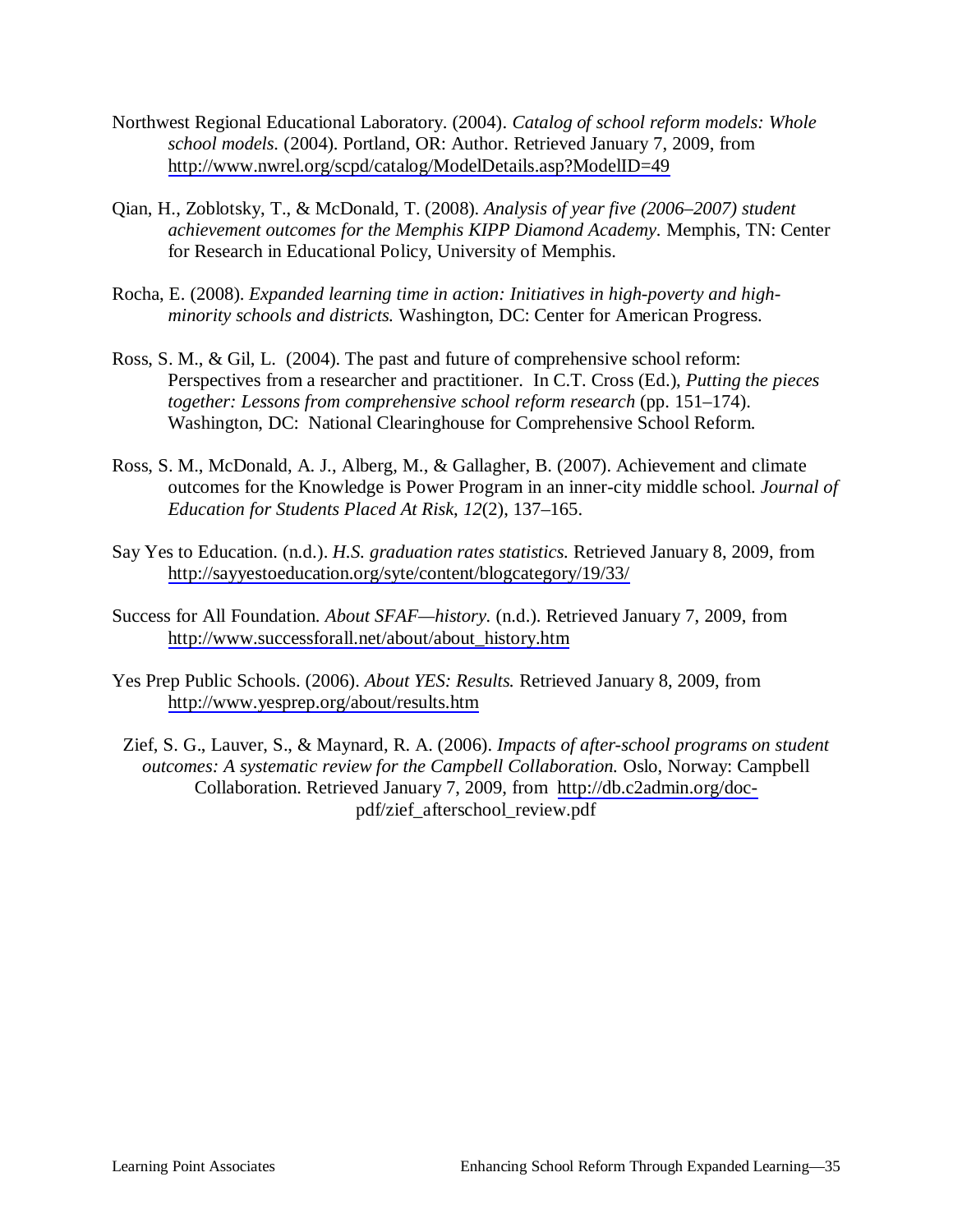Northwest Regional Educational Laboratory. (2004). *Catalog of school reform models: Whole school models.* (2004). Portland, OR: Author. Retrieved January 7, 2009, from http://www.nwrel.org/scpd/catalog/ModelDetails.asp?ModelID=49

Qian, H., Zoblotsky, T., & McDonald, T. (2008). *Analysis of year five (2006–2007) student achievement outcomes for the Memphis KIPP Diamond Academy.* Memphis, TN: Center for Research in Educational Policy, University of Memphis.

Rocha, E. (2008). *Expanded learning time in action: Initiatives in high-poverty and high-minority schools and districts.* Washington, DC: Center for American Progress.

Ross, S. M., & Gil, L. (2004). The past and future of comprehensive school reform: Perspectives from a researcher and practitioner. In C.T. Cross (Ed.), *Putting the pieces together: Lessons from comprehensive school reform research* (pp. 151–174). Washington, DC: National Clearinghouse for Comprehensive School Reform.

Ross, S. M., McDonald, A. J., Alberg, M., & Gallagher, B. (2007). Achievement and climate outcomes for the Knowledge is Power Program in an inner-city middle school. *Journal of Education for Students Placed At Risk*, *12*(2), 137–165.

Say Yes to Education. (n.d.). *H.S. graduation rates statistics.* Retrieved January 8, 2009, from http://sayyestoeducation.org/syte/content/blogcategory/19/33/

Success for All Foundation. *About SFAF—history.* (n.d.). Retrieved January 7, 2009, from http://www.successforall.net/about/about_history.htm

Yes Prep Public Schools. (2006). *About YES: Results.* Retrieved January 8, 2009, from http://www.yesprep.org/about/results.htm

Zief, S. G., Lauver, S., & Maynard, R. A. (2006). *Impacts of after-school programs on student outcomes: A systematic review for the Campbell Collaboration.* Oslo, Norway: Campbell Collaboration. Retrieved January 7, 2009, from http://db.c2admin.org/doc-pdf/zief_afterschool_review.pdf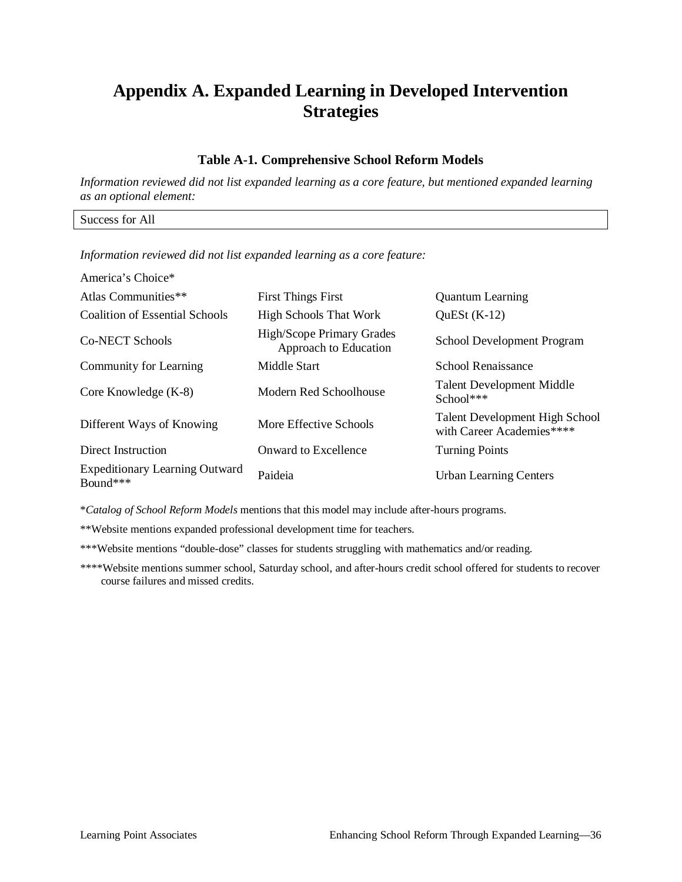# Appendix A. Expanded Learning in Developed Intervention Strategies

### Table A-1. Comprehensive School Reform Models

*Information reviewed did not list expanded learning as a core feature, but mentioned expanded learning as an optional element:*

| Success for All |
|---|

*Information reviewed did not list expanded learning as a core feature:*

America's Choice*

| | | |
|---|---|---|
| Atlas Communities** | First Things First | Quantum Learning |
| Coalition of Essential Schools | High Schools That Work | QuESt (K-12) |
| Co-NECT Schools | High/Scope Primary Grades Approach to Education | School Development Program |
| Community for Learning | Middle Start | School Renaissance |
| Core Knowledge (K-8) | Modern Red Schoolhouse | Talent Development Middle School*** |
| Different Ways of Knowing | More Effective Schools | Talent Development High School with Career Academies**** |
| Direct Instruction | Onward to Excellence | Turning Points |
| Expeditionary Learning Outward Bound*** | Paideia | Urban Learning Centers |

**Catalog of School Reform Models* mentions that this model may include after-hours programs.

**Website mentions expanded professional development time for teachers.

***Website mentions "double-dose" classes for students struggling with mathematics and/or reading.

****Website mentions summer school, Saturday school, and after-hours credit school offered for students to recover course failures and missed credits.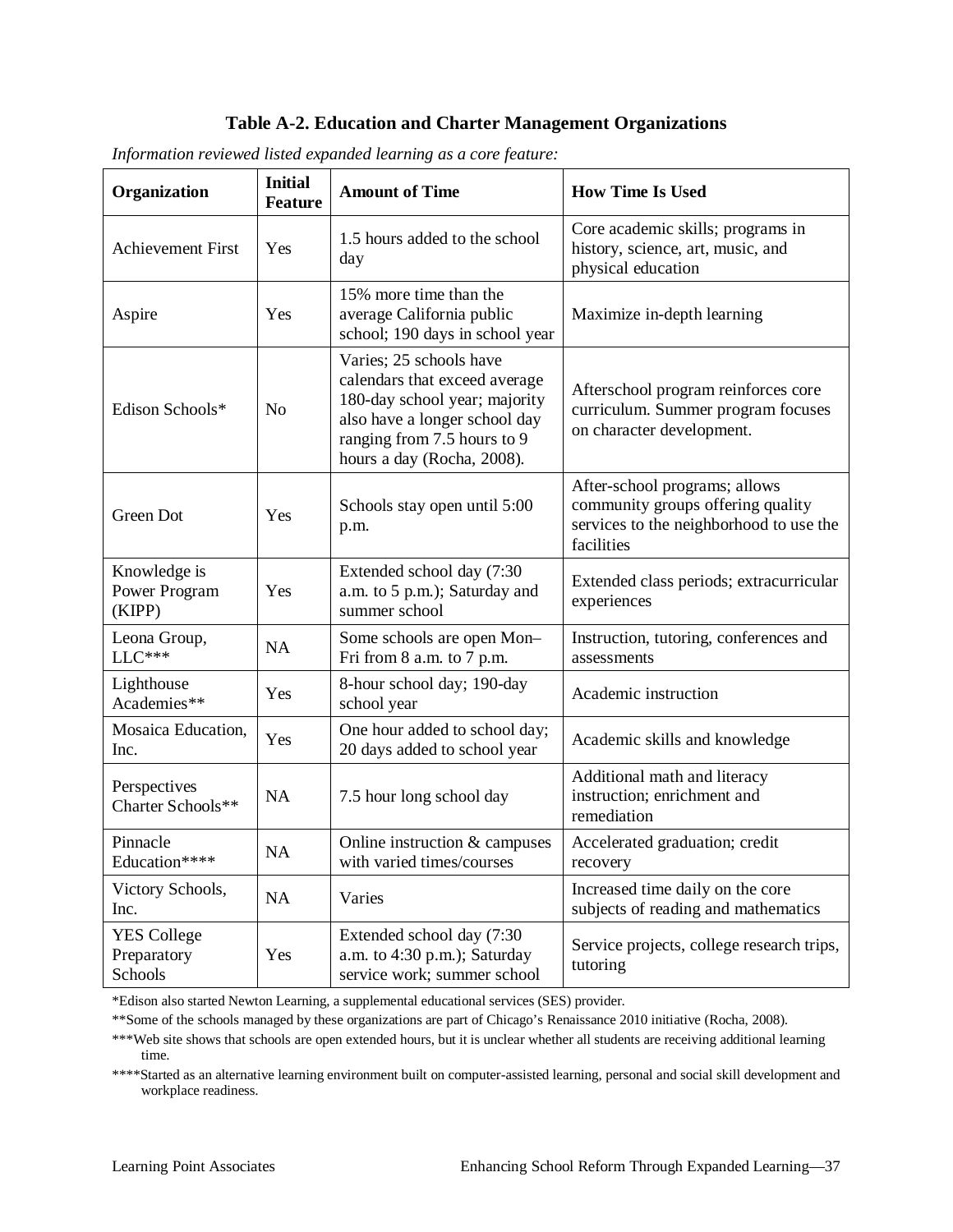**Table A-2. Education and Charter Management Organizations**

*Information reviewed listed expanded learning as a core feature:*

| Organization | Initial Feature | Amount of Time | How Time Is Used |
|---|---|---|---|
| Achievement First | Yes | 1.5 hours added to the school day | Core academic skills; programs in history, science, art, music, and physical education |
| Aspire | Yes | 15% more time than the average California public school; 190 days in school year | Maximize in-depth learning |
| Edison Schools* | No | Varies; 25 schools have calendars that exceed average 180-day school year; majority also have a longer school day ranging from 7.5 hours to 9 hours a day (Rocha, 2008). | Afterschool program reinforces core curriculum. Summer program focuses on character development. |
| Green Dot | Yes | Schools stay open until 5:00 p.m. | After-school programs; allows community groups offering quality services to the neighborhood to use the facilities |
| Knowledge is Power Program (KIPP) | Yes | Extended school day (7:30 a.m. to 5 p.m.); Saturday and summer school | Extended class periods; extracurricular experiences |
| Leona Group, LLC*** | NA | Some schools are open Mon–Fri from 8 a.m. to 7 p.m. | Instruction, tutoring, conferences and assessments |
| Lighthouse Academies** | Yes | 8-hour school day; 190-day school year | Academic instruction |
| Mosaica Education, Inc. | Yes | One hour added to school day; 20 days added to school year | Academic skills and knowledge |
| Perspectives Charter Schools** | NA | 7.5 hour long school day | Additional math and literacy instruction; enrichment and remediation |
| Pinnacle Education**** | NA | Online instruction & campuses with varied times/courses | Accelerated graduation; credit recovery |
| Victory Schools, Inc. | NA | Varies | Increased time daily on the core subjects of reading and mathematics |
| YES College Preparatory Schools | Yes | Extended school day (7:30 a.m. to 4:30 p.m.); Saturday service work; summer school | Service projects, college research trips, tutoring |

*Edison also started Newton Learning, a supplemental educational services (SES) provider.

**Some of the schools managed by these organizations are part of Chicago's Renaissance 2010 initiative (Rocha, 2008).

***Web site shows that schools are open extended hours, but it is unclear whether all students are receiving additional learning time.

****Started as an alternative learning environment built on computer-assisted learning, personal and social skill development and workplace readiness.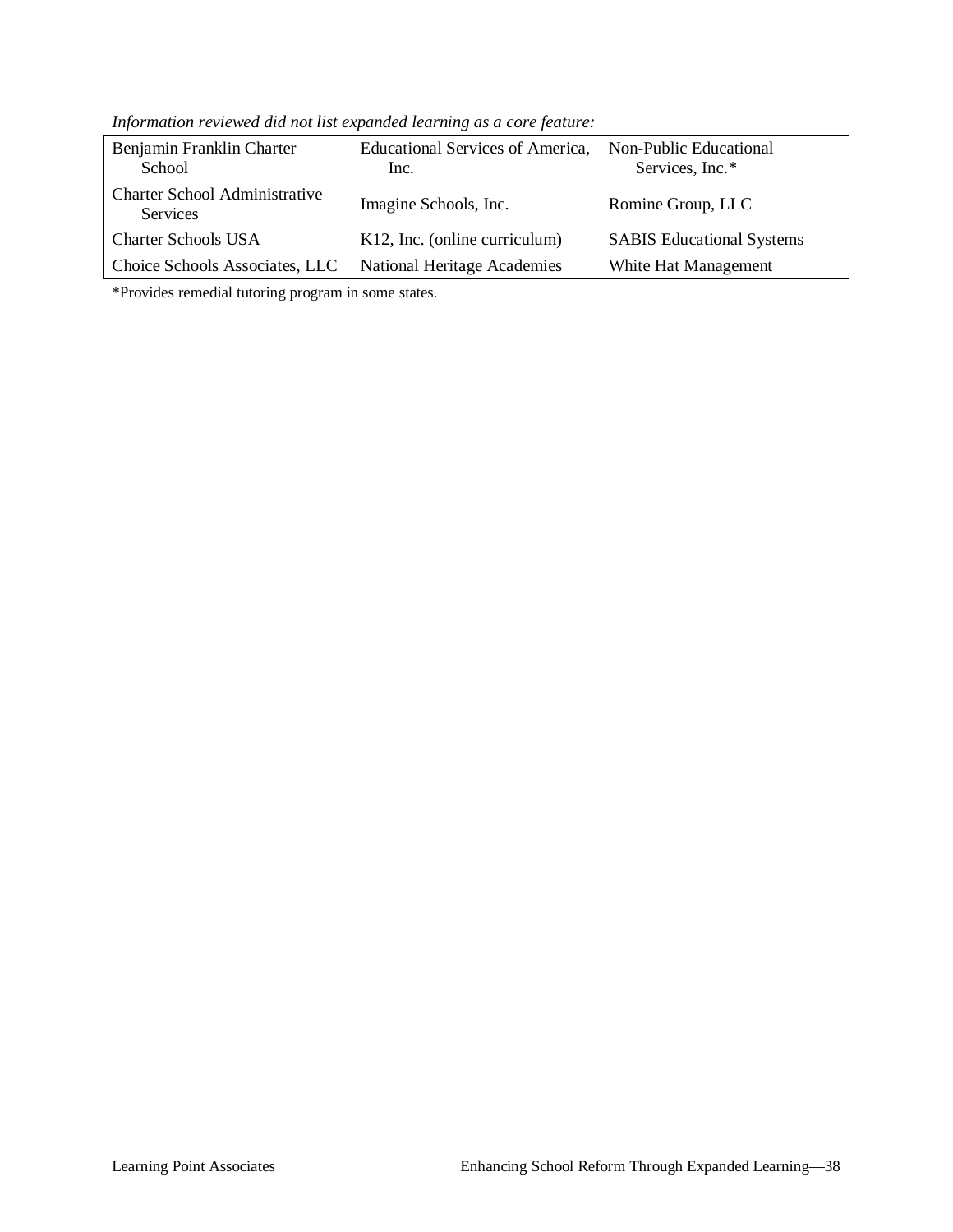*Information reviewed did not list expanded learning as a core feature:*

| | | |
|---|---|---|
| Benjamin Franklin Charter School | Educational Services of America, Inc. | Non-Public Educational Services, Inc.* |
| Charter School Administrative Services | Imagine Schools, Inc. | Romine Group, LLC |
| Charter Schools USA | K12, Inc. (online curriculum) | SABIS Educational Systems |
| Choice Schools Associates, LLC | National Heritage Academies | White Hat Management |

*Provides remedial tutoring program in some states.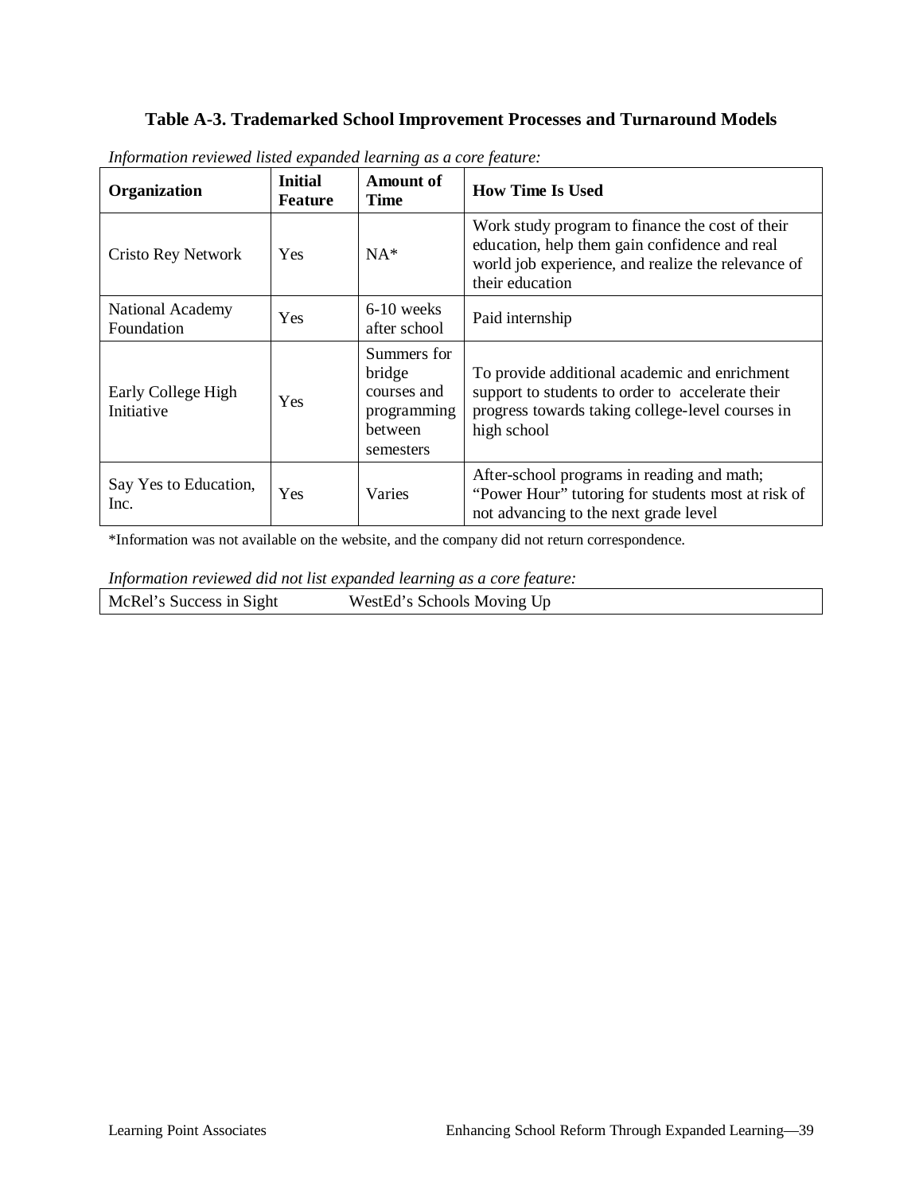**Table A-3. Trademarked School Improvement Processes and Turnaround Models**

*Information reviewed listed expanded learning as a core feature:*

| Organization | Initial Feature | Amount of Time | How Time Is Used |
|---|---|---|---|
| Cristo Rey Network | Yes | NA* | Work study program to finance the cost of their education, help them gain confidence and real world job experience, and realize the relevance of their education |
| National Academy Foundation | Yes | 6-10 weeks after school | Paid internship |
| Early College High Initiative | Yes | Summers for bridge courses and programming between semesters | To provide additional academic and enrichment support to students to order to accelerate their progress towards taking college-level courses in high school |
| Say Yes to Education, Inc. | Yes | Varies | After-school programs in reading and math; "Power Hour" tutoring for students most at risk of not advancing to the next grade level |

*Information was not available on the website, and the company did not return correspondence.

*Information reviewed did not list expanded learning as a core feature:*

| | |
|---|---|
| McRel's Success in Sight | WestEd's Schools Moving Up |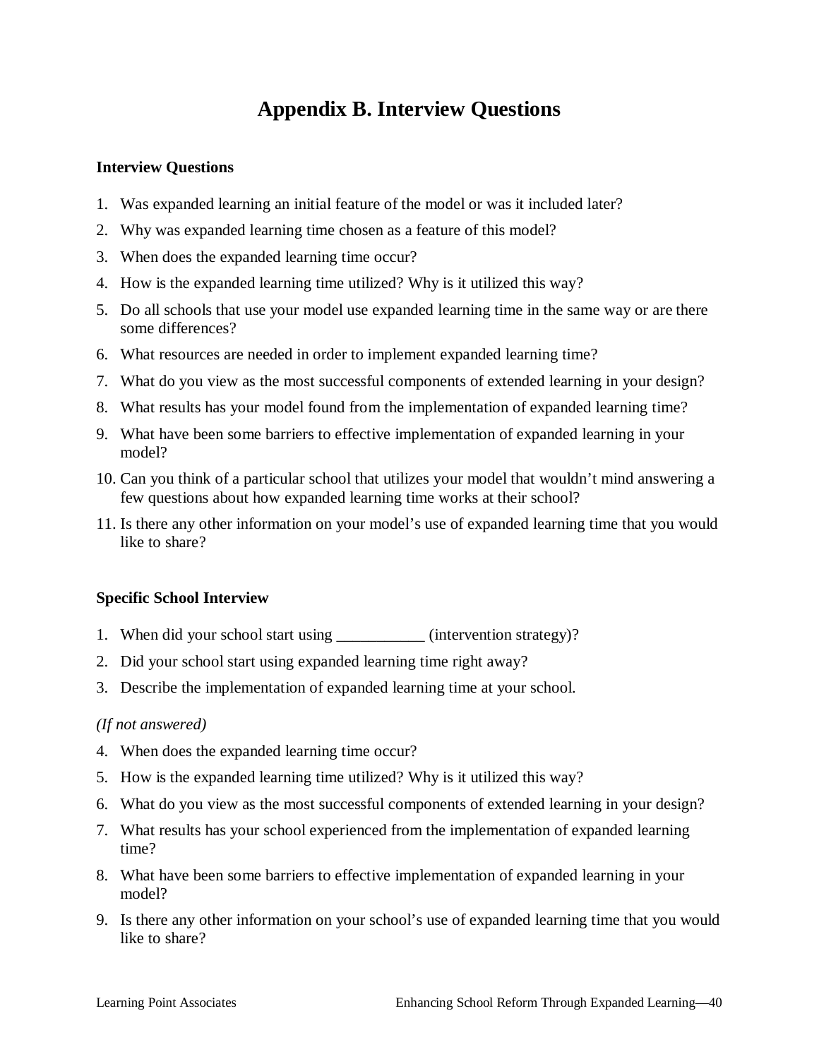# Appendix B. Interview Questions

**Interview Questions**

1. Was expanded learning an initial feature of the model or was it included later?
2. Why was expanded learning time chosen as a feature of this model?
3. When does the expanded learning time occur?
4. How is the expanded learning time utilized? Why is it utilized this way?
5. Do all schools that use your model use expanded learning time in the same way or are there some differences?
6. What resources are needed in order to implement expanded learning time?
7. What do you view as the most successful components of extended learning in your design?
8. What results has your model found from the implementation of expanded learning time?
9. What have been some barriers to effective implementation of expanded learning in your model?
10. Can you think of a particular school that utilizes your model that wouldn't mind answering a few questions about how expanded learning time works at their school?
11. Is there any other information on your model's use of expanded learning time that you would like to share?

**Specific School Interview**

1. When did your school start using ___________ (intervention strategy)?
2. Did your school start using expanded learning time right away?
3. Describe the implementation of expanded learning time at your school.

*(If not answered)*

4. When does the expanded learning time occur?
5. How is the expanded learning time utilized? Why is it utilized this way?
6. What do you view as the most successful components of extended learning in your design?
7. What results has your school experienced from the implementation of expanded learning time?
8. What have been some barriers to effective implementation of expanded learning in your model?
9. Is there any other information on your school's use of expanded learning time that you would like to share?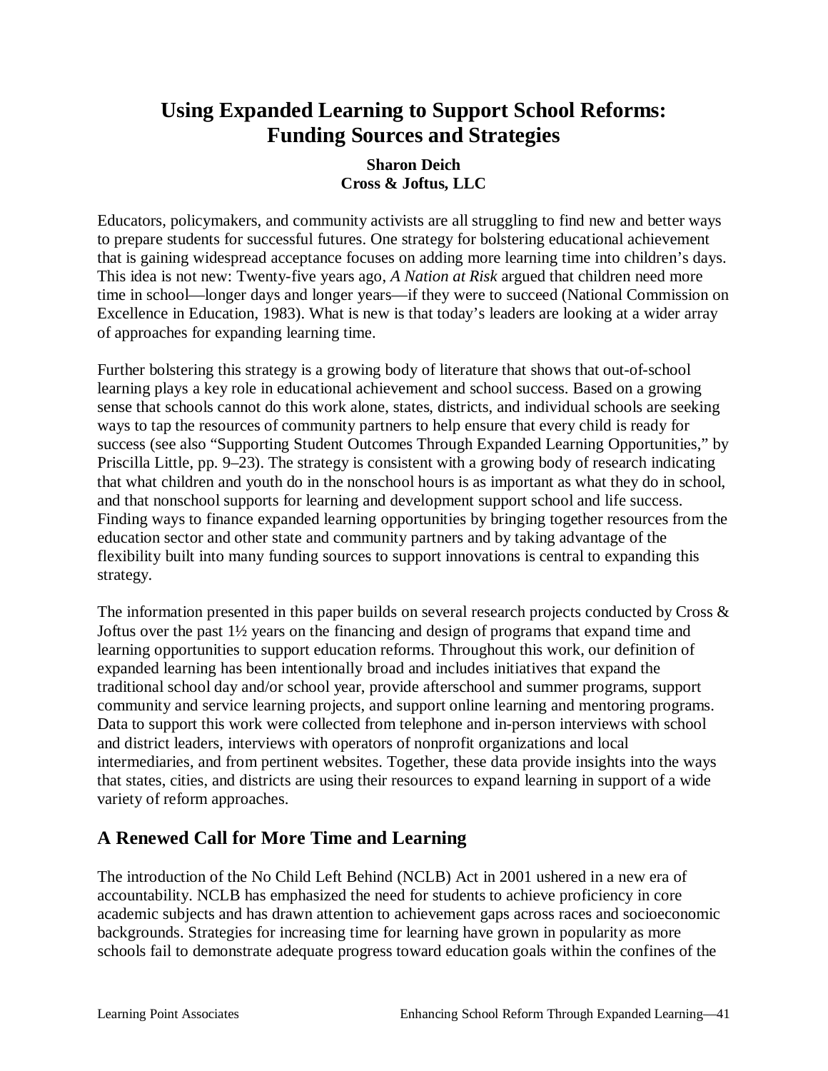# Using Expanded Learning to Support School Reforms: Funding Sources and Strategies

**Sharon Deich**
**Cross & Joftus, LLC**

Educators, policymakers, and community activists are all struggling to find new and better ways to prepare students for successful futures. One strategy for bolstering educational achievement that is gaining widespread acceptance focuses on adding more learning time into children's days. This idea is not new: Twenty-five years ago, *A Nation at Risk* argued that children need more time in school—longer days and longer years—if they were to succeed (National Commission on Excellence in Education, 1983). What is new is that today's leaders are looking at a wider array of approaches for expanding learning time.

Further bolstering this strategy is a growing body of literature that shows that out-of-school learning plays a key role in educational achievement and school success. Based on a growing sense that schools cannot do this work alone, states, districts, and individual schools are seeking ways to tap the resources of community partners to help ensure that every child is ready for success (see also "Supporting Student Outcomes Through Expanded Learning Opportunities," by Priscilla Little, pp. 9–23). The strategy is consistent with a growing body of research indicating that what children and youth do in the nonschool hours is as important as what they do in school, and that nonschool supports for learning and development support school and life success. Finding ways to finance expanded learning opportunities by bringing together resources from the education sector and other state and community partners and by taking advantage of the flexibility built into many funding sources to support innovations is central to expanding this strategy.

The information presented in this paper builds on several research projects conducted by Cross & Joftus over the past 1½ years on the financing and design of programs that expand time and learning opportunities to support education reforms. Throughout this work, our definition of expanded learning has been intentionally broad and includes initiatives that expand the traditional school day and/or school year, provide afterschool and summer programs, support community and service learning projects, and support online learning and mentoring programs. Data to support this work were collected from telephone and in-person interviews with school and district leaders, interviews with operators of nonprofit organizations and local intermediaries, and from pertinent websites. Together, these data provide insights into the ways that states, cities, and districts are using their resources to expand learning in support of a wide variety of reform approaches.

## A Renewed Call for More Time and Learning

The introduction of the No Child Left Behind (NCLB) Act in 2001 ushered in a new era of accountability. NCLB has emphasized the need for students to achieve proficiency in core academic subjects and has drawn attention to achievement gaps across races and socioeconomic backgrounds. Strategies for increasing time for learning have grown in popularity as more schools fail to demonstrate adequate progress toward education goals within the confines of the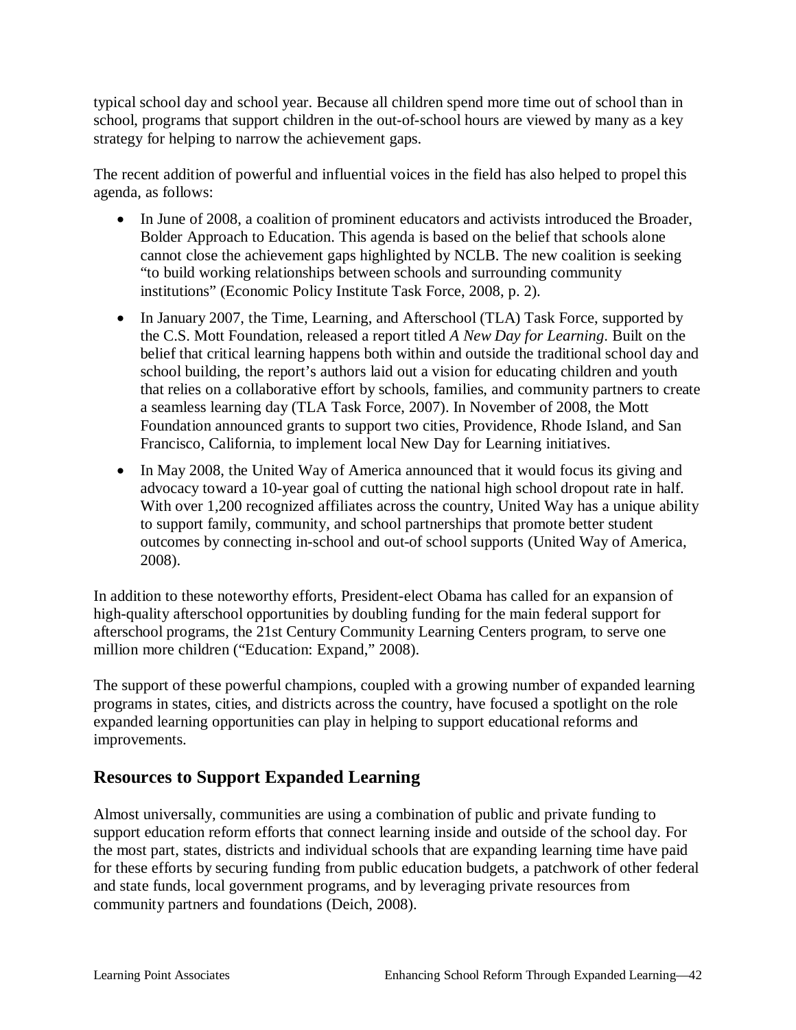typical school day and school year. Because all children spend more time out of school than in school, programs that support children in the out-of-school hours are viewed by many as a key strategy for helping to narrow the achievement gaps.

The recent addition of powerful and influential voices in the field has also helped to propel this agenda, as follows:

- In June of 2008, a coalition of prominent educators and activists introduced the Broader, Bolder Approach to Education. This agenda is based on the belief that schools alone cannot close the achievement gaps highlighted by NCLB. The new coalition is seeking "to build working relationships between schools and surrounding community institutions" (Economic Policy Institute Task Force, 2008, p. 2).
- In January 2007, the Time, Learning, and Afterschool (TLA) Task Force, supported by the C.S. Mott Foundation, released a report titled *A New Day for Learning*. Built on the belief that critical learning happens both within and outside the traditional school day and school building, the report's authors laid out a vision for educating children and youth that relies on a collaborative effort by schools, families, and community partners to create a seamless learning day (TLA Task Force, 2007). In November of 2008, the Mott Foundation announced grants to support two cities, Providence, Rhode Island, and San Francisco, California, to implement local New Day for Learning initiatives.
- In May 2008, the United Way of America announced that it would focus its giving and advocacy toward a 10-year goal of cutting the national high school dropout rate in half. With over 1,200 recognized affiliates across the country, United Way has a unique ability to support family, community, and school partnerships that promote better student outcomes by connecting in-school and out-of school supports (United Way of America, 2008).

In addition to these noteworthy efforts, President-elect Obama has called for an expansion of high-quality afterschool opportunities by doubling funding for the main federal support for afterschool programs, the 21st Century Community Learning Centers program, to serve one million more children ("Education: Expand," 2008).

The support of these powerful champions, coupled with a growing number of expanded learning programs in states, cities, and districts across the country, have focused a spotlight on the role expanded learning opportunities can play in helping to support educational reforms and improvements.

## Resources to Support Expanded Learning

Almost universally, communities are using a combination of public and private funding to support education reform efforts that connect learning inside and outside of the school day. For the most part, states, districts and individual schools that are expanding learning time have paid for these efforts by securing funding from public education budgets, a patchwork of other federal and state funds, local government programs, and by leveraging private resources from community partners and foundations (Deich, 2008).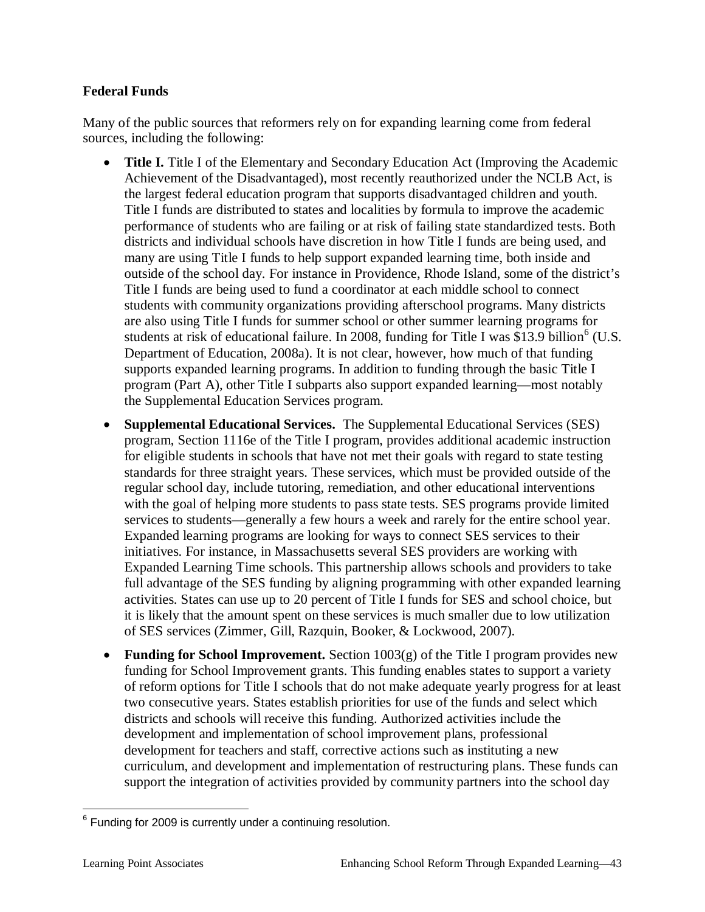**Federal Funds**

Many of the public sources that reformers rely on for expanding learning come from federal sources, including the following:

- **Title I.** Title I of the Elementary and Secondary Education Act (Improving the Academic Achievement of the Disadvantaged), most recently reauthorized under the NCLB Act, is the largest federal education program that supports disadvantaged children and youth. Title I funds are distributed to states and localities by formula to improve the academic performance of students who are failing or at risk of failing state standardized tests. Both districts and individual schools have discretion in how Title I funds are being used, and many are using Title I funds to help support expanded learning time, both inside and outside of the school day. For instance in Providence, Rhode Island, some of the district's Title I funds are being used to fund a coordinator at each middle school to connect students with community organizations providing afterschool programs. Many districts are also using Title I funds for summer school or other summer learning programs for students at risk of educational failure. In 2008, funding for Title I was $13.9 billion[6] (U.S. Department of Education, 2008a). It is not clear, however, how much of that funding supports expanded learning programs. In addition to funding through the basic Title I program (Part A), other Title I subparts also support expanded learning—most notably the Supplemental Education Services program.
- **Supplemental Educational Services.** The Supplemental Educational Services (SES) program, Section 1116e of the Title I program, provides additional academic instruction for eligible students in schools that have not met their goals with regard to state testing standards for three straight years. These services, which must be provided outside of the regular school day, include tutoring, remediation, and other educational interventions with the goal of helping more students to pass state tests. SES programs provide limited services to students—generally a few hours a week and rarely for the entire school year. Expanded learning programs are looking for ways to connect SES services to their initiatives. For instance, in Massachusetts several SES providers are working with Expanded Learning Time schools. This partnership allows schools and providers to take full advantage of the SES funding by aligning programming with other expanded learning activities. States can use up to 20 percent of Title I funds for SES and school choice, but it is likely that the amount spent on these services is much smaller due to low utilization of SES services (Zimmer, Gill, Razquin, Booker, & Lockwood, 2007).
- **Funding for School Improvement.** Section 1003(g) of the Title I program provides new funding for School Improvement grants. This funding enables states to support a variety of reform options for Title I schools that do not make adequate yearly progress for at least two consecutive years. States establish priorities for use of the funds and select which districts and schools will receive this funding. Authorized activities include the development and implementation of school improvement plans, professional development for teachers and staff, corrective actions such as instituting a new curriculum, and development and implementation of restructuring plans. These funds can support the integration of activities provided by community partners into the school day

[6] Funding for 2009 is currently under a continuing resolution.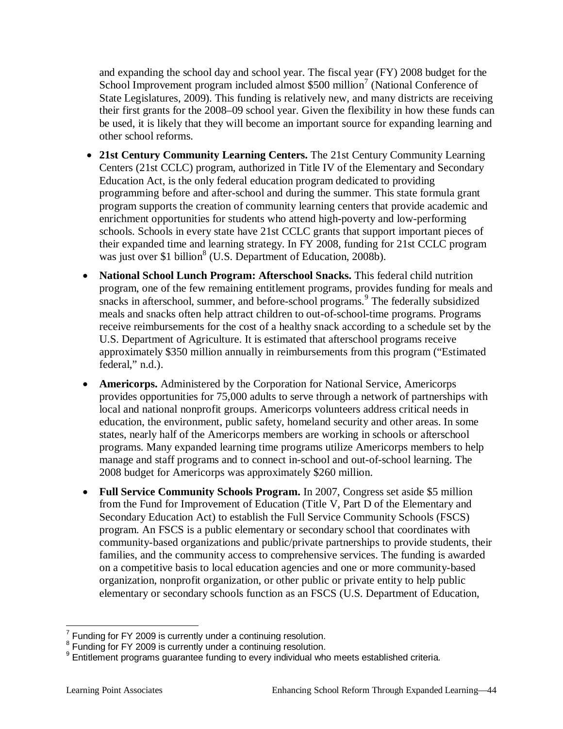and expanding the school day and school year. The fiscal year (FY) 2008 budget for the School Improvement program included almost $500 million[7] (National Conference of State Legislatures, 2009). This funding is relatively new, and many districts are receiving their first grants for the 2008–09 school year. Given the flexibility in how these funds can be used, it is likely that they will become an important source for expanding learning and other school reforms.

- **21st Century Community Learning Centers.** The 21st Century Community Learning Centers (21st CCLC) program, authorized in Title IV of the Elementary and Secondary Education Act, is the only federal education program dedicated to providing programming before and after-school and during the summer. This state formula grant program supports the creation of community learning centers that provide academic and enrichment opportunities for students who attend high-poverty and low-performing schools. Schools in every state have 21st CCLC grants that support important pieces of their expanded time and learning strategy. In FY 2008, funding for 21st CCLC program was just over $1 billion[8] (U.S. Department of Education, 2008b).
- **National School Lunch Program: Afterschool Snacks.** This federal child nutrition program, one of the few remaining entitlement programs, provides funding for meals and snacks in afterschool, summer, and before-school programs.[9] The federally subsidized meals and snacks often help attract children to out-of-school-time programs. Programs receive reimbursements for the cost of a healthy snack according to a schedule set by the U.S. Department of Agriculture. It is estimated that afterschool programs receive approximately $350 million annually in reimbursements from this program ("Estimated federal," n.d.).
- **Americorps.** Administered by the Corporation for National Service, Americorps provides opportunities for 75,000 adults to serve through a network of partnerships with local and national nonprofit groups. Americorps volunteers address critical needs in education, the environment, public safety, homeland security and other areas. In some states, nearly half of the Americorps members are working in schools or afterschool programs. Many expanded learning time programs utilize Americorps members to help manage and staff programs and to connect in-school and out-of-school learning. The 2008 budget for Americorps was approximately $260 million.
- **Full Service Community Schools Program.** In 2007, Congress set aside $5 million from the Fund for Improvement of Education (Title V, Part D of the Elementary and Secondary Education Act) to establish the Full Service Community Schools (FSCS) program. An FSCS is a public elementary or secondary school that coordinates with community-based organizations and public/private partnerships to provide students, their families, and the community access to comprehensive services. The funding is awarded on a competitive basis to local education agencies and one or more community-based organization, nonprofit organization, or other public or private entity to help public elementary or secondary schools function as an FSCS (U.S. Department of Education,

---

[7] Funding for FY 2009 is currently under a continuing resolution.

[8] Funding for FY 2009 is currently under a continuing resolution.

[9] Entitlement programs guarantee funding to every individual who meets established criteria.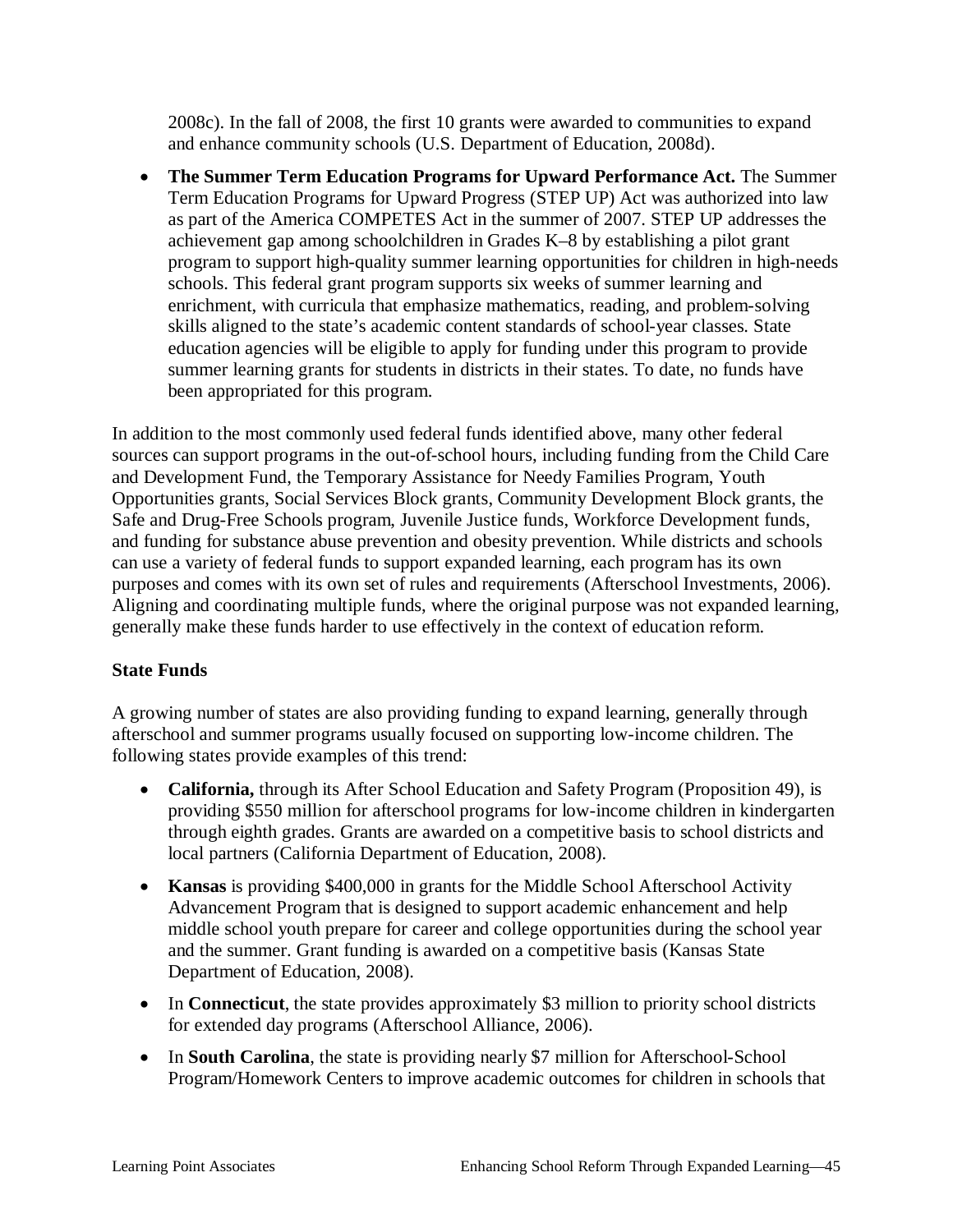2008c). In the fall of 2008, the first 10 grants were awarded to communities to expand and enhance community schools (U.S. Department of Education, 2008d).

- **The Summer Term Education Programs for Upward Performance Act.** The Summer Term Education Programs for Upward Progress (STEP UP) Act was authorized into law as part of the America COMPETES Act in the summer of 2007. STEP UP addresses the achievement gap among schoolchildren in Grades K–8 by establishing a pilot grant program to support high-quality summer learning opportunities for children in high-needs schools. This federal grant program supports six weeks of summer learning and enrichment, with curricula that emphasize mathematics, reading, and problem-solving skills aligned to the state's academic content standards of school-year classes. State education agencies will be eligible to apply for funding under this program to provide summer learning grants for students in districts in their states. To date, no funds have been appropriated for this program.

In addition to the most commonly used federal funds identified above, many other federal sources can support programs in the out-of-school hours, including funding from the Child Care and Development Fund, the Temporary Assistance for Needy Families Program, Youth Opportunities grants, Social Services Block grants, Community Development Block grants, the Safe and Drug-Free Schools program, Juvenile Justice funds, Workforce Development funds, and funding for substance abuse prevention and obesity prevention. While districts and schools can use a variety of federal funds to support expanded learning, each program has its own purposes and comes with its own set of rules and requirements (Afterschool Investments, 2006). Aligning and coordinating multiple funds, where the original purpose was not expanded learning, generally make these funds harder to use effectively in the context of education reform.

**State Funds**

A growing number of states are also providing funding to expand learning, generally through afterschool and summer programs usually focused on supporting low-income children. The following states provide examples of this trend:

- **California,** through its After School Education and Safety Program (Proposition 49), is providing $550 million for afterschool programs for low-income children in kindergarten through eighth grades. Grants are awarded on a competitive basis to school districts and local partners (California Department of Education, 2008).
- **Kansas** is providing $400,000 in grants for the Middle School Afterschool Activity Advancement Program that is designed to support academic enhancement and help middle school youth prepare for career and college opportunities during the school year and the summer. Grant funding is awarded on a competitive basis (Kansas State Department of Education, 2008).
- In **Connecticut**, the state provides approximately $3 million to priority school districts for extended day programs (Afterschool Alliance, 2006).
- In **South Carolina**, the state is providing nearly $7 million for Afterschool-School Program/Homework Centers to improve academic outcomes for children in schools that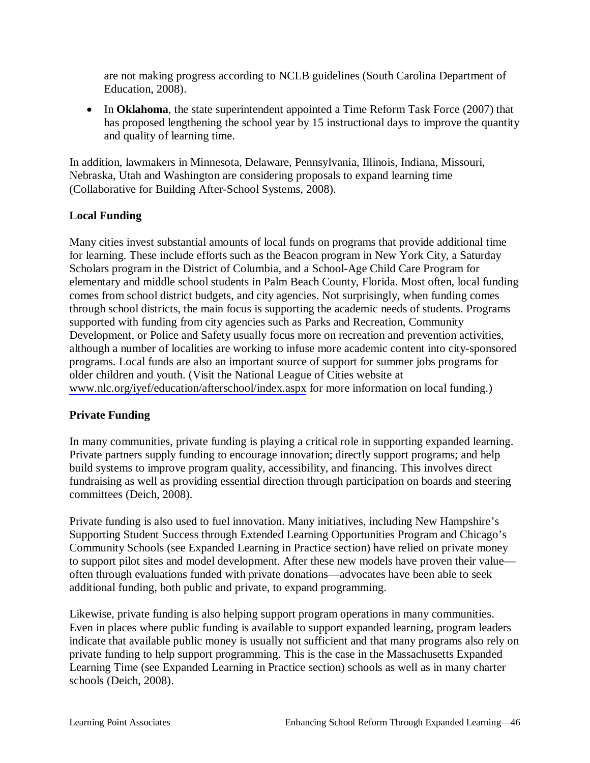are not making progress according to NCLB guidelines (South Carolina Department of Education, 2008).

- In **Oklahoma**, the state superintendent appointed a Time Reform Task Force (2007) that has proposed lengthening the school year by 15 instructional days to improve the quantity and quality of learning time.

In addition, lawmakers in Minnesota, Delaware, Pennsylvania, Illinois, Indiana, Missouri, Nebraska, Utah and Washington are considering proposals to expand learning time (Collaborative for Building After-School Systems, 2008).

**Local Funding**

Many cities invest substantial amounts of local funds on programs that provide additional time for learning. These include efforts such as the Beacon program in New York City, a Saturday Scholars program in the District of Columbia, and a School-Age Child Care Program for elementary and middle school students in Palm Beach County, Florida. Most often, local funding comes from school district budgets, and city agencies. Not surprisingly, when funding comes through school districts, the main focus is supporting the academic needs of students. Programs supported with funding from city agencies such as Parks and Recreation, Community Development, or Police and Safety usually focus more on recreation and prevention activities, although a number of localities are working to infuse more academic content into city-sponsored programs. Local funds are also an important source of support for summer jobs programs for older children and youth. (Visit the National League of Cities website at www.nlc.org/iyef/education/afterschool/index.aspx for more information on local funding.)

**Private Funding**

In many communities, private funding is playing a critical role in supporting expanded learning. Private partners supply funding to encourage innovation; directly support programs; and help build systems to improve program quality, accessibility, and financing. This involves direct fundraising as well as providing essential direction through participation on boards and steering committees (Deich, 2008).

Private funding is also used to fuel innovation. Many initiatives, including New Hampshire's Supporting Student Success through Extended Learning Opportunities Program and Chicago's Community Schools (see Expanded Learning in Practice section) have relied on private money to support pilot sites and model development. After these new models have proven their value—often through evaluations funded with private donations—advocates have been able to seek additional funding, both public and private, to expand programming.

Likewise, private funding is also helping support program operations in many communities. Even in places where public funding is available to support expanded learning, program leaders indicate that available public money is usually not sufficient and that many programs also rely on private funding to help support programming. This is the case in the Massachusetts Expanded Learning Time (see Expanded Learning in Practice section) schools as well as in many charter schools (Deich, 2008).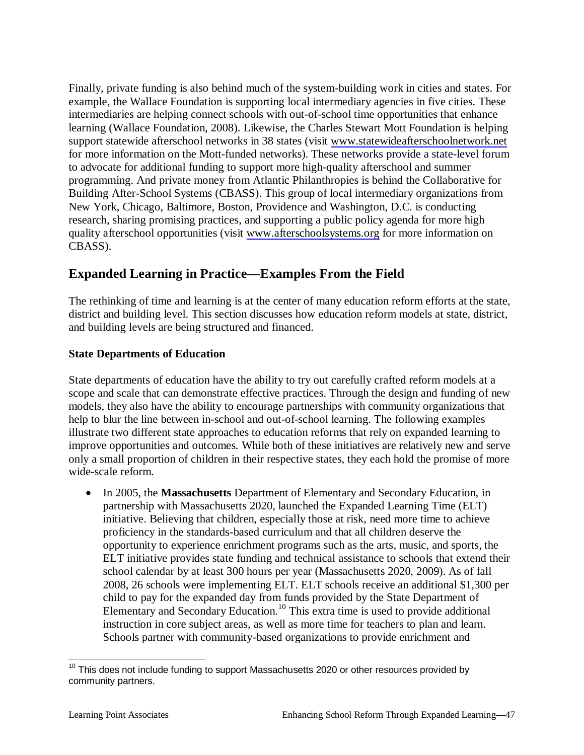Finally, private funding is also behind much of the system-building work in cities and states. For example, the Wallace Foundation is supporting local intermediary agencies in five cities. These intermediaries are helping connect schools with out-of-school time opportunities that enhance learning (Wallace Foundation, 2008). Likewise, the Charles Stewart Mott Foundation is helping support statewide afterschool networks in 38 states (visit www.statewideafterschoolnetwork.net for more information on the Mott-funded networks). These networks provide a state-level forum to advocate for additional funding to support more high-quality afterschool and summer programming. And private money from Atlantic Philanthropies is behind the Collaborative for Building After-School Systems (CBASS). This group of local intermediary organizations from New York, Chicago, Baltimore, Boston, Providence and Washington, D.C. is conducting research, sharing promising practices, and supporting a public policy agenda for more high quality afterschool opportunities (visit www.afterschoolsystems.org for more information on CBASS).

## Expanded Learning in Practice—Examples From the Field

The rethinking of time and learning is at the center of many education reform efforts at the state, district and building level. This section discusses how education reform models at state, district, and building levels are being structured and financed.

### State Departments of Education

State departments of education have the ability to try out carefully crafted reform models at a scope and scale that can demonstrate effective practices. Through the design and funding of new models, they also have the ability to encourage partnerships with community organizations that help to blur the line between in-school and out-of-school learning. The following examples illustrate two different state approaches to education reforms that rely on expanded learning to improve opportunities and outcomes. While both of these initiatives are relatively new and serve only a small proportion of children in their respective states, they each hold the promise of more wide-scale reform.

- In 2005, the **Massachusetts** Department of Elementary and Secondary Education, in partnership with Massachusetts 2020, launched the Expanded Learning Time (ELT) initiative. Believing that children, especially those at risk, need more time to achieve proficiency in the standards-based curriculum and that all children deserve the opportunity to experience enrichment programs such as the arts, music, and sports, the ELT initiative provides state funding and technical assistance to schools that extend their school calendar by at least 300 hours per year (Massachusetts 2020, 2009). As of fall 2008, 26 schools were implementing ELT. ELT schools receive an additional $1,300 per child to pay for the expanded day from funds provided by the State Department of Elementary and Secondary Education.[10] This extra time is used to provide additional instruction in core subject areas, as well as more time for teachers to plan and learn. Schools partner with community-based organizations to provide enrichment and

[10] This does not include funding to support Massachusetts 2020 or other resources provided by community partners.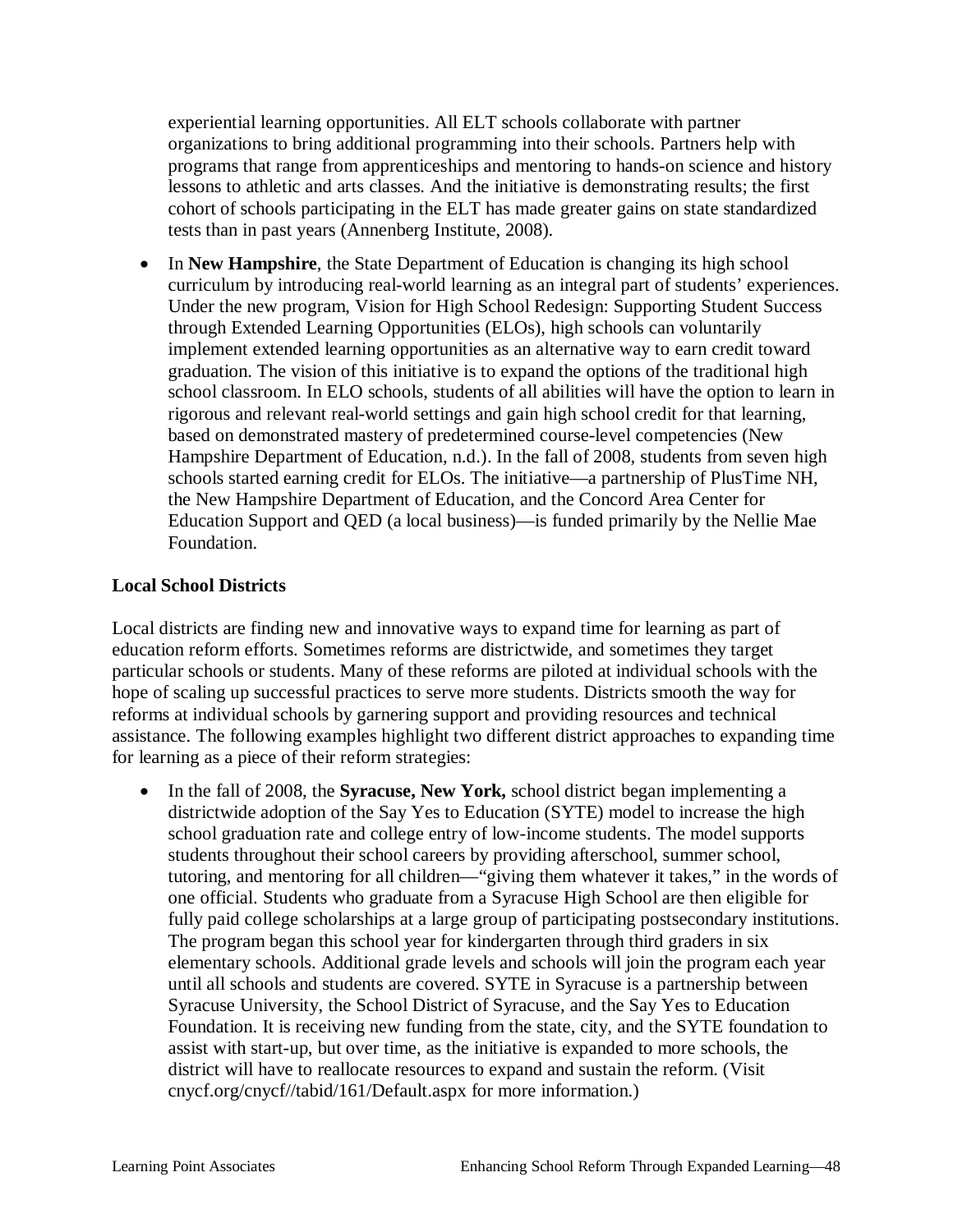experiential learning opportunities. All ELT schools collaborate with partner organizations to bring additional programming into their schools. Partners help with programs that range from apprenticeships and mentoring to hands-on science and history lessons to athletic and arts classes. And the initiative is demonstrating results; the first cohort of schools participating in the ELT has made greater gains on state standardized tests than in past years (Annenberg Institute, 2008).

- In **New Hampshire**, the State Department of Education is changing its high school curriculum by introducing real-world learning as an integral part of students' experiences. Under the new program, Vision for High School Redesign: Supporting Student Success through Extended Learning Opportunities (ELOs), high schools can voluntarily implement extended learning opportunities as an alternative way to earn credit toward graduation. The vision of this initiative is to expand the options of the traditional high school classroom. In ELO schools, students of all abilities will have the option to learn in rigorous and relevant real-world settings and gain high school credit for that learning, based on demonstrated mastery of predetermined course-level competencies (New Hampshire Department of Education, n.d.). In the fall of 2008, students from seven high schools started earning credit for ELOs. The initiative—a partnership of PlusTime NH, the New Hampshire Department of Education, and the Concord Area Center for Education Support and QED (a local business)—is funded primarily by the Nellie Mae Foundation.

### Local School Districts

Local districts are finding new and innovative ways to expand time for learning as part of education reform efforts. Sometimes reforms are districtwide, and sometimes they target particular schools or students. Many of these reforms are piloted at individual schools with the hope of scaling up successful practices to serve more students. Districts smooth the way for reforms at individual schools by garnering support and providing resources and technical assistance. The following examples highlight two different district approaches to expanding time for learning as a piece of their reform strategies:

- In the fall of 2008, the **Syracuse, New York,** school district began implementing a districtwide adoption of the Say Yes to Education (SYTE) model to increase the high school graduation rate and college entry of low-income students. The model supports students throughout their school careers by providing afterschool, summer school, tutoring, and mentoring for all children—"giving them whatever it takes," in the words of one official. Students who graduate from a Syracuse High School are then eligible for fully paid college scholarships at a large group of participating postsecondary institutions. The program began this school year for kindergarten through third graders in six elementary schools. Additional grade levels and schools will join the program each year until all schools and students are covered. SYTE in Syracuse is a partnership between Syracuse University, the School District of Syracuse, and the Say Yes to Education Foundation. It is receiving new funding from the state, city, and the SYTE foundation to assist with start-up, but over time, as the initiative is expanded to more schools, the district will have to reallocate resources to expand and sustain the reform. (Visit cnycf.org/cnycf//tabid/161/Default.aspx for more information.)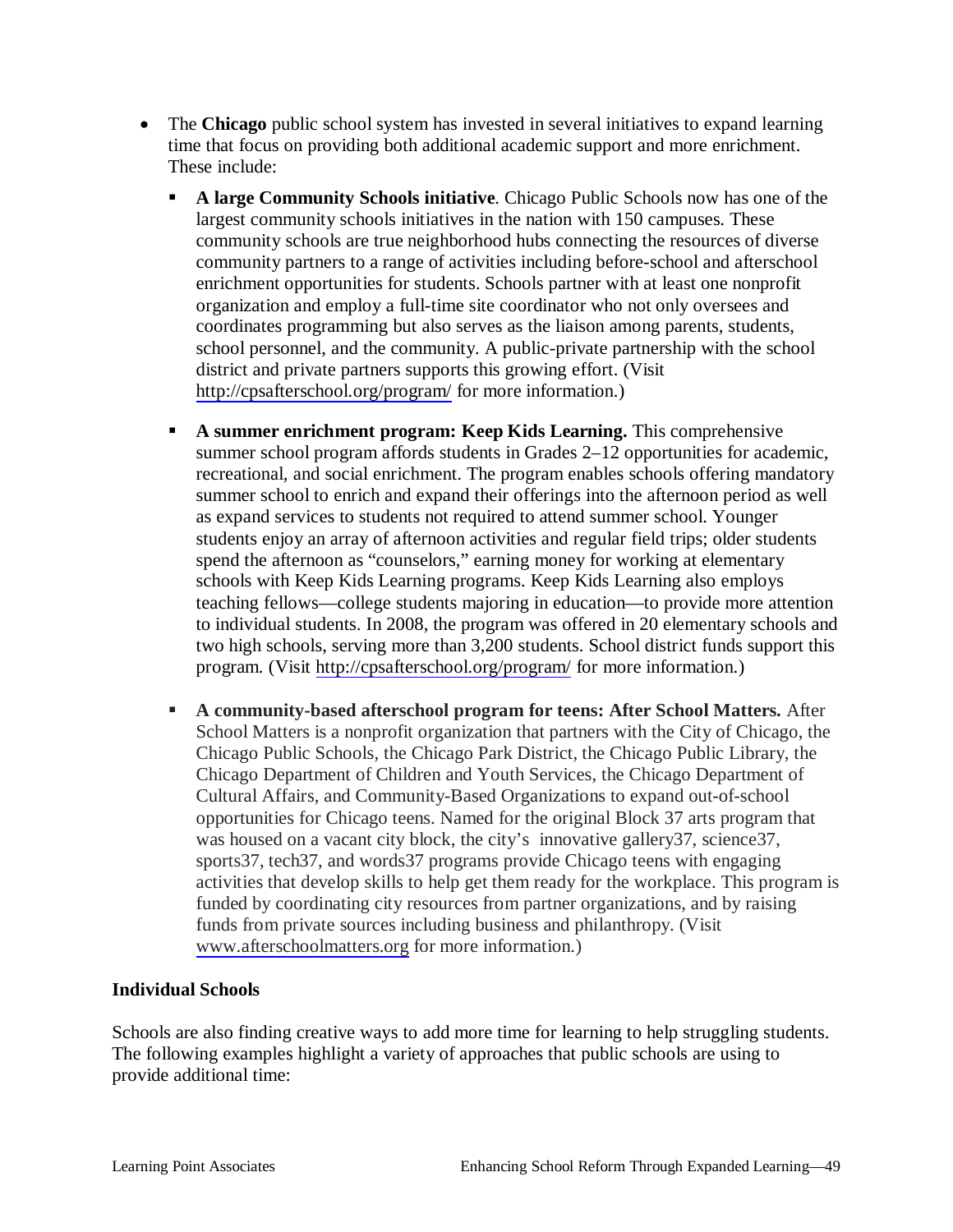- The **Chicago** public school system has invested in several initiatives to expand learning time that focus on providing both additional academic support and more enrichment. These include:
  - **A large Community Schools initiative**. Chicago Public Schools now has one of the largest community schools initiatives in the nation with 150 campuses. These community schools are true neighborhood hubs connecting the resources of diverse community partners to a range of activities including before-school and afterschool enrichment opportunities for students. Schools partner with at least one nonprofit organization and employ a full-time site coordinator who not only oversees and coordinates programming but also serves as the liaison among parents, students, school personnel, and the community. A public-private partnership with the school district and private partners supports this growing effort. (Visit http://cpsafterschool.org/program/ for more information.)
  - **A summer enrichment program: Keep Kids Learning.** This comprehensive summer school program affords students in Grades 2–12 opportunities for academic, recreational, and social enrichment. The program enables schools offering mandatory summer school to enrich and expand their offerings into the afternoon period as well as expand services to students not required to attend summer school. Younger students enjoy an array of afternoon activities and regular field trips; older students spend the afternoon as "counselors," earning money for working at elementary schools with Keep Kids Learning programs. Keep Kids Learning also employs teaching fellows—college students majoring in education—to provide more attention to individual students. In 2008, the program was offered in 20 elementary schools and two high schools, serving more than 3,200 students. School district funds support this program. (Visit http://cpsafterschool.org/program/ for more information.)
  - **A community-based afterschool program for teens: After School Matters.** After School Matters is a nonprofit organization that partners with the City of Chicago, the Chicago Public Schools, the Chicago Park District, the Chicago Public Library, the Chicago Department of Children and Youth Services, the Chicago Department of Cultural Affairs, and Community-Based Organizations to expand out-of-school opportunities for Chicago teens. Named for the original Block 37 arts program that was housed on a vacant city block, the city's innovative gallery37, science37, sports37, tech37, and words37 programs provide Chicago teens with engaging activities that develop skills to help get them ready for the workplace. This program is funded by coordinating city resources from partner organizations, and by raising funds from private sources including business and philanthropy. (Visit www.afterschoolmatters.org for more information.)

### Individual Schools

Schools are also finding creative ways to add more time for learning to help struggling students. The following examples highlight a variety of approaches that public schools are using to provide additional time: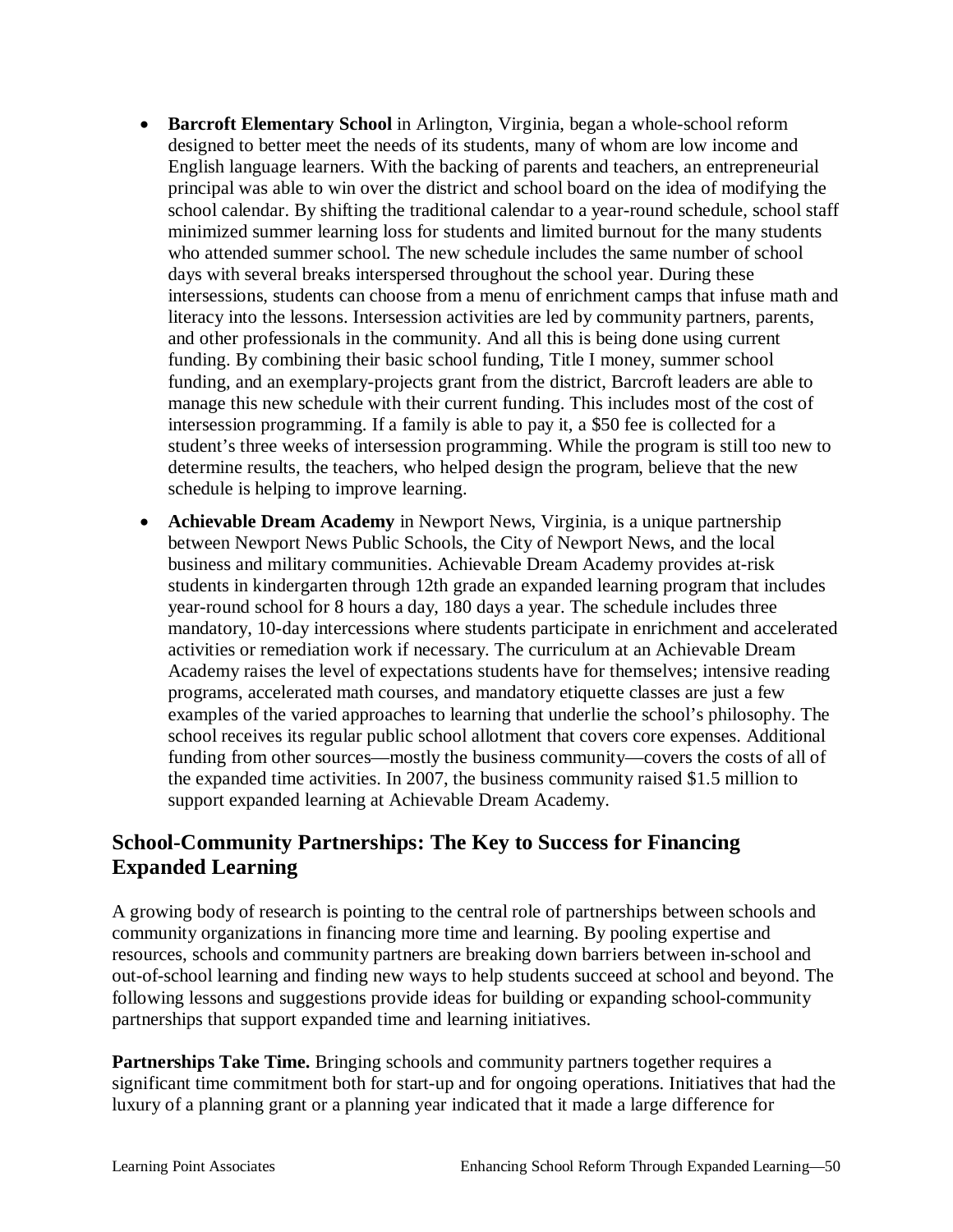- **Barcroft Elementary School** in Arlington, Virginia, began a whole-school reform designed to better meet the needs of its students, many of whom are low income and English language learners. With the backing of parents and teachers, an entrepreneurial principal was able to win over the district and school board on the idea of modifying the school calendar. By shifting the traditional calendar to a year-round schedule, school staff minimized summer learning loss for students and limited burnout for the many students who attended summer school. The new schedule includes the same number of school days with several breaks interspersed throughout the school year. During these intersessions, students can choose from a menu of enrichment camps that infuse math and literacy into the lessons. Intersession activities are led by community partners, parents, and other professionals in the community. And all this is being done using current funding. By combining their basic school funding, Title I money, summer school funding, and an exemplary-projects grant from the district, Barcroft leaders are able to manage this new schedule with their current funding. This includes most of the cost of intersession programming. If a family is able to pay it, a $50 fee is collected for a student's three weeks of intersession programming. While the program is still too new to determine results, the teachers, who helped design the program, believe that the new schedule is helping to improve learning.
- **Achievable Dream Academy** in Newport News, Virginia, is a unique partnership between Newport News Public Schools, the City of Newport News, and the local business and military communities. Achievable Dream Academy provides at-risk students in kindergarten through 12th grade an expanded learning program that includes year-round school for 8 hours a day, 180 days a year. The schedule includes three mandatory, 10-day intercessions where students participate in enrichment and accelerated activities or remediation work if necessary. The curriculum at an Achievable Dream Academy raises the level of expectations students have for themselves; intensive reading programs, accelerated math courses, and mandatory etiquette classes are just a few examples of the varied approaches to learning that underlie the school's philosophy. The school receives its regular public school allotment that covers core expenses. Additional funding from other sources—mostly the business community—covers the costs of all of the expanded time activities. In 2007, the business community raised $1.5 million to support expanded learning at Achievable Dream Academy.

## School-Community Partnerships: The Key to Success for Financing Expanded Learning

A growing body of research is pointing to the central role of partnerships between schools and community organizations in financing more time and learning. By pooling expertise and resources, schools and community partners are breaking down barriers between in-school and out-of-school learning and finding new ways to help students succeed at school and beyond. The following lessons and suggestions provide ideas for building or expanding school-community partnerships that support expanded time and learning initiatives.

**Partnerships Take Time.** Bringing schools and community partners together requires a significant time commitment both for start-up and for ongoing operations. Initiatives that had the luxury of a planning grant or a planning year indicated that it made a large difference for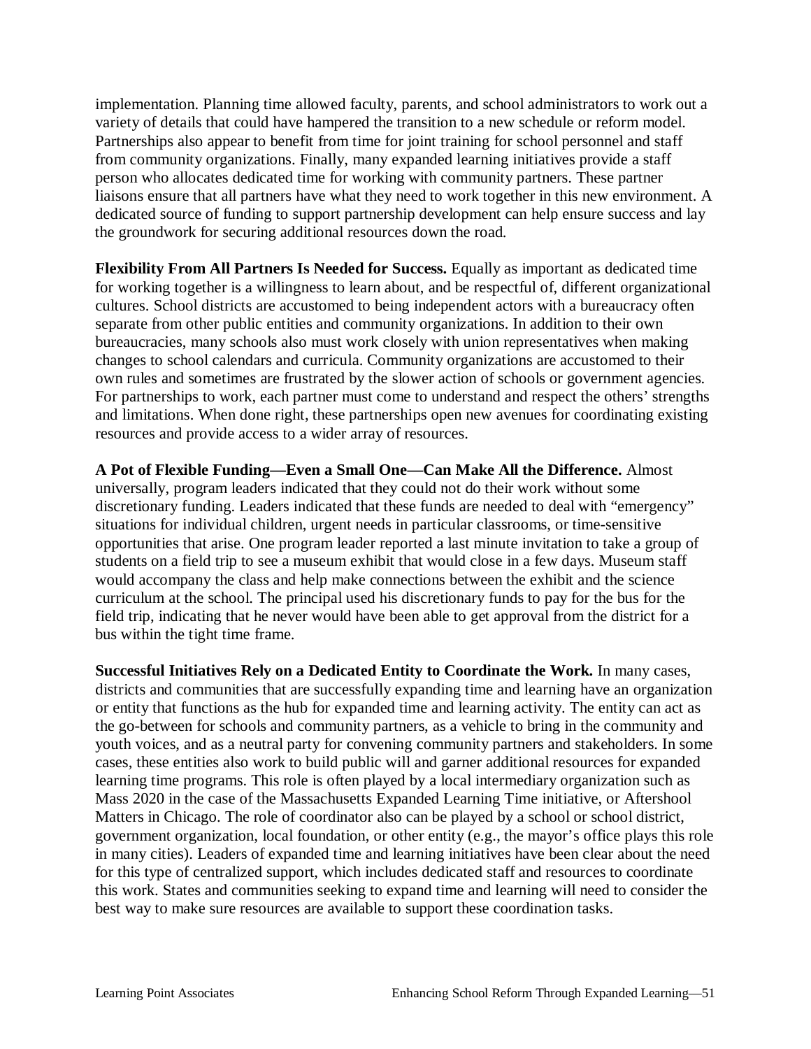implementation. Planning time allowed faculty, parents, and school administrators to work out a variety of details that could have hampered the transition to a new schedule or reform model. Partnerships also appear to benefit from time for joint training for school personnel and staff from community organizations. Finally, many expanded learning initiatives provide a staff person who allocates dedicated time for working with community partners. These partner liaisons ensure that all partners have what they need to work together in this new environment. A dedicated source of funding to support partnership development can help ensure success and lay the groundwork for securing additional resources down the road.

**Flexibility From All Partners Is Needed for Success.** Equally as important as dedicated time for working together is a willingness to learn about, and be respectful of, different organizational cultures. School districts are accustomed to being independent actors with a bureaucracy often separate from other public entities and community organizations. In addition to their own bureaucracies, many schools also must work closely with union representatives when making changes to school calendars and curricula. Community organizations are accustomed to their own rules and sometimes are frustrated by the slower action of schools or government agencies. For partnerships to work, each partner must come to understand and respect the others' strengths and limitations. When done right, these partnerships open new avenues for coordinating existing resources and provide access to a wider array of resources.

**A Pot of Flexible Funding—Even a Small One—Can Make All the Difference.** Almost universally, program leaders indicated that they could not do their work without some discretionary funding. Leaders indicated that these funds are needed to deal with "emergency" situations for individual children, urgent needs in particular classrooms, or time-sensitive opportunities that arise. One program leader reported a last minute invitation to take a group of students on a field trip to see a museum exhibit that would close in a few days. Museum staff would accompany the class and help make connections between the exhibit and the science curriculum at the school. The principal used his discretionary funds to pay for the bus for the field trip, indicating that he never would have been able to get approval from the district for a bus within the tight time frame.

**Successful Initiatives Rely on a Dedicated Entity to Coordinate the Work.** In many cases, districts and communities that are successfully expanding time and learning have an organization or entity that functions as the hub for expanded time and learning activity. The entity can act as the go-between for schools and community partners, as a vehicle to bring in the community and youth voices, and as a neutral party for convening community partners and stakeholders. In some cases, these entities also work to build public will and garner additional resources for expanded learning time programs. This role is often played by a local intermediary organization such as Mass 2020 in the case of the Massachusetts Expanded Learning Time initiative, or Aftershool Matters in Chicago. The role of coordinator also can be played by a school or school district, government organization, local foundation, or other entity (e.g., the mayor's office plays this role in many cities). Leaders of expanded time and learning initiatives have been clear about the need for this type of centralized support, which includes dedicated staff and resources to coordinate this work. States and communities seeking to expand time and learning will need to consider the best way to make sure resources are available to support these coordination tasks.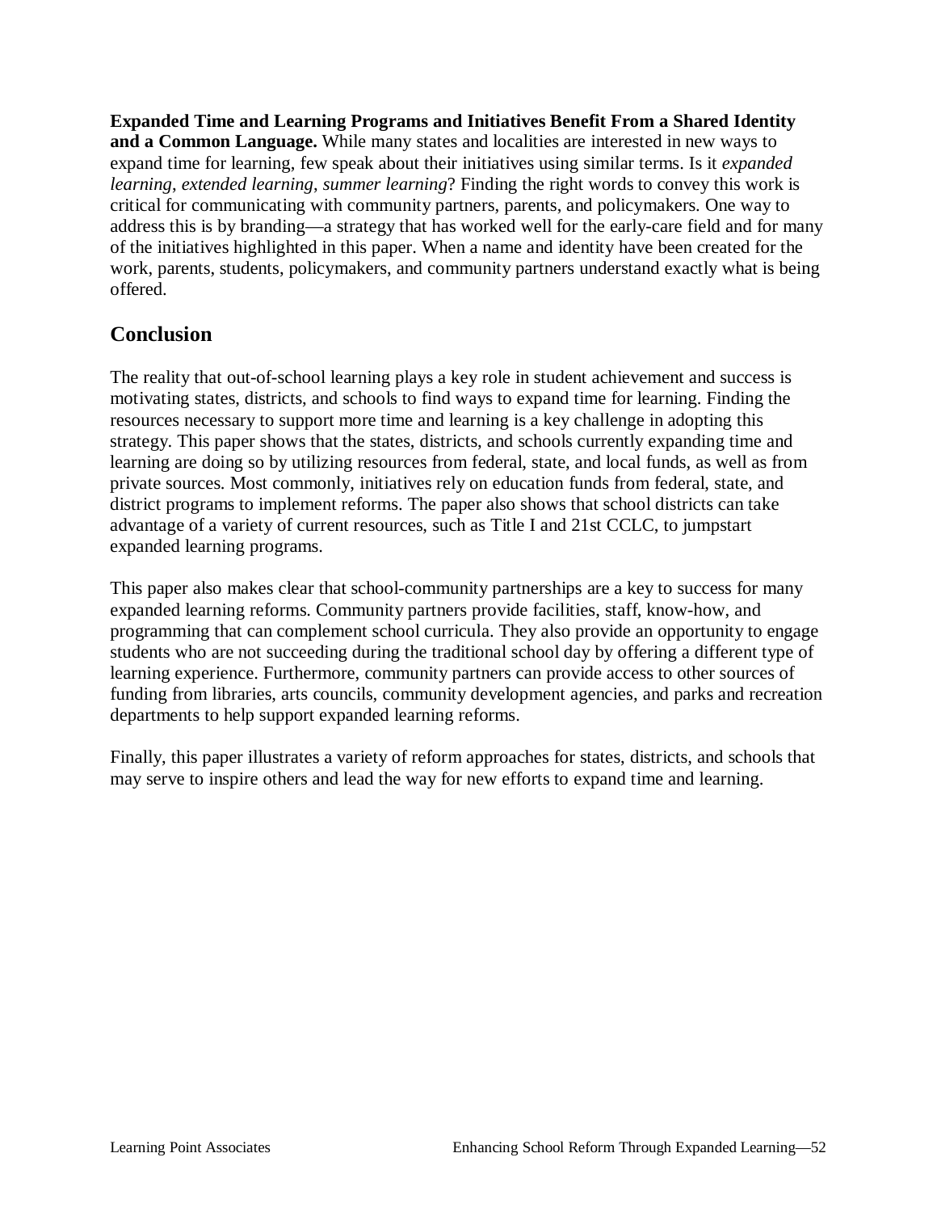**Expanded Time and Learning Programs and Initiatives Benefit From a Shared Identity and a Common Language.** While many states and localities are interested in new ways to expand time for learning, few speak about their initiatives using similar terms. Is it *expanded learning*, *extended learning*, *summer learning*? Finding the right words to convey this work is critical for communicating with community partners, parents, and policymakers. One way to address this is by branding—a strategy that has worked well for the early-care field and for many of the initiatives highlighted in this paper. When a name and identity have been created for the work, parents, students, policymakers, and community partners understand exactly what is being offered.

## Conclusion

The reality that out-of-school learning plays a key role in student achievement and success is motivating states, districts, and schools to find ways to expand time for learning. Finding the resources necessary to support more time and learning is a key challenge in adopting this strategy. This paper shows that the states, districts, and schools currently expanding time and learning are doing so by utilizing resources from federal, state, and local funds, as well as from private sources. Most commonly, initiatives rely on education funds from federal, state, and district programs to implement reforms. The paper also shows that school districts can take advantage of a variety of current resources, such as Title I and 21st CCLC, to jumpstart expanded learning programs.

This paper also makes clear that school-community partnerships are a key to success for many expanded learning reforms. Community partners provide facilities, staff, know-how, and programming that can complement school curricula. They also provide an opportunity to engage students who are not succeeding during the traditional school day by offering a different type of learning experience. Furthermore, community partners can provide access to other sources of funding from libraries, arts councils, community development agencies, and parks and recreation departments to help support expanded learning reforms.

Finally, this paper illustrates a variety of reform approaches for states, districts, and schools that may serve to inspire others and lead the way for new efforts to expand time and learning.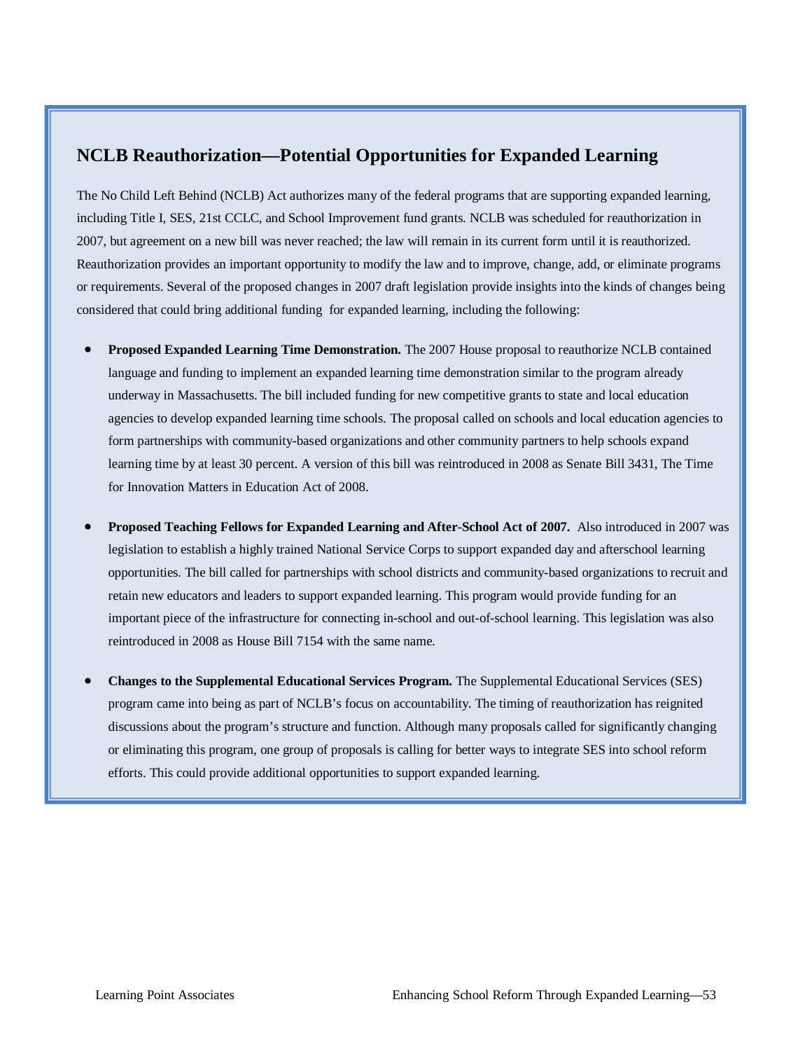## NCLB Reauthorization—Potential Opportunities for Expanded Learning

The No Child Left Behind (NCLB) Act authorizes many of the federal programs that are supporting expanded learning, including Title I, SES, 21st CCLC, and School Improvement fund grants. NCLB was scheduled for reauthorization in 2007, but agreement on a new bill was never reached; the law will remain in its current form until it is reauthorized. Reauthorization provides an important opportunity to modify the law and to improve, change, add, or eliminate programs or requirements. Several of the proposed changes in 2007 draft legislation provide insights into the kinds of changes being considered that could bring additional funding for expanded learning, including the following:

- **Proposed Expanded Learning Time Demonstration.** The 2007 House proposal to reauthorize NCLB contained language and funding to implement an expanded learning time demonstration similar to the program already underway in Massachusetts. The bill included funding for new competitive grants to state and local education agencies to develop expanded learning time schools. The proposal called on schools and local education agencies to form partnerships with community-based organizations and other community partners to help schools expand learning time by at least 30 percent. A version of this bill was reintroduced in 2008 as Senate Bill 3431, The Time for Innovation Matters in Education Act of 2008.

- **Proposed Teaching Fellows for Expanded Learning and After-School Act of 2007.** Also introduced in 2007 was legislation to establish a highly trained National Service Corps to support expanded day and afterschool learning opportunities. The bill called for partnerships with school districts and community-based organizations to recruit and retain new educators and leaders to support expanded learning. This program would provide funding for an important piece of the infrastructure for connecting in-school and out-of-school learning. This legislation was also reintroduced in 2008 as House Bill 7154 with the same name.

- **Changes to the Supplemental Educational Services Program.** The Supplemental Educational Services (SES) program came into being as part of NCLB's focus on accountability. The timing of reauthorization has reignited discussions about the program's structure and function. Although many proposals called for significantly changing or eliminating this program, one group of proposals is calling for better ways to integrate SES into school reform efforts. This could provide additional opportunities to support expanded learning.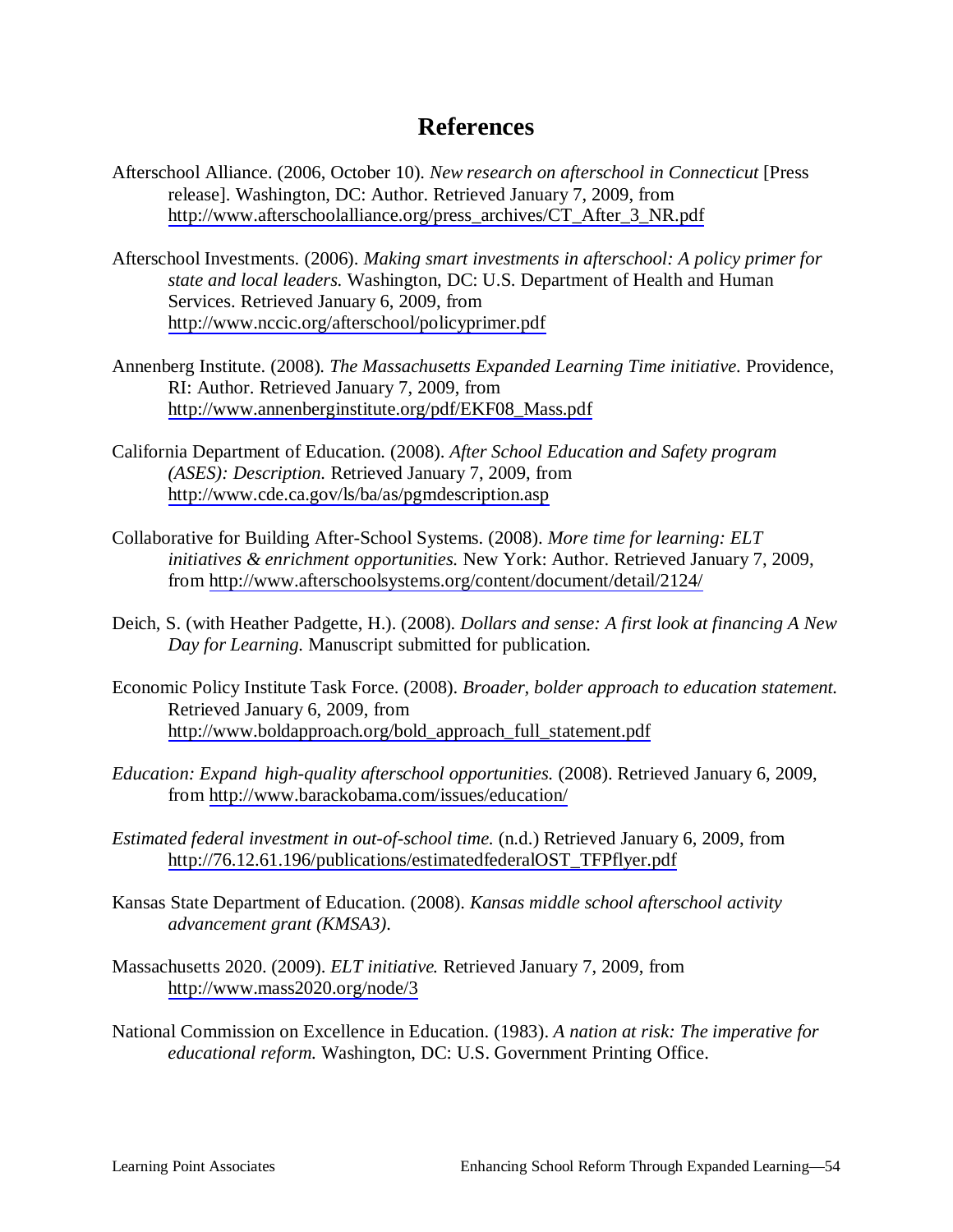# References

Afterschool Alliance. (2006, October 10). *New research on afterschool in Connecticut* [Press release]. Washington, DC: Author. Retrieved January 7, 2009, from http://www.afterschoolalliance.org/press_archives/CT_After_3_NR.pdf

Afterschool Investments. (2006). *Making smart investments in afterschool: A policy primer for state and local leaders.* Washington, DC: U.S. Department of Health and Human Services. Retrieved January 6, 2009, from http://www.nccic.org/afterschool/policyprimer.pdf

Annenberg Institute. (2008). *The Massachusetts Expanded Learning Time initiative.* Providence, RI: Author. Retrieved January 7, 2009, from http://www.annenberginstitute.org/pdf/EKF08_Mass.pdf

California Department of Education. (2008). *After School Education and Safety program (ASES): Description.* Retrieved January 7, 2009, from http://www.cde.ca.gov/ls/ba/as/pgmdescription.asp

Collaborative for Building After-School Systems. (2008). *More time for learning: ELT initiatives & enrichment opportunities.* New York: Author. Retrieved January 7, 2009, from http://www.afterschoolsystems.org/content/document/detail/2124/

Deich, S. (with Heather Padgette, H.). (2008). *Dollars and sense: A first look at financing A New Day for Learning.* Manuscript submitted for publication.

Economic Policy Institute Task Force. (2008). *Broader, bolder approach to education statement.* Retrieved January 6, 2009, from http://www.boldapproach.org/bold_approach_full_statement.pdf

*Education: Expand high-quality afterschool opportunities.* (2008). Retrieved January 6, 2009, from http://www.barackobama.com/issues/education/

*Estimated federal investment in out-of-school time.* (n.d.) Retrieved January 6, 2009, from http://76.12.61.196/publications/estimatedfederalOST_TFPflyer.pdf

Kansas State Department of Education. (2008). *Kansas middle school afterschool activity advancement grant (KMSA3).*

Massachusetts 2020. (2009). *ELT initiative.* Retrieved January 7, 2009, from http://www.mass2020.org/node/3

National Commission on Excellence in Education. (1983). *A nation at risk: The imperative for educational reform.* Washington, DC: U.S. Government Printing Office.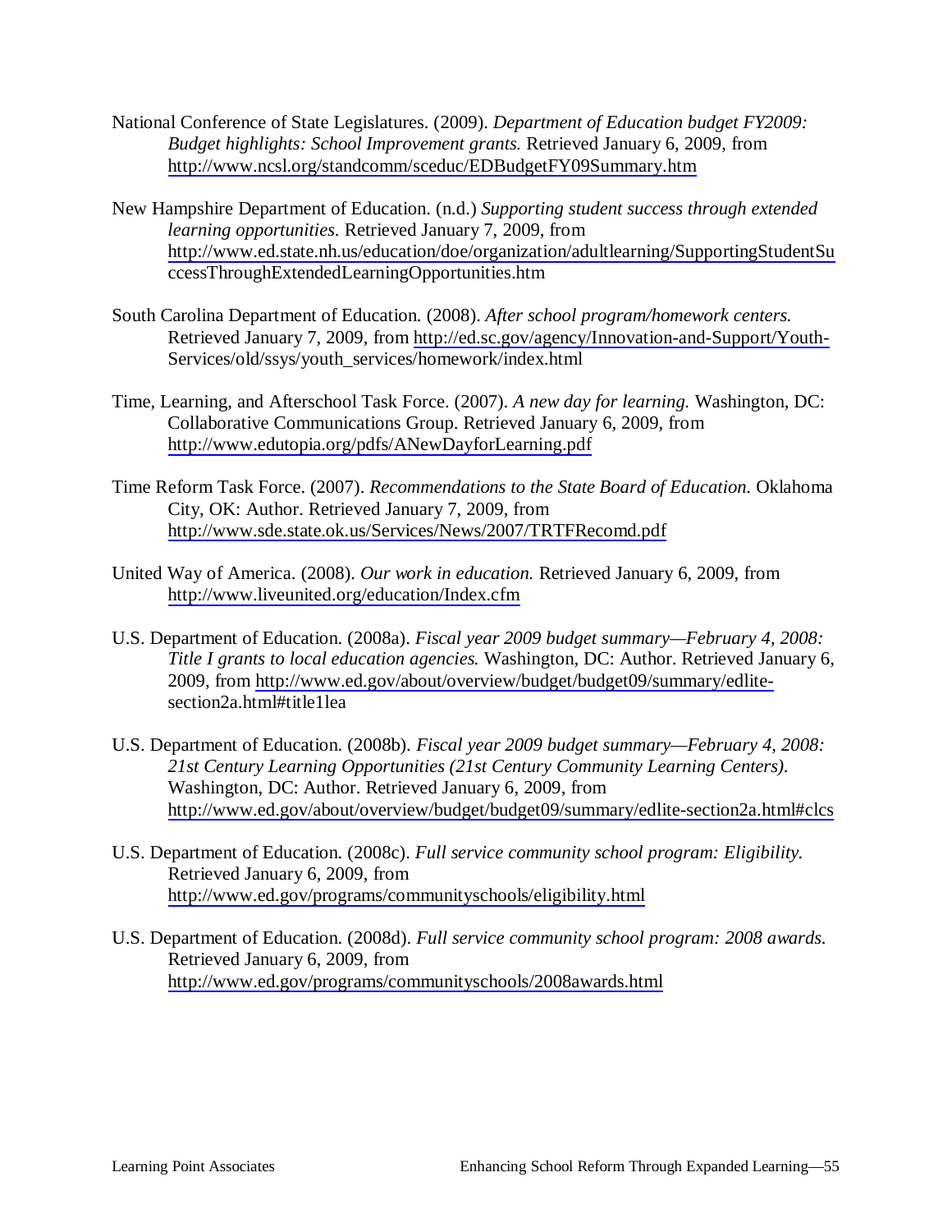National Conference of State Legislatures. (2009). *Department of Education budget FY2009: Budget highlights: School Improvement grants.* Retrieved January 6, 2009, from http://www.ncsl.org/standcomm/sceduc/EDBudgetFY09Summary.htm

New Hampshire Department of Education. (n.d.) *Supporting student success through extended learning opportunities.* Retrieved January 7, 2009, from http://www.ed.state.nh.us/education/doe/organization/adultlearning/SupportingStudentSuccessThroughExtendedLearningOpportunities.htm

South Carolina Department of Education. (2008). *After school program/homework centers.* Retrieved January 7, 2009, from http://ed.sc.gov/agency/Innovation-and-Support/Youth-Services/old/ssys/youth_services/homework/index.html

Time, Learning, and Afterschool Task Force. (2007). *A new day for learning.* Washington, DC: Collaborative Communications Group. Retrieved January 6, 2009, from http://www.edutopia.org/pdfs/ANewDayforLearning.pdf

Time Reform Task Force. (2007). *Recommendations to the State Board of Education.* Oklahoma City, OK: Author. Retrieved January 7, 2009, from http://www.sde.state.ok.us/Services/News/2007/TRTFRecomd.pdf

United Way of America. (2008). *Our work in education.* Retrieved January 6, 2009, from http://www.liveunited.org/education/Index.cfm

U.S. Department of Education. (2008a). *Fiscal year 2009 budget summary—February 4, 2008: Title I grants to local education agencies.* Washington, DC: Author. Retrieved January 6, 2009, from http://www.ed.gov/about/overview/budget/budget09/summary/edlite-section2a.html#title1lea

U.S. Department of Education. (2008b). *Fiscal year 2009 budget summary—February 4, 2008: 21st Century Learning Opportunities (21st Century Community Learning Centers).* Washington, DC: Author. Retrieved January 6, 2009, from http://www.ed.gov/about/overview/budget/budget09/summary/edlite-section2a.html#clcs

U.S. Department of Education. (2008c). *Full service community school program: Eligibility.* Retrieved January 6, 2009, from http://www.ed.gov/programs/communityschools/eligibility.html

U.S. Department of Education. (2008d). *Full service community school program: 2008 awards.* Retrieved January 6, 2009, from http://www.ed.gov/programs/communityschools/2008awards.html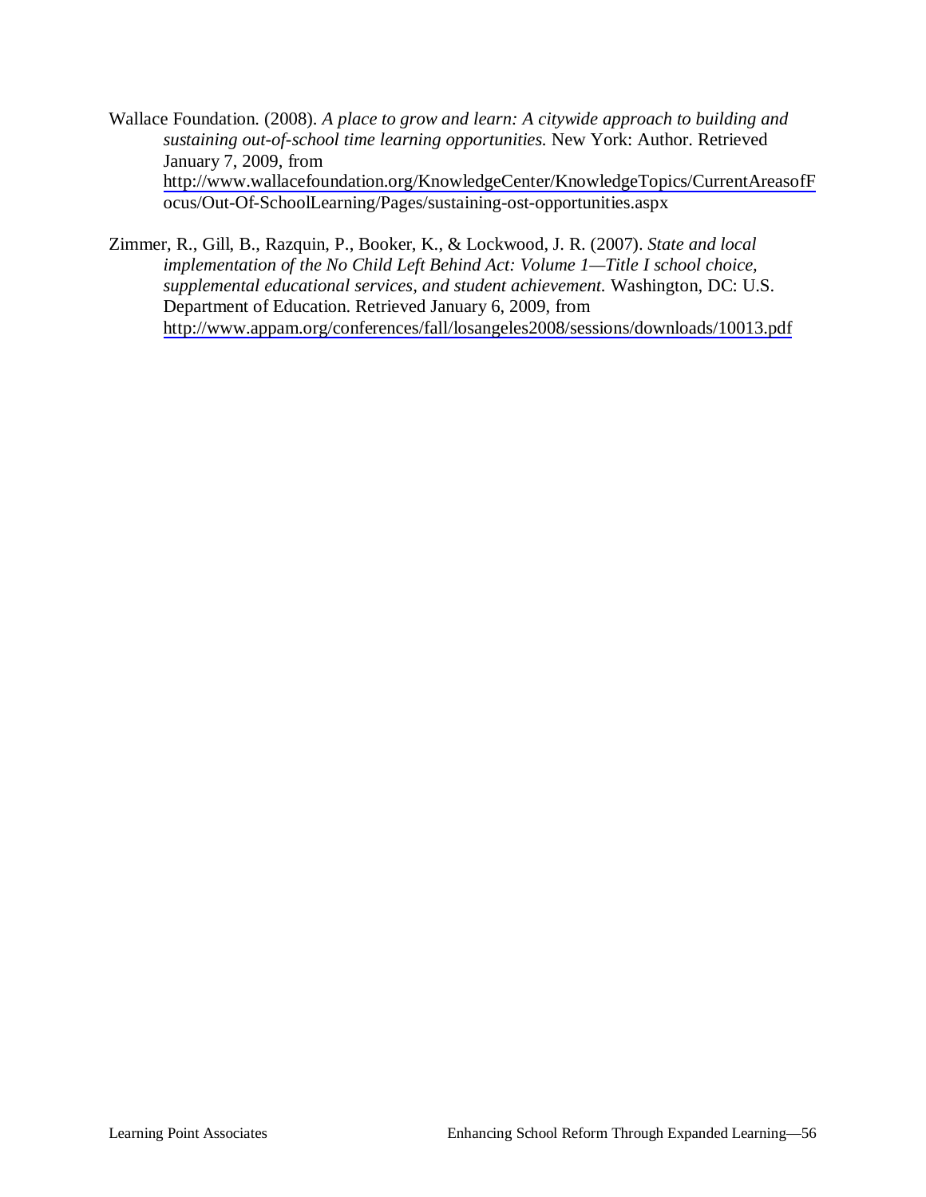Wallace Foundation. (2008). *A place to grow and learn: A citywide approach to building and sustaining out-of-school time learning opportunities.* New York: Author. Retrieved January 7, 2009, from http://www.wallacefoundation.org/KnowledgeCenter/KnowledgeTopics/CurrentAreasofFocus/Out-Of-SchoolLearning/Pages/sustaining-ost-opportunities.aspx

Zimmer, R., Gill, B., Razquin, P., Booker, K., & Lockwood, J. R. (2007). *State and local implementation of the No Child Left Behind Act: Volume 1—Title I school choice, supplemental educational services, and student achievement.* Washington, DC: U.S. Department of Education. Retrieved January 6, 2009, from http://www.appam.org/conferences/fall/losangeles2008/sessions/downloads/10013.pdf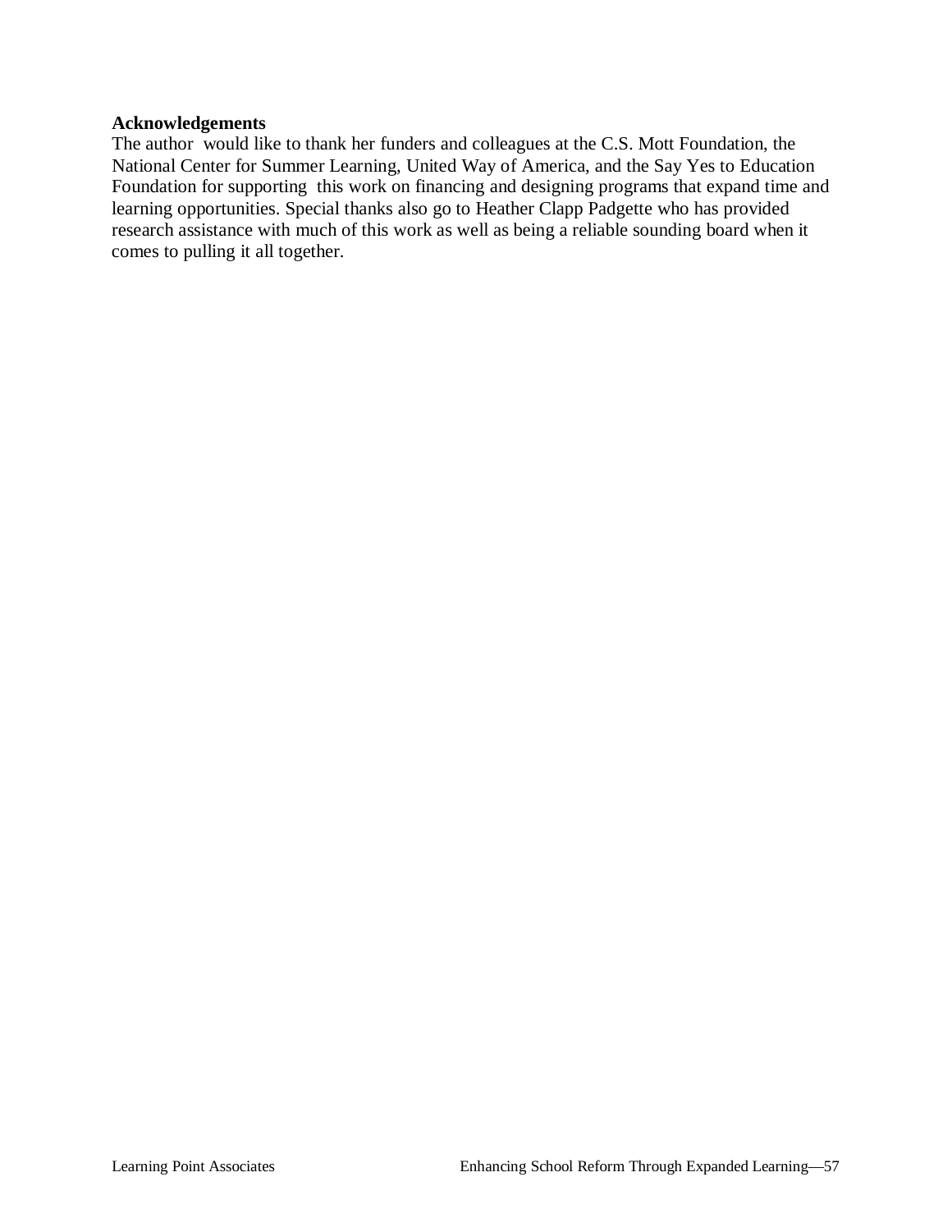**Acknowledgements**

The author would like to thank her funders and colleagues at the C.S. Mott Foundation, the National Center for Summer Learning, United Way of America, and the Say Yes to Education Foundation for supporting this work on financing and designing programs that expand time and learning opportunities. Special thanks also go to Heather Clapp Padgette who has provided research assistance with much of this work as well as being a reliable sounding board when it comes to pulling it all together.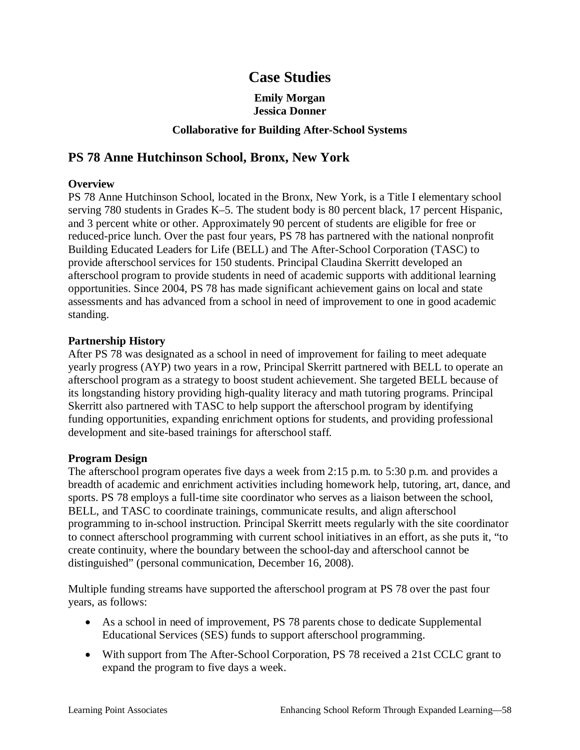# Case Studies

**Emily Morgan**
**Jessica Donner**

**Collaborative for Building After-School Systems**

## PS 78 Anne Hutchinson School, Bronx, New York

**Overview**

PS 78 Anne Hutchinson School, located in the Bronx, New York, is a Title I elementary school serving 780 students in Grades K–5. The student body is 80 percent black, 17 percent Hispanic, and 3 percent white or other. Approximately 90 percent of students are eligible for free or reduced-price lunch. Over the past four years, PS 78 has partnered with the national nonprofit Building Educated Leaders for Life (BELL) and The After-School Corporation (TASC) to provide afterschool services for 150 students. Principal Claudina Skerritt developed an afterschool program to provide students in need of academic supports with additional learning opportunities. Since 2004, PS 78 has made significant achievement gains on local and state assessments and has advanced from a school in need of improvement to one in good academic standing.

**Partnership History**

After PS 78 was designated as a school in need of improvement for failing to meet adequate yearly progress (AYP) two years in a row, Principal Skerritt partnered with BELL to operate an afterschool program as a strategy to boost student achievement. She targeted BELL because of its longstanding history providing high-quality literacy and math tutoring programs. Principal Skerritt also partnered with TASC to help support the afterschool program by identifying funding opportunities, expanding enrichment options for students, and providing professional development and site-based trainings for afterschool staff.

**Program Design**

The afterschool program operates five days a week from 2:15 p.m. to 5:30 p.m. and provides a breadth of academic and enrichment activities including homework help, tutoring, art, dance, and sports. PS 78 employs a full-time site coordinator who serves as a liaison between the school, BELL, and TASC to coordinate trainings, communicate results, and align afterschool programming to in-school instruction. Principal Skerritt meets regularly with the site coordinator to connect afterschool programming with current school initiatives in an effort, as she puts it, "to create continuity, where the boundary between the school-day and afterschool cannot be distinguished" (personal communication, December 16, 2008).

Multiple funding streams have supported the afterschool program at PS 78 over the past four years, as follows:

- As a school in need of improvement, PS 78 parents chose to dedicate Supplemental Educational Services (SES) funds to support afterschool programming.
- With support from The After-School Corporation, PS 78 received a 21st CCLC grant to expand the program to five days a week.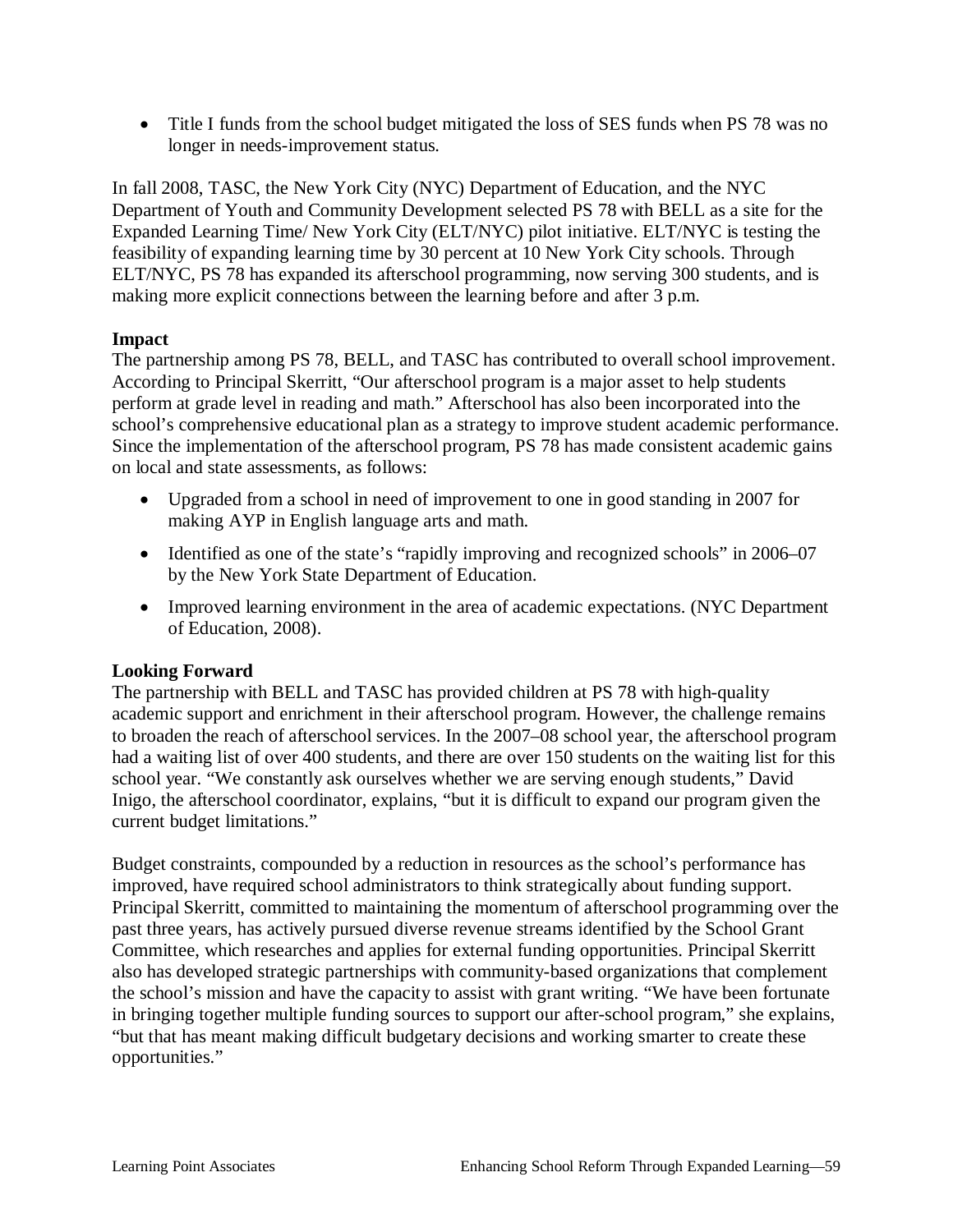- Title I funds from the school budget mitigated the loss of SES funds when PS 78 was no longer in needs-improvement status.

In fall 2008, TASC, the New York City (NYC) Department of Education, and the NYC Department of Youth and Community Development selected PS 78 with BELL as a site for the Expanded Learning Time/ New York City (ELT/NYC) pilot initiative. ELT/NYC is testing the feasibility of expanding learning time by 30 percent at 10 New York City schools. Through ELT/NYC, PS 78 has expanded its afterschool programming, now serving 300 students, and is making more explicit connections between the learning before and after 3 p.m.

**Impact**

The partnership among PS 78, BELL, and TASC has contributed to overall school improvement. According to Principal Skerritt, "Our afterschool program is a major asset to help students perform at grade level in reading and math." Afterschool has also been incorporated into the school's comprehensive educational plan as a strategy to improve student academic performance. Since the implementation of the afterschool program, PS 78 has made consistent academic gains on local and state assessments, as follows:

- Upgraded from a school in need of improvement to one in good standing in 2007 for making AYP in English language arts and math.
- Identified as one of the state's "rapidly improving and recognized schools" in 2006–07 by the New York State Department of Education.
- Improved learning environment in the area of academic expectations. (NYC Department of Education, 2008).

**Looking Forward**

The partnership with BELL and TASC has provided children at PS 78 with high-quality academic support and enrichment in their afterschool program. However, the challenge remains to broaden the reach of afterschool services. In the 2007–08 school year, the afterschool program had a waiting list of over 400 students, and there are over 150 students on the waiting list for this school year. "We constantly ask ourselves whether we are serving enough students," David Inigo, the afterschool coordinator, explains, "but it is difficult to expand our program given the current budget limitations."

Budget constraints, compounded by a reduction in resources as the school's performance has improved, have required school administrators to think strategically about funding support. Principal Skerritt, committed to maintaining the momentum of afterschool programming over the past three years, has actively pursued diverse revenue streams identified by the School Grant Committee, which researches and applies for external funding opportunities. Principal Skerritt also has developed strategic partnerships with community-based organizations that complement the school's mission and have the capacity to assist with grant writing. "We have been fortunate in bringing together multiple funding sources to support our after-school program," she explains, "but that has meant making difficult budgetary decisions and working smarter to create these opportunities."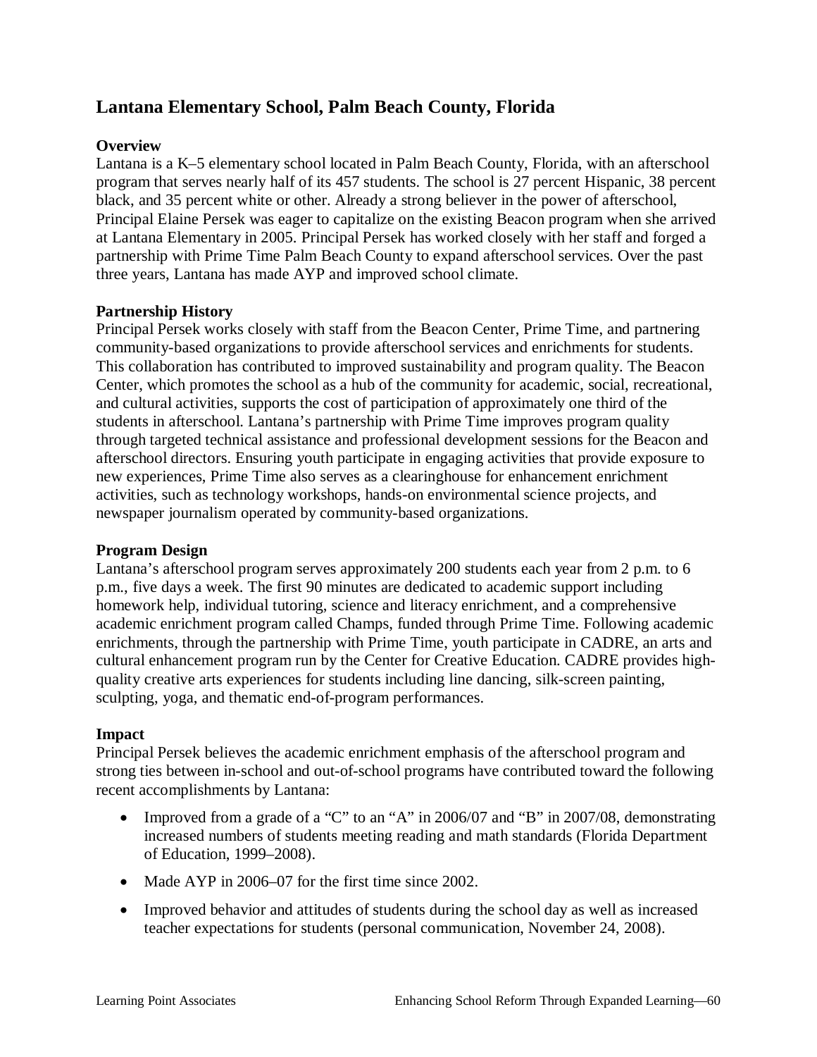## Lantana Elementary School, Palm Beach County, Florida

**Overview**

Lantana is a K–5 elementary school located in Palm Beach County, Florida, with an afterschool program that serves nearly half of its 457 students. The school is 27 percent Hispanic, 38 percent black, and 35 percent white or other. Already a strong believer in the power of afterschool, Principal Elaine Persek was eager to capitalize on the existing Beacon program when she arrived at Lantana Elementary in 2005. Principal Persek has worked closely with her staff and forged a partnership with Prime Time Palm Beach County to expand afterschool services. Over the past three years, Lantana has made AYP and improved school climate.

**Partnership History**

Principal Persek works closely with staff from the Beacon Center, Prime Time, and partnering community-based organizations to provide afterschool services and enrichments for students. This collaboration has contributed to improved sustainability and program quality. The Beacon Center, which promotes the school as a hub of the community for academic, social, recreational, and cultural activities, supports the cost of participation of approximately one third of the students in afterschool. Lantana's partnership with Prime Time improves program quality through targeted technical assistance and professional development sessions for the Beacon and afterschool directors. Ensuring youth participate in engaging activities that provide exposure to new experiences, Prime Time also serves as a clearinghouse for enhancement enrichment activities, such as technology workshops, hands-on environmental science projects, and newspaper journalism operated by community-based organizations.

**Program Design**

Lantana's afterschool program serves approximately 200 students each year from 2 p.m. to 6 p.m., five days a week. The first 90 minutes are dedicated to academic support including homework help, individual tutoring, science and literacy enrichment, and a comprehensive academic enrichment program called Champs, funded through Prime Time. Following academic enrichments, through the partnership with Prime Time, youth participate in CADRE, an arts and cultural enhancement program run by the Center for Creative Education. CADRE provides high-quality creative arts experiences for students including line dancing, silk-screen painting, sculpting, yoga, and thematic end-of-program performances.

**Impact**

Principal Persek believes the academic enrichment emphasis of the afterschool program and strong ties between in-school and out-of-school programs have contributed toward the following recent accomplishments by Lantana:

- Improved from a grade of a "C" to an "A" in 2006/07 and "B" in 2007/08, demonstrating increased numbers of students meeting reading and math standards (Florida Department of Education, 1999–2008).
- Made AYP in 2006–07 for the first time since 2002.
- Improved behavior and attitudes of students during the school day as well as increased teacher expectations for students (personal communication, November 24, 2008).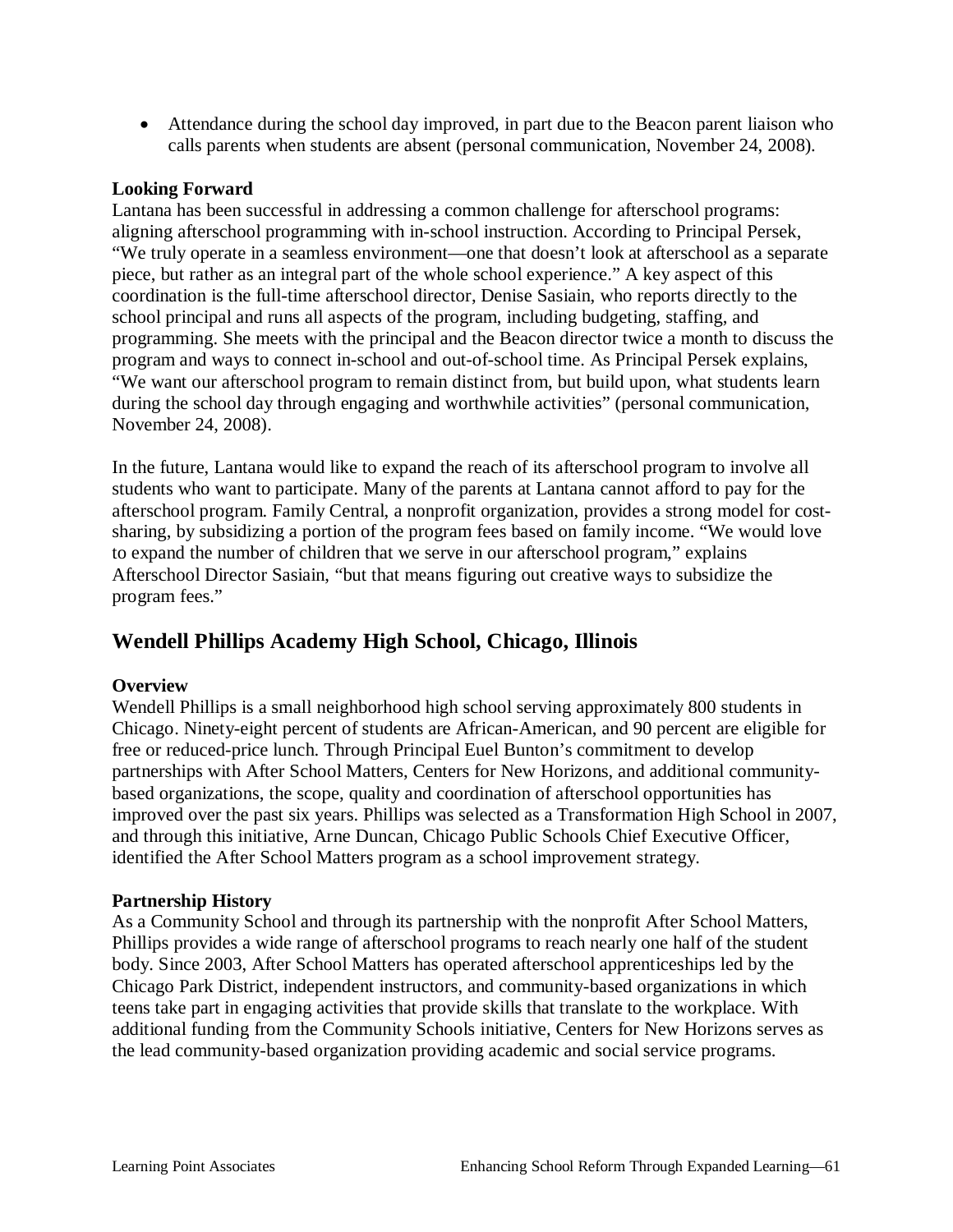- Attendance during the school day improved, in part due to the Beacon parent liaison who calls parents when students are absent (personal communication, November 24, 2008).

**Looking Forward**

Lantana has been successful in addressing a common challenge for afterschool programs: aligning afterschool programming with in-school instruction. According to Principal Persek, "We truly operate in a seamless environment—one that doesn't look at afterschool as a separate piece, but rather as an integral part of the whole school experience." A key aspect of this coordination is the full-time afterschool director, Denise Sasiain, who reports directly to the school principal and runs all aspects of the program, including budgeting, staffing, and programming. She meets with the principal and the Beacon director twice a month to discuss the program and ways to connect in-school and out-of-school time. As Principal Persek explains, "We want our afterschool program to remain distinct from, but build upon, what students learn during the school day through engaging and worthwhile activities" (personal communication, November 24, 2008).

In the future, Lantana would like to expand the reach of its afterschool program to involve all students who want to participate. Many of the parents at Lantana cannot afford to pay for the afterschool program. Family Central, a nonprofit organization, provides a strong model for cost-sharing, by subsidizing a portion of the program fees based on family income. "We would love to expand the number of children that we serve in our afterschool program," explains Afterschool Director Sasiain, "but that means figuring out creative ways to subsidize the program fees."

## Wendell Phillips Academy High School, Chicago, Illinois

**Overview**

Wendell Phillips is a small neighborhood high school serving approximately 800 students in Chicago. Ninety-eight percent of students are African-American, and 90 percent are eligible for free or reduced-price lunch. Through Principal Euel Bunton's commitment to develop partnerships with After School Matters, Centers for New Horizons, and additional community-based organizations, the scope, quality and coordination of afterschool opportunities has improved over the past six years. Phillips was selected as a Transformation High School in 2007, and through this initiative, Arne Duncan, Chicago Public Schools Chief Executive Officer, identified the After School Matters program as a school improvement strategy.

**Partnership History**

As a Community School and through its partnership with the nonprofit After School Matters, Phillips provides a wide range of afterschool programs to reach nearly one half of the student body. Since 2003, After School Matters has operated afterschool apprenticeships led by the Chicago Park District, independent instructors, and community-based organizations in which teens take part in engaging activities that provide skills that translate to the workplace. With additional funding from the Community Schools initiative, Centers for New Horizons serves as the lead community-based organization providing academic and social service programs.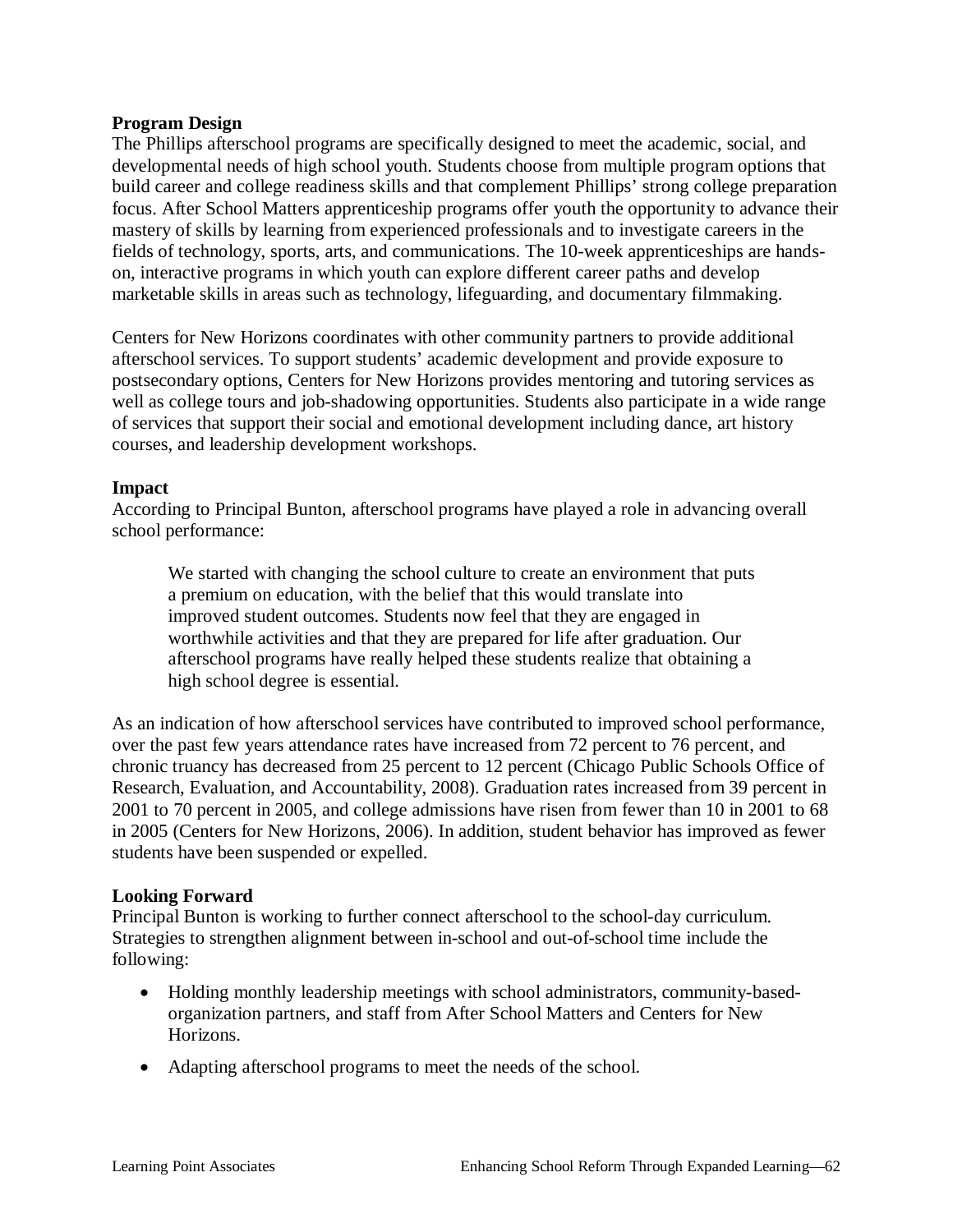**Program Design**

The Phillips afterschool programs are specifically designed to meet the academic, social, and developmental needs of high school youth. Students choose from multiple program options that build career and college readiness skills and that complement Phillips' strong college preparation focus. After School Matters apprenticeship programs offer youth the opportunity to advance their mastery of skills by learning from experienced professionals and to investigate careers in the fields of technology, sports, arts, and communications. The 10-week apprenticeships are hands-on, interactive programs in which youth can explore different career paths and develop marketable skills in areas such as technology, lifeguarding, and documentary filmmaking.

Centers for New Horizons coordinates with other community partners to provide additional afterschool services. To support students' academic development and provide exposure to postsecondary options, Centers for New Horizons provides mentoring and tutoring services as well as college tours and job-shadowing opportunities. Students also participate in a wide range of services that support their social and emotional development including dance, art history courses, and leadership development workshops.

**Impact**

According to Principal Bunton, afterschool programs have played a role in advancing overall school performance:

> We started with changing the school culture to create an environment that puts a premium on education, with the belief that this would translate into improved student outcomes. Students now feel that they are engaged in worthwhile activities and that they are prepared for life after graduation. Our afterschool programs have really helped these students realize that obtaining a high school degree is essential.

As an indication of how afterschool services have contributed to improved school performance, over the past few years attendance rates have increased from 72 percent to 76 percent, and chronic truancy has decreased from 25 percent to 12 percent (Chicago Public Schools Office of Research, Evaluation, and Accountability, 2008). Graduation rates increased from 39 percent in 2001 to 70 percent in 2005, and college admissions have risen from fewer than 10 in 2001 to 68 in 2005 (Centers for New Horizons, 2006). In addition, student behavior has improved as fewer students have been suspended or expelled.

**Looking Forward**

Principal Bunton is working to further connect afterschool to the school-day curriculum. Strategies to strengthen alignment between in-school and out-of-school time include the following:

- Holding monthly leadership meetings with school administrators, community-based-organization partners, and staff from After School Matters and Centers for New Horizons.
- Adapting afterschool programs to meet the needs of the school.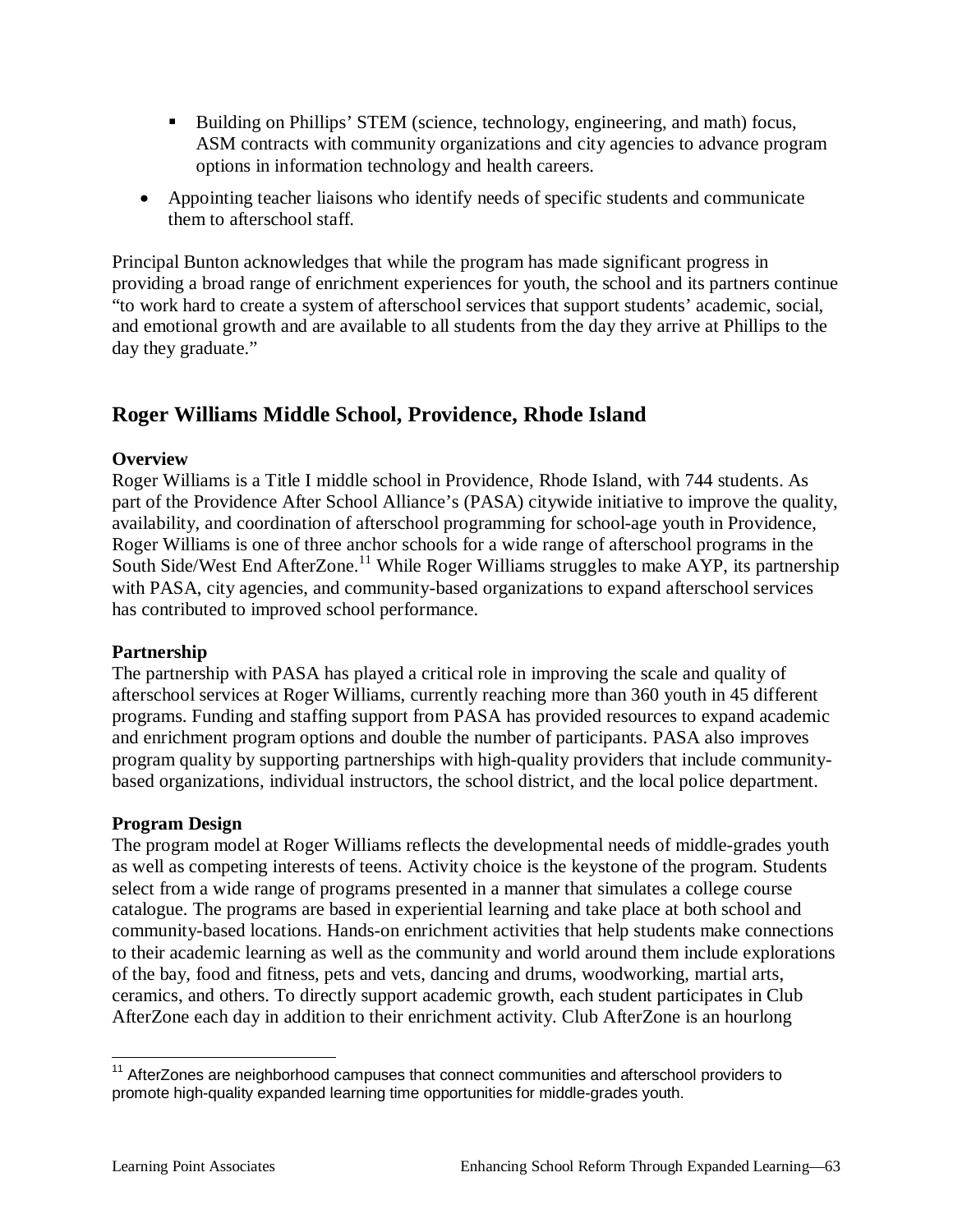- Building on Phillips' STEM (science, technology, engineering, and math) focus, ASM contracts with community organizations and city agencies to advance program options in information technology and health careers.
- Appointing teacher liaisons who identify needs of specific students and communicate them to afterschool staff.

Principal Bunton acknowledges that while the program has made significant progress in providing a broad range of enrichment experiences for youth, the school and its partners continue "to work hard to create a system of afterschool services that support students' academic, social, and emotional growth and are available to all students from the day they arrive at Phillips to the day they graduate."

## Roger Williams Middle School, Providence, Rhode Island

**Overview**

Roger Williams is a Title I middle school in Providence, Rhode Island, with 744 students. As part of the Providence After School Alliance's (PASA) citywide initiative to improve the quality, availability, and coordination of afterschool programming for school-age youth in Providence, Roger Williams is one of three anchor schools for a wide range of afterschool programs in the South Side/West End AfterZone.[11] While Roger Williams struggles to make AYP, its partnership with PASA, city agencies, and community-based organizations to expand afterschool services has contributed to improved school performance.

**Partnership**

The partnership with PASA has played a critical role in improving the scale and quality of afterschool services at Roger Williams, currently reaching more than 360 youth in 45 different programs. Funding and staffing support from PASA has provided resources to expand academic and enrichment program options and double the number of participants. PASA also improves program quality by supporting partnerships with high-quality providers that include community-based organizations, individual instructors, the school district, and the local police department.

**Program Design**

The program model at Roger Williams reflects the developmental needs of middle-grades youth as well as competing interests of teens. Activity choice is the keystone of the program. Students select from a wide range of programs presented in a manner that simulates a college course catalogue. The programs are based in experiential learning and take place at both school and community-based locations. Hands-on enrichment activities that help students make connections to their academic learning as well as the community and world around them include explorations of the bay, food and fitness, pets and vets, dancing and drums, woodworking, martial arts, ceramics, and others. To directly support academic growth, each student participates in Club AfterZone each day in addition to their enrichment activity. Club AfterZone is an hourlong

[11] AfterZones are neighborhood campuses that connect communities and afterschool providers to promote high-quality expanded learning time opportunities for middle-grades youth.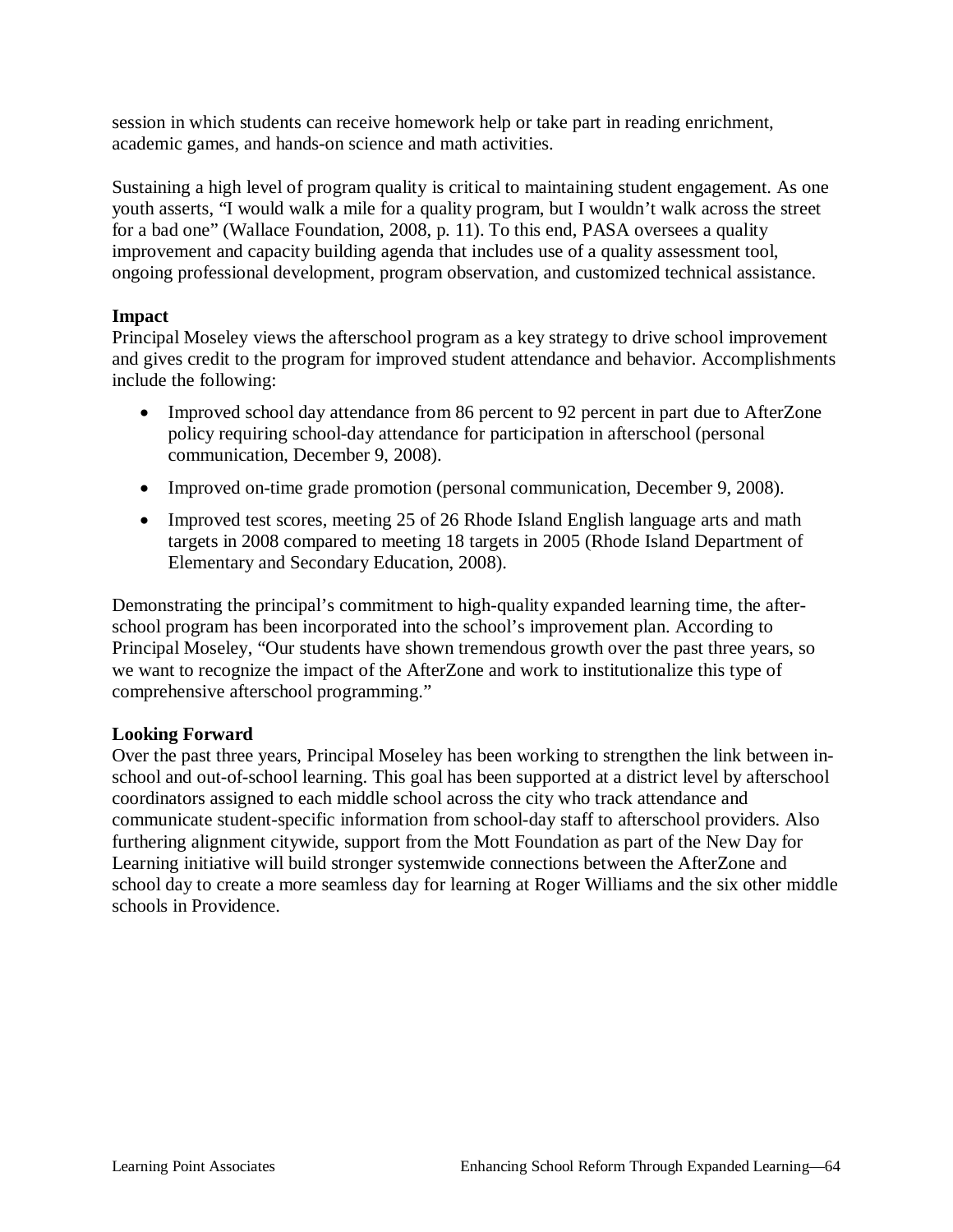session in which students can receive homework help or take part in reading enrichment, academic games, and hands-on science and math activities.

Sustaining a high level of program quality is critical to maintaining student engagement. As one youth asserts, "I would walk a mile for a quality program, but I wouldn't walk across the street for a bad one" (Wallace Foundation, 2008, p. 11). To this end, PASA oversees a quality improvement and capacity building agenda that includes use of a quality assessment tool, ongoing professional development, program observation, and customized technical assistance.

**Impact**

Principal Moseley views the afterschool program as a key strategy to drive school improvement and gives credit to the program for improved student attendance and behavior. Accomplishments include the following:

- Improved school day attendance from 86 percent to 92 percent in part due to AfterZone policy requiring school-day attendance for participation in afterschool (personal communication, December 9, 2008).
- Improved on-time grade promotion (personal communication, December 9, 2008).
- Improved test scores, meeting 25 of 26 Rhode Island English language arts and math targets in 2008 compared to meeting 18 targets in 2005 (Rhode Island Department of Elementary and Secondary Education, 2008).

Demonstrating the principal's commitment to high-quality expanded learning time, the after-school program has been incorporated into the school's improvement plan. According to Principal Moseley, "Our students have shown tremendous growth over the past three years, so we want to recognize the impact of the AfterZone and work to institutionalize this type of comprehensive afterschool programming."

**Looking Forward**

Over the past three years, Principal Moseley has been working to strengthen the link between in-school and out-of-school learning. This goal has been supported at a district level by afterschool coordinators assigned to each middle school across the city who track attendance and communicate student-specific information from school-day staff to afterschool providers. Also furthering alignment citywide, support from the Mott Foundation as part of the New Day for Learning initiative will build stronger systemwide connections between the AfterZone and school day to create a more seamless day for learning at Roger Williams and the six other middle schools in Providence.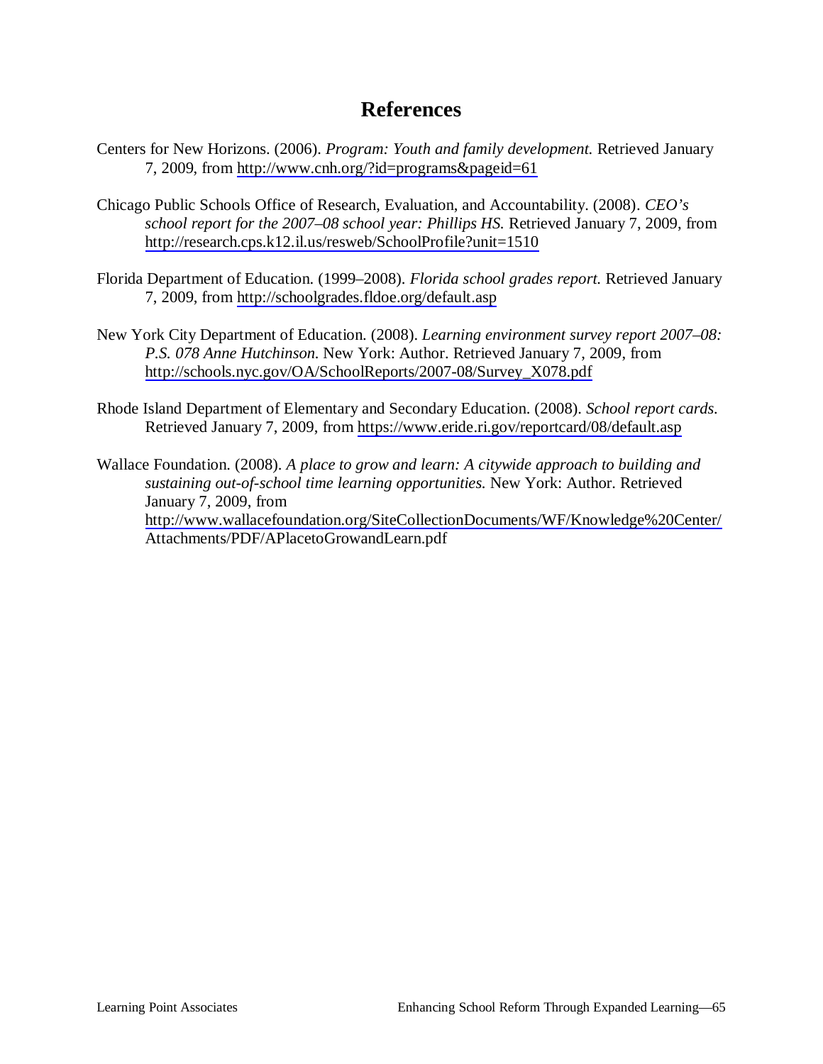# References

Centers for New Horizons. (2006). *Program: Youth and family development.* Retrieved January 7, 2009, from http://www.cnh.org/?id=programs&pageid=61

Chicago Public Schools Office of Research, Evaluation, and Accountability. (2008). *CEO's school report for the 2007–08 school year: Phillips HS.* Retrieved January 7, 2009, from http://research.cps.k12.il.us/resweb/SchoolProfile?unit=1510

Florida Department of Education. (1999–2008). *Florida school grades report.* Retrieved January 7, 2009, from http://schoolgrades.fldoe.org/default.asp

New York City Department of Education. (2008). *Learning environment survey report 2007–08: P.S. 078 Anne Hutchinson.* New York: Author. Retrieved January 7, 2009, from http://schools.nyc.gov/OA/SchoolReports/2007-08/Survey_X078.pdf

Rhode Island Department of Elementary and Secondary Education. (2008). *School report cards.* Retrieved January 7, 2009, from https://www.eride.ri.gov/reportcard/08/default.asp

Wallace Foundation. (2008). *A place to grow and learn: A citywide approach to building and sustaining out-of-school time learning opportunities.* New York: Author. Retrieved January 7, 2009, from http://www.wallacefoundation.org/SiteCollectionDocuments/WF/Knowledge%20Center/Attachments/PDF/APlacetoGrowandLearn.pdf